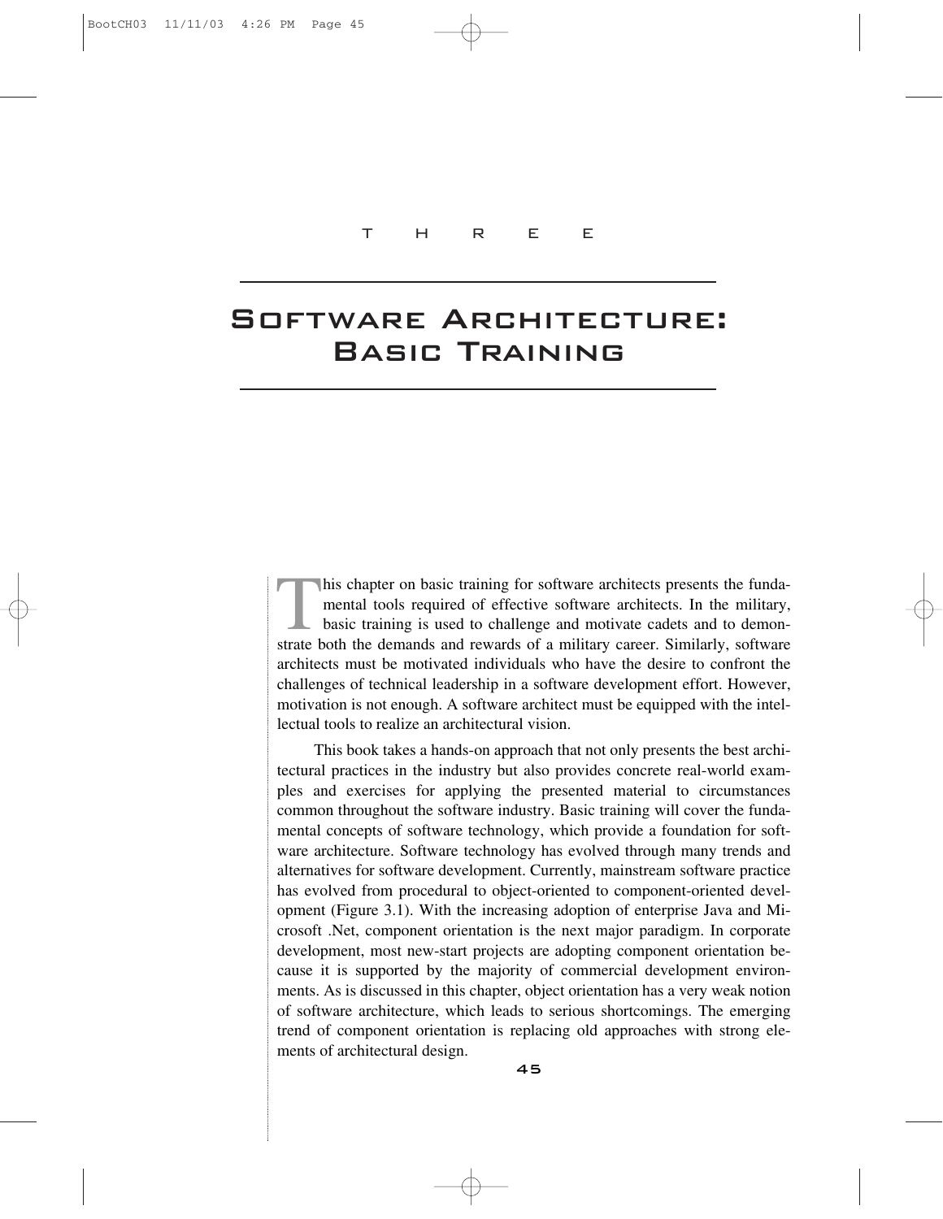THREE

# Software Architecture: Basic Training

This chapter on basic training for software architects presents the fundamental tools required of effective software architects. In the military, basic training is used to challenge and motivate cadets and to demonstrate both the demands and rewards of a military career. Similarly, software architects must be motivated individuals who have the desire to confront the challenges of technical leadership in a software development effort. However, motivation is not enough. A software architect must be equipped with the intellectual tools to realize an architectural vision.

This book takes a hands-on approach that not only presents the best architectural practices in the industry but also provides concrete real-world examples and exercises for applying the presented material to circumstances common throughout the software industry. Basic training will cover the fundamental concepts of software technology, which provide a foundation for software architecture. Software technology has evolved through many trends and alternatives for software development. Currently, mainstream software practice has evolved from procedural to object-oriented to component-oriented development (Figure 3.1). With the increasing adoption of enterprise Java and Microsoft .Net, component orientation is the next major paradigm. In corporate development, most new-start projects are adopting component orientation because it is supported by the majority of commercial development environments. As is discussed in this chapter, object orientation has a very weak notion of software architecture, which leads to serious shortcomings. The emerging trend of component orientation is replacing old approaches with strong elements of architectural design.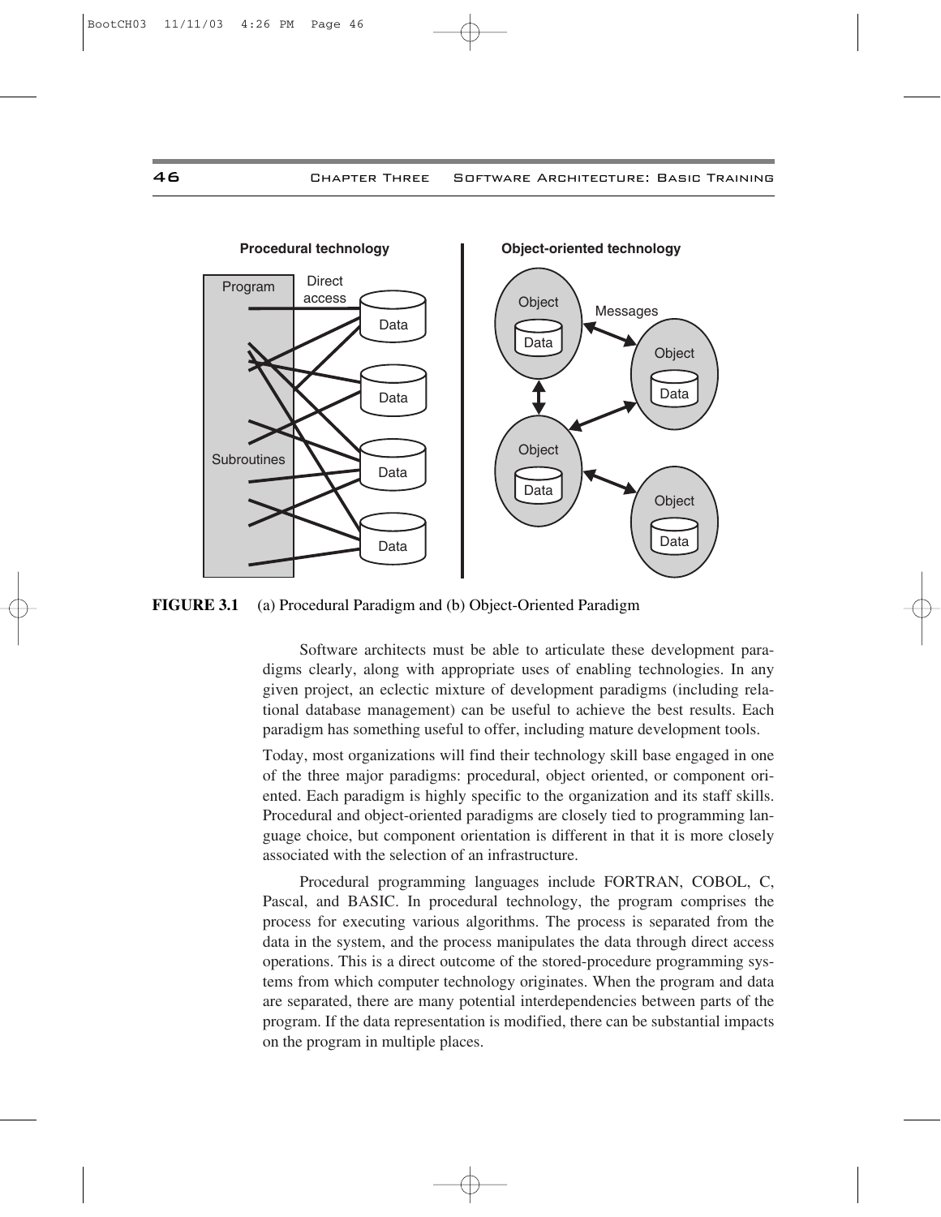**FIGURE 3.1** (a) Procedural Paradigm and (b) Object-Oriented Paradigm

Software architects must be able to articulate these development paradigms clearly, along with appropriate uses of enabling technologies. In any given project, an eclectic mixture of development paradigms (including relational database management) can be useful to achieve the best results. Each paradigm has something useful to offer, including mature development tools.

Today, most organizations will find their technology skill base engaged in one of the three major paradigms: procedural, object oriented, or component oriented. Each paradigm is highly specific to the organization and its staff skills. Procedural and object-oriented paradigms are closely tied to programming language choice, but component orientation is different in that it is more closely associated with the selection of an infrastructure.

Procedural programming languages include FORTRAN, COBOL, C, Pascal, and BASIC. In procedural technology, the program comprises the process for executing various algorithms. The process is separated from the data in the system, and the process manipulates the data through direct access operations. This is a direct outcome of the stored-procedure programming systems from which computer technology originates. When the program and data are separated, there are many potential interdependencies between parts of the program. If the data representation is modified, there can be substantial impacts on the program in multiple places.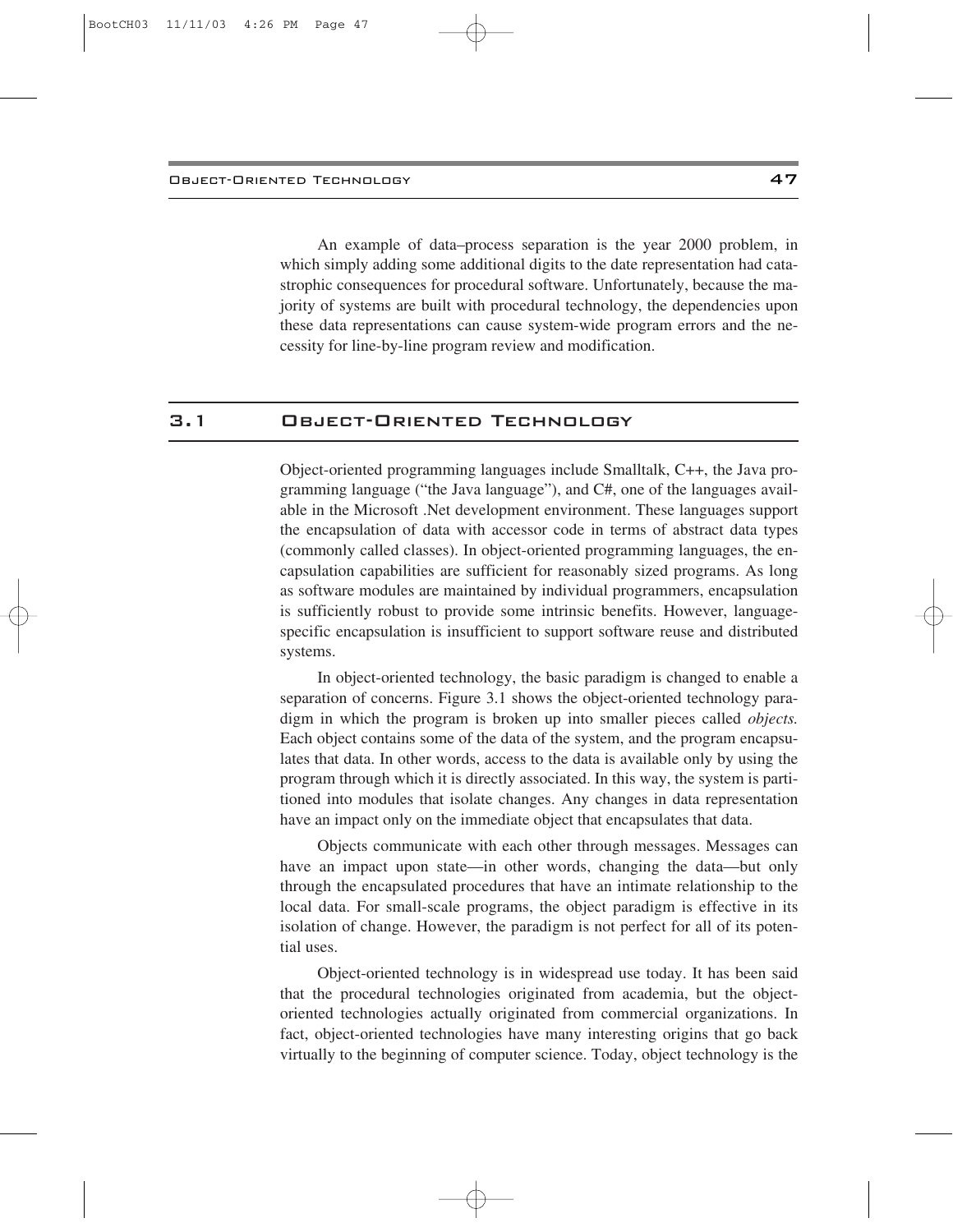An example of data–process separation is the year 2000 problem, in which simply adding some additional digits to the date representation had catastrophic consequences for procedural software. Unfortunately, because the majority of systems are built with procedural technology, the dependencies upon these data representations can cause system-wide program errors and the necessity for line-by-line program review and modification.

## 3.1 Object-Oriented Technology

Object-oriented programming languages include Smalltalk, C++, the Java programming language ("the Java language"), and C#, one of the languages available in the Microsoft .Net development environment. These languages support the encapsulation of data with accessor code in terms of abstract data types (commonly called classes). In object-oriented programming languages, the encapsulation capabilities are sufficient for reasonably sized programs. As long as software modules are maintained by individual programmers, encapsulation is sufficiently robust to provide some intrinsic benefits. However, language-specific encapsulation is insufficient to support software reuse and distributed systems.

In object-oriented technology, the basic paradigm is changed to enable a separation of concerns. Figure 3.1 shows the object-oriented technology paradigm in which the program is broken up into smaller pieces called *objects.* Each object contains some of the data of the system, and the program encapsulates that data. In other words, access to the data is available only by using the program through which it is directly associated. In this way, the system is partitioned into modules that isolate changes. Any changes in data representation have an impact only on the immediate object that encapsulates that data.

Objects communicate with each other through messages. Messages can have an impact upon state—in other words, changing the data—but only through the encapsulated procedures that have an intimate relationship to the local data. For small-scale programs, the object paradigm is effective in its isolation of change. However, the paradigm is not perfect for all of its potential uses.

Object-oriented technology is in widespread use today. It has been said that the procedural technologies originated from academia, but the object-oriented technologies actually originated from commercial organizations. In fact, object-oriented technologies have many interesting origins that go back virtually to the beginning of computer science. Today, object technology is the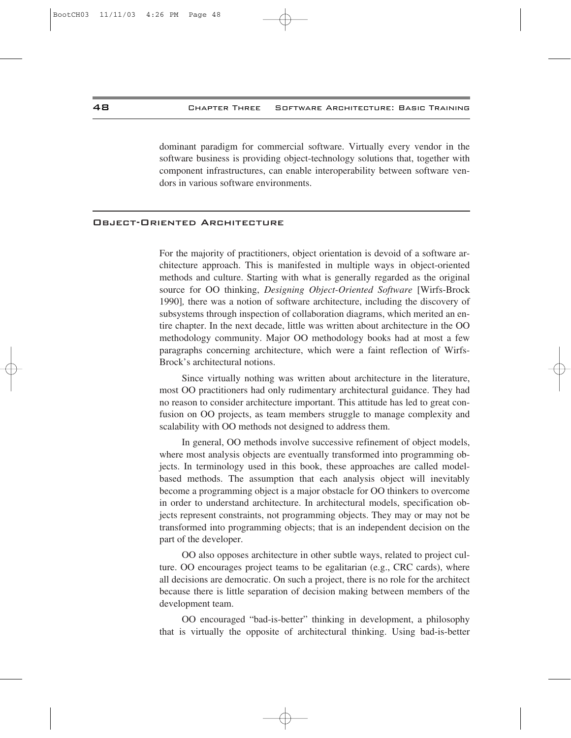dominant paradigm for commercial software. Virtually every vendor in the software business is providing object-technology solutions that, together with component infrastructures, can enable interoperability between software vendors in various software environments.

## Object-Oriented Architecture

For the majority of practitioners, object orientation is devoid of a software architecture approach. This is manifested in multiple ways in object-oriented methods and culture. Starting with what is generally regarded as the original source for OO thinking, *Designing Object-Oriented Software* [Wirfs-Brock 1990], there was a notion of software architecture, including the discovery of subsystems through inspection of collaboration diagrams, which merited an entire chapter. In the next decade, little was written about architecture in the OO methodology community. Major OO methodology books had at most a few paragraphs concerning architecture, which were a faint reflection of Wirfs-Brock's architectural notions.

Since virtually nothing was written about architecture in the literature, most OO practitioners had only rudimentary architectural guidance. They had no reason to consider architecture important. This attitude has led to great confusion on OO projects, as team members struggle to manage complexity and scalability with OO methods not designed to address them.

In general, OO methods involve successive refinement of object models, where most analysis objects are eventually transformed into programming objects. In terminology used in this book, these approaches are called model-based methods. The assumption that each analysis object will inevitably become a programming object is a major obstacle for OO thinkers to overcome in order to understand architecture. In architectural models, specification objects represent constraints, not programming objects. They may or may not be transformed into programming objects; that is an independent decision on the part of the developer.

OO also opposes architecture in other subtle ways, related to project culture. OO encourages project teams to be egalitarian (e.g., CRC cards), where all decisions are democratic. On such a project, there is no role for the architect because there is little separation of decision making between members of the development team.

OO encouraged "bad-is-better" thinking in development, a philosophy that is virtually the opposite of architectural thinking. Using bad-is-better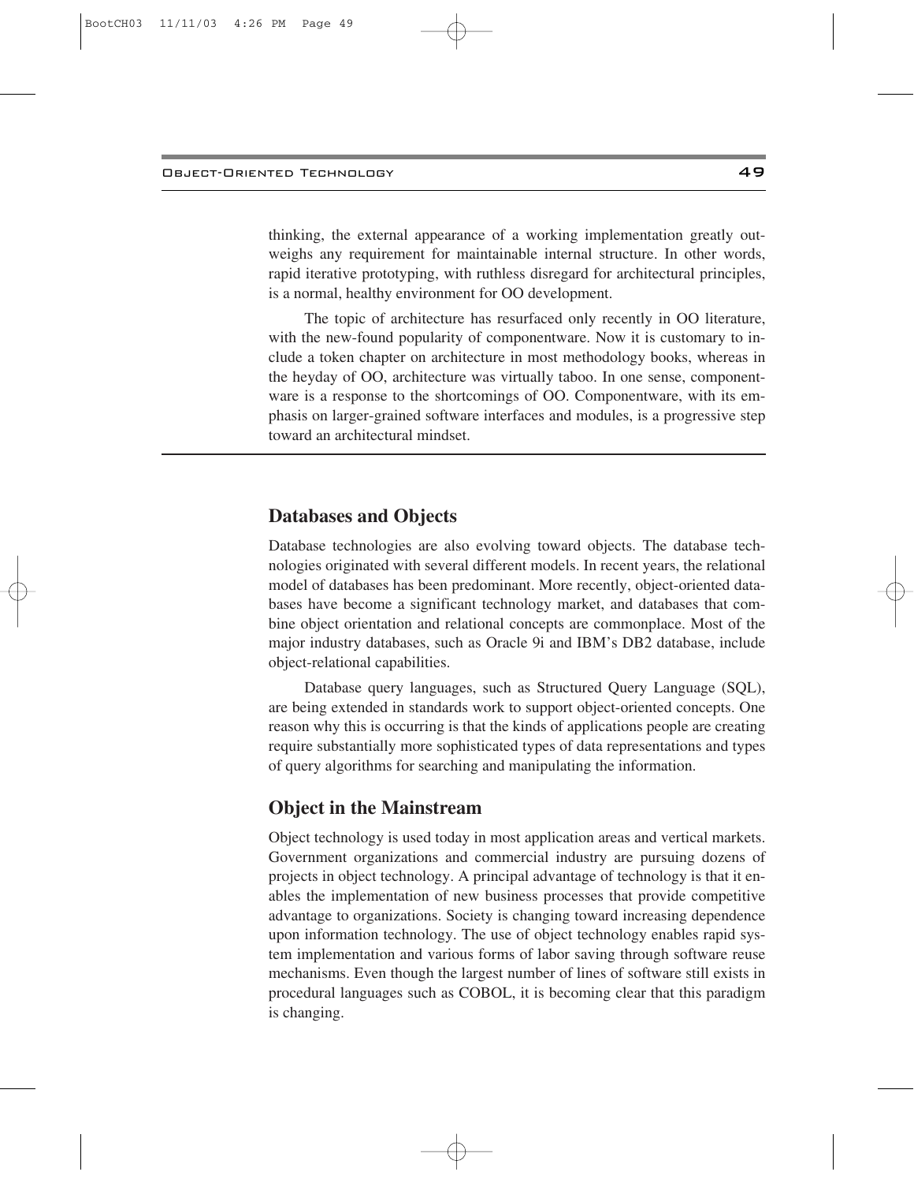thinking, the external appearance of a working implementation greatly outweighs any requirement for maintainable internal structure. In other words, rapid iterative prototyping, with ruthless disregard for architectural principles, is a normal, healthy environment for OO development.

The topic of architecture has resurfaced only recently in OO literature, with the new-found popularity of componentware. Now it is customary to include a token chapter on architecture in most methodology books, whereas in the heyday of OO, architecture was virtually taboo. In one sense, componentware is a response to the shortcomings of OO. Componentware, with its emphasis on larger-grained software interfaces and modules, is a progressive step toward an architectural mindset.

## Databases and Objects

Database technologies are also evolving toward objects. The database technologies originated with several different models. In recent years, the relational model of databases has been predominant. More recently, object-oriented databases have become a significant technology market, and databases that combine object orientation and relational concepts are commonplace. Most of the major industry databases, such as Oracle 9i and IBM's DB2 database, include object-relational capabilities.

Database query languages, such as Structured Query Language (SQL), are being extended in standards work to support object-oriented concepts. One reason why this is occurring is that the kinds of applications people are creating require substantially more sophisticated types of data representations and types of query algorithms for searching and manipulating the information.

## Object in the Mainstream

Object technology is used today in most application areas and vertical markets. Government organizations and commercial industry are pursuing dozens of projects in object technology. A principal advantage of technology is that it enables the implementation of new business processes that provide competitive advantage to organizations. Society is changing toward increasing dependence upon information technology. The use of object technology enables rapid system implementation and various forms of labor saving through software reuse mechanisms. Even though the largest number of lines of software still exists in procedural languages such as COBOL, it is becoming clear that this paradigm is changing.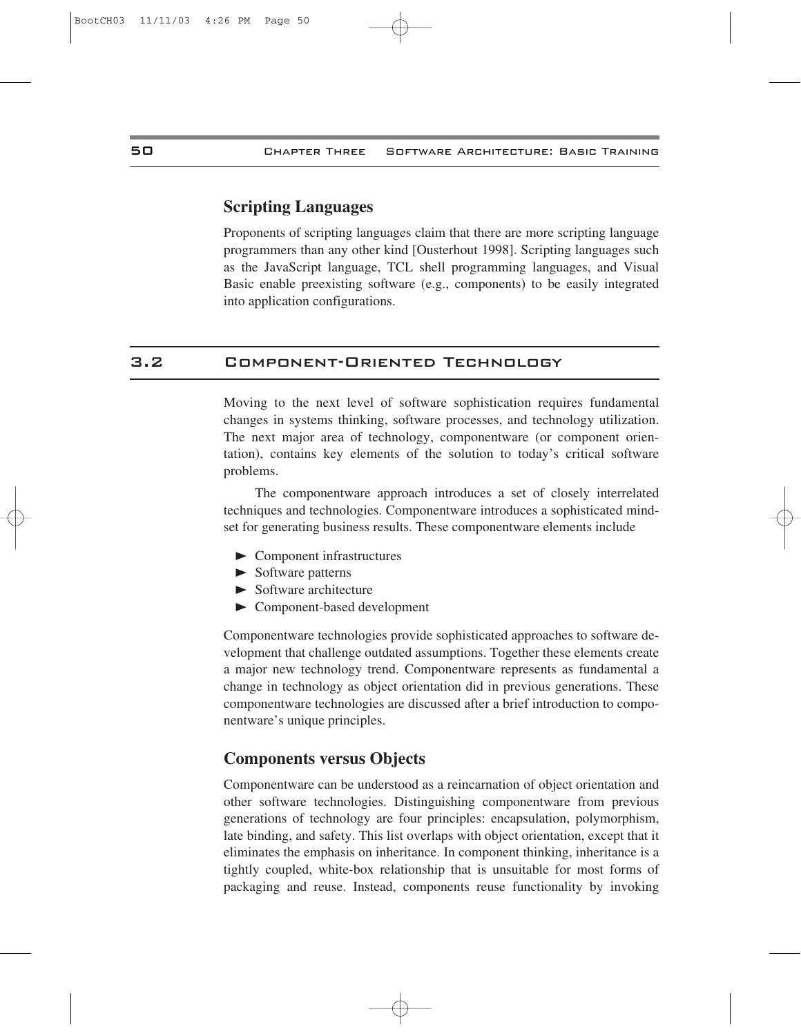## Scripting Languages

Proponents of scripting languages claim that there are more scripting language programmers than any other kind [Ousterhout 1998]. Scripting languages such as the JavaScript language, TCL shell programming languages, and Visual Basic enable preexisting software (e.g., components) to be easily integrated into application configurations.

# 3.2 Component-Oriented Technology

Moving to the next level of software sophistication requires fundamental changes in systems thinking, software processes, and technology utilization. The next major area of technology, componentware (or component orientation), contains key elements of the solution to today's critical software problems.

The componentware approach introduces a set of closely interrelated techniques and technologies. Componentware introduces a sophisticated mindset for generating business results. These componentware elements include

- Component infrastructures
- Software patterns
- Software architecture
- Component-based development

Componentware technologies provide sophisticated approaches to software development that challenge outdated assumptions. Together these elements create a major new technology trend. Componentware represents as fundamental a change in technology as object orientation did in previous generations. These componentware technologies are discussed after a brief introduction to componentware's unique principles.

## Components versus Objects

Componentware can be understood as a reincarnation of object orientation and other software technologies. Distinguishing componentware from previous generations of technology are four principles: encapsulation, polymorphism, late binding, and safety. This list overlaps with object orientation, except that it eliminates the emphasis on inheritance. In component thinking, inheritance is a tightly coupled, white-box relationship that is unsuitable for most forms of packaging and reuse. Instead, components reuse functionality by invoking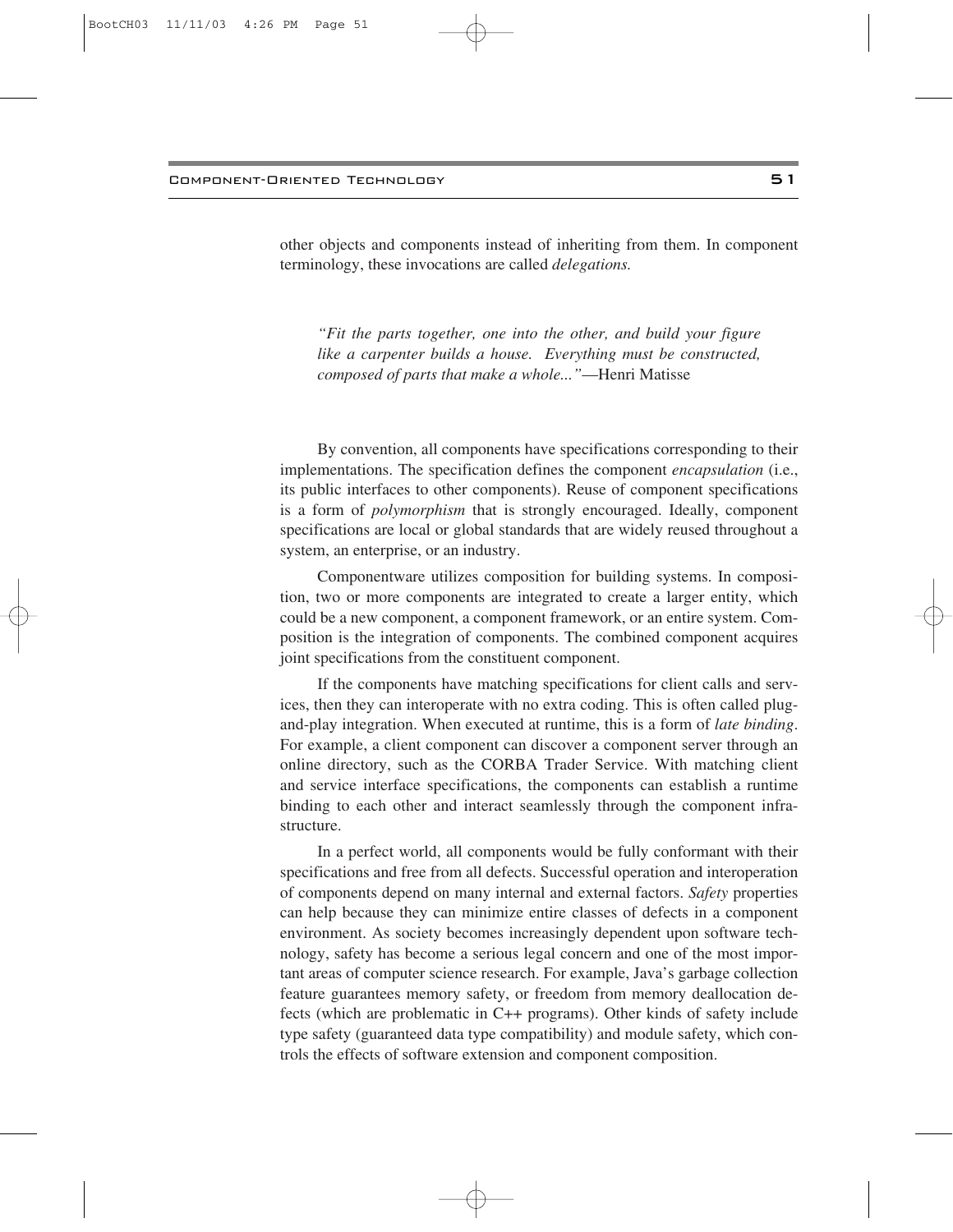other objects and components instead of inheriting from them. In component terminology, these invocations are called *delegations.*

> *"Fit the parts together, one into the other, and build your figure like a carpenter builds a house. Everything must be constructed, composed of parts that make a whole..."*—Henri Matisse

By convention, all components have specifications corresponding to their implementations. The specification defines the component *encapsulation* (i.e., its public interfaces to other components). Reuse of component specifications is a form of *polymorphism* that is strongly encouraged. Ideally, component specifications are local or global standards that are widely reused throughout a system, an enterprise, or an industry.

Componentware utilizes composition for building systems. In composition, two or more components are integrated to create a larger entity, which could be a new component, a component framework, or an entire system. Composition is the integration of components. The combined component acquires joint specifications from the constituent component.

If the components have matching specifications for client calls and services, then they can interoperate with no extra coding. This is often called plug-and-play integration. When executed at runtime, this is a form of *late binding*. For example, a client component can discover a component server through an online directory, such as the CORBA Trader Service. With matching client and service interface specifications, the components can establish a runtime binding to each other and interact seamlessly through the component infrastructure.

In a perfect world, all components would be fully conformant with their specifications and free from all defects. Successful operation and interoperation of components depend on many internal and external factors. *Safety* properties can help because they can minimize entire classes of defects in a component environment. As society becomes increasingly dependent upon software technology, safety has become a serious legal concern and one of the most important areas of computer science research. For example, Java's garbage collection feature guarantees memory safety, or freedom from memory deallocation defects (which are problematic in C++ programs). Other kinds of safety include type safety (guaranteed data type compatibility) and module safety, which controls the effects of software extension and component composition.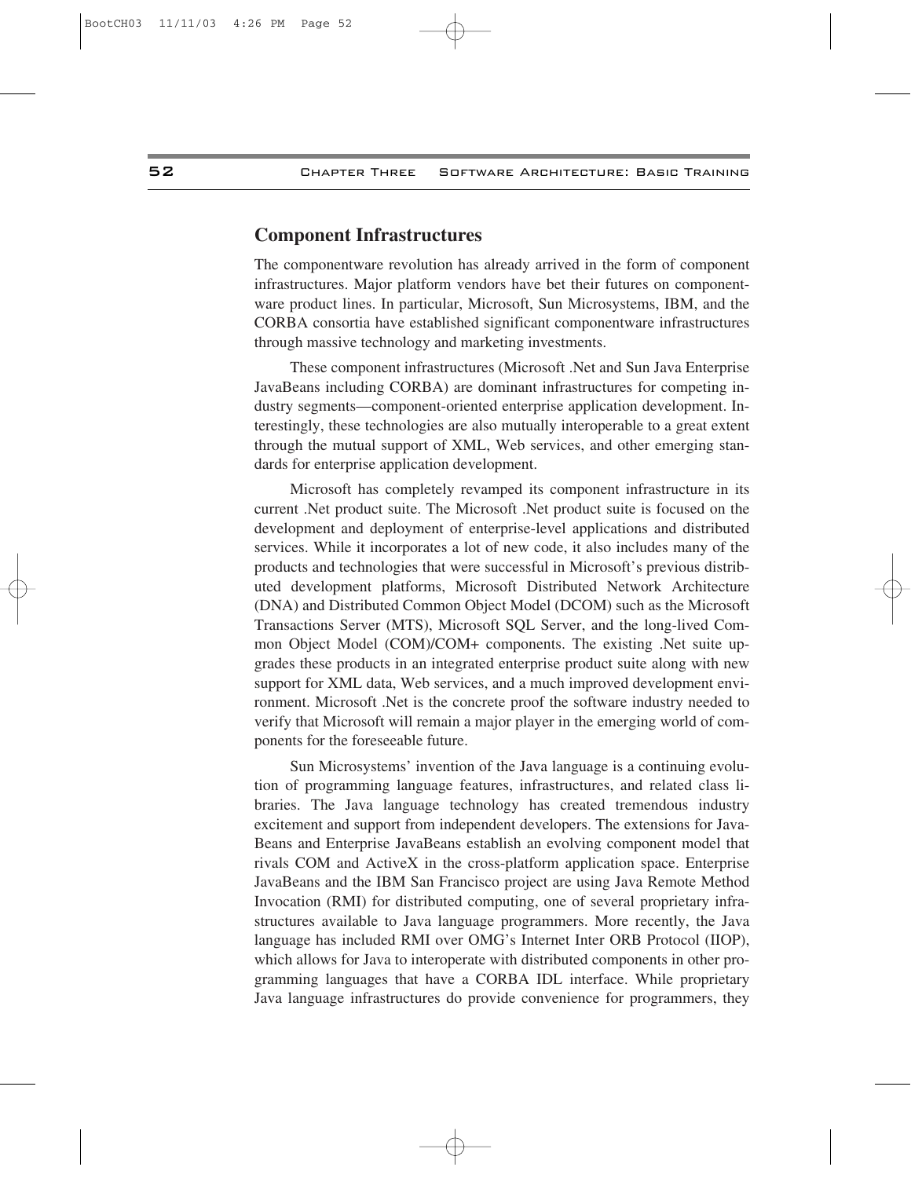## Component Infrastructures

The componentware revolution has already arrived in the form of component infrastructures. Major platform vendors have bet their futures on componentware product lines. In particular, Microsoft, Sun Microsystems, IBM, and the CORBA consortia have established significant componentware infrastructures through massive technology and marketing investments.

These component infrastructures (Microsoft .Net and Sun Java Enterprise JavaBeans including CORBA) are dominant infrastructures for competing industry segments—component-oriented enterprise application development. Interestingly, these technologies are also mutually interoperable to a great extent through the mutual support of XML, Web services, and other emerging standards for enterprise application development.

Microsoft has completely revamped its component infrastructure in its current .Net product suite. The Microsoft .Net product suite is focused on the development and deployment of enterprise-level applications and distributed services. While it incorporates a lot of new code, it also includes many of the products and technologies that were successful in Microsoft's previous distributed development platforms, Microsoft Distributed Network Architecture (DNA) and Distributed Common Object Model (DCOM) such as the Microsoft Transactions Server (MTS), Microsoft SQL Server, and the long-lived Common Object Model (COM)/COM+ components. The existing .Net suite upgrades these products in an integrated enterprise product suite along with new support for XML data, Web services, and a much improved development environment. Microsoft .Net is the concrete proof the software industry needed to verify that Microsoft will remain a major player in the emerging world of components for the foreseeable future.

Sun Microsystems' invention of the Java language is a continuing evolution of programming language features, infrastructures, and related class libraries. The Java language technology has created tremendous industry excitement and support from independent developers. The extensions for JavaBeans and Enterprise JavaBeans establish an evolving component model that rivals COM and ActiveX in the cross-platform application space. Enterprise JavaBeans and the IBM San Francisco project are using Java Remote Method Invocation (RMI) for distributed computing, one of several proprietary infrastructures available to Java language programmers. More recently, the Java language has included RMI over OMG's Internet Inter ORB Protocol (IIOP), which allows for Java to interoperate with distributed components in other programming languages that have a CORBA IDL interface. While proprietary Java language infrastructures do provide convenience for programmers, they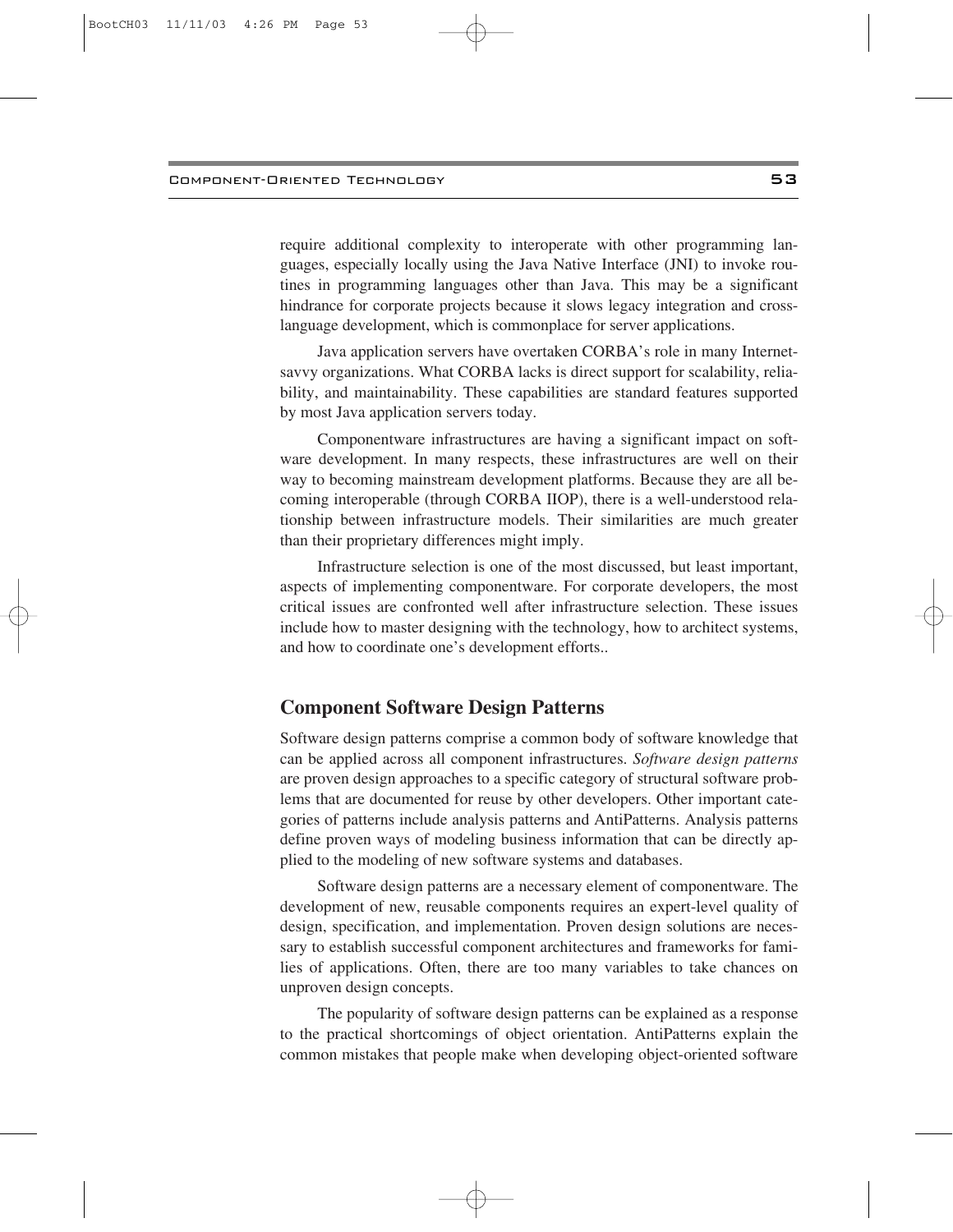require additional complexity to interoperate with other programming languages, especially locally using the Java Native Interface (JNI) to invoke routines in programming languages other than Java. This may be a significant hindrance for corporate projects because it slows legacy integration and cross-language development, which is commonplace for server applications.

Java application servers have overtaken CORBA's role in many Internet-savvy organizations. What CORBA lacks is direct support for scalability, reliability, and maintainability. These capabilities are standard features supported by most Java application servers today.

Componentware infrastructures are having a significant impact on software development. In many respects, these infrastructures are well on their way to becoming mainstream development platforms. Because they are all becoming interoperable (through CORBA IIOP), there is a well-understood relationship between infrastructure models. Their similarities are much greater than their proprietary differences might imply.

Infrastructure selection is one of the most discussed, but least important, aspects of implementing componentware. For corporate developers, the most critical issues are confronted well after infrastructure selection. These issues include how to master designing with the technology, how to architect systems, and how to coordinate one's development efforts..

## Component Software Design Patterns

Software design patterns comprise a common body of software knowledge that can be applied across all component infrastructures. *Software design patterns* are proven design approaches to a specific category of structural software problems that are documented for reuse by other developers. Other important categories of patterns include analysis patterns and AntiPatterns. Analysis patterns define proven ways of modeling business information that can be directly applied to the modeling of new software systems and databases.

Software design patterns are a necessary element of componentware. The development of new, reusable components requires an expert-level quality of design, specification, and implementation. Proven design solutions are necessary to establish successful component architectures and frameworks for families of applications. Often, there are too many variables to take chances on unproven design concepts.

The popularity of software design patterns can be explained as a response to the practical shortcomings of object orientation. AntiPatterns explain the common mistakes that people make when developing object-oriented software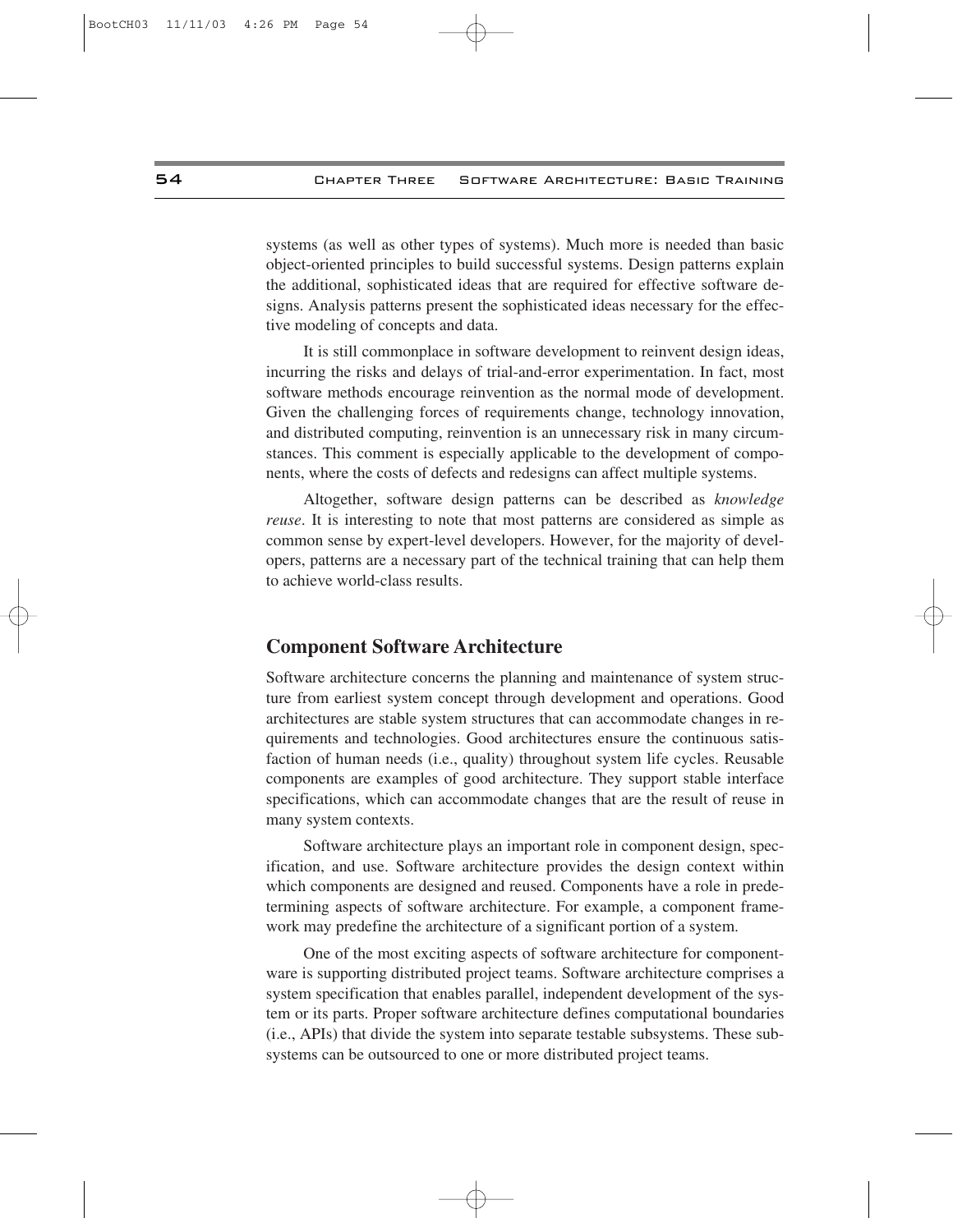systems (as well as other types of systems). Much more is needed than basic object-oriented principles to build successful systems. Design patterns explain the additional, sophisticated ideas that are required for effective software designs. Analysis patterns present the sophisticated ideas necessary for the effective modeling of concepts and data.

It is still commonplace in software development to reinvent design ideas, incurring the risks and delays of trial-and-error experimentation. In fact, most software methods encourage reinvention as the normal mode of development. Given the challenging forces of requirements change, technology innovation, and distributed computing, reinvention is an unnecessary risk in many circumstances. This comment is especially applicable to the development of components, where the costs of defects and redesigns can affect multiple systems.

Altogether, software design patterns can be described as *knowledge reuse*. It is interesting to note that most patterns are considered as simple as common sense by expert-level developers. However, for the majority of developers, patterns are a necessary part of the technical training that can help them to achieve world-class results.

## Component Software Architecture

Software architecture concerns the planning and maintenance of system structure from earliest system concept through development and operations. Good architectures are stable system structures that can accommodate changes in requirements and technologies. Good architectures ensure the continuous satisfaction of human needs (i.e., quality) throughout system life cycles. Reusable components are examples of good architecture. They support stable interface specifications, which can accommodate changes that are the result of reuse in many system contexts.

Software architecture plays an important role in component design, specification, and use. Software architecture provides the design context within which components are designed and reused. Components have a role in predetermining aspects of software architecture. For example, a component framework may predefine the architecture of a significant portion of a system.

One of the most exciting aspects of software architecture for componentware is supporting distributed project teams. Software architecture comprises a system specification that enables parallel, independent development of the system or its parts. Proper software architecture defines computational boundaries (i.e., APIs) that divide the system into separate testable subsystems. These subsystems can be outsourced to one or more distributed project teams.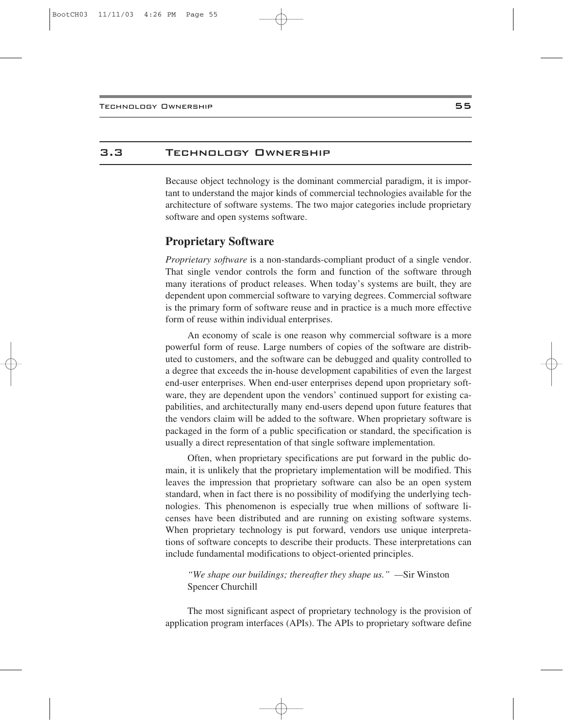## 3.3 Technology Ownership

Because object technology is the dominant commercial paradigm, it is important to understand the major kinds of commercial technologies available for the architecture of software systems. The two major categories include proprietary software and open systems software.

### Proprietary Software

*Proprietary software* is a non-standards-compliant product of a single vendor. That single vendor controls the form and function of the software through many iterations of product releases. When today's systems are built, they are dependent upon commercial software to varying degrees. Commercial software is the primary form of software reuse and in practice is a much more effective form of reuse within individual enterprises.

An economy of scale is one reason why commercial software is a more powerful form of reuse. Large numbers of copies of the software are distributed to customers, and the software can be debugged and quality controlled to a degree that exceeds the in-house development capabilities of even the largest end-user enterprises. When end-user enterprises depend upon proprietary software, they are dependent upon the vendors' continued support for existing capabilities, and architecturally many end-users depend upon future features that the vendors claim will be added to the software. When proprietary software is packaged in the form of a public specification or standard, the specification is usually a direct representation of that single software implementation.

Often, when proprietary specifications are put forward in the public domain, it is unlikely that the proprietary implementation will be modified. This leaves the impression that proprietary software can also be an open system standard, when in fact there is no possibility of modifying the underlying technologies. This phenomenon is especially true when millions of software licenses have been distributed and are running on existing software systems. When proprietary technology is put forward, vendors use unique interpretations of software concepts to describe their products. These interpretations can include fundamental modifications to object-oriented principles.

> *"We shape our buildings; thereafter they shape us."* —Sir Winston Spencer Churchill

The most significant aspect of proprietary technology is the provision of application program interfaces (APIs). The APIs to proprietary software define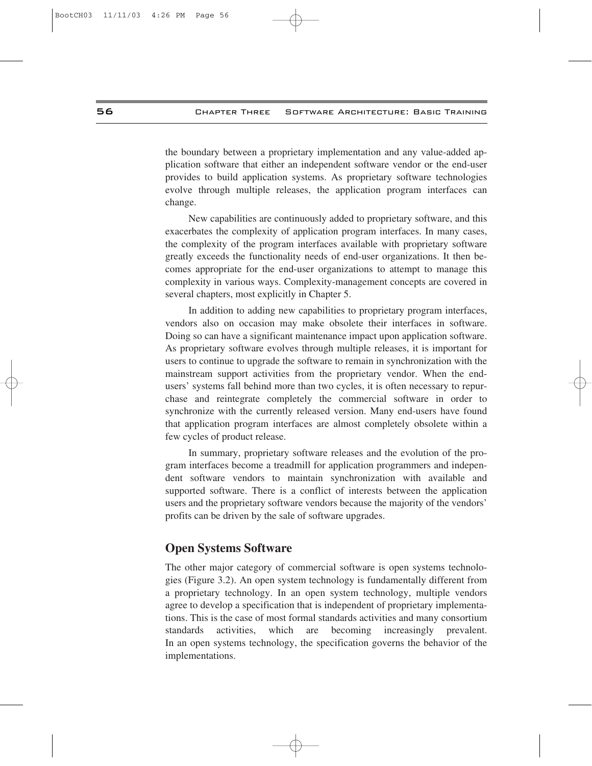the boundary between a proprietary implementation and any value-added application software that either an independent software vendor or the end-user provides to build application systems. As proprietary software technologies evolve through multiple releases, the application program interfaces can change.

New capabilities are continuously added to proprietary software, and this exacerbates the complexity of application program interfaces. In many cases, the complexity of the program interfaces available with proprietary software greatly exceeds the functionality needs of end-user organizations. It then becomes appropriate for the end-user organizations to attempt to manage this complexity in various ways. Complexity-management concepts are covered in several chapters, most explicitly in Chapter 5.

In addition to adding new capabilities to proprietary program interfaces, vendors also on occasion may make obsolete their interfaces in software. Doing so can have a significant maintenance impact upon application software. As proprietary software evolves through multiple releases, it is important for users to continue to upgrade the software to remain in synchronization with the mainstream support activities from the proprietary vendor. When the end-users' systems fall behind more than two cycles, it is often necessary to repurchase and reintegrate completely the commercial software in order to synchronize with the currently released version. Many end-users have found that application program interfaces are almost completely obsolete within a few cycles of product release.

In summary, proprietary software releases and the evolution of the program interfaces become a treadmill for application programmers and independent software vendors to maintain synchronization with available and supported software. There is a conflict of interests between the application users and the proprietary software vendors because the majority of the vendors' profits can be driven by the sale of software upgrades.

## Open Systems Software

The other major category of commercial software is open systems technologies (Figure 3.2). An open system technology is fundamentally different from a proprietary technology. In an open system technology, multiple vendors agree to develop a specification that is independent of proprietary implementations. This is the case of most formal standards activities and many consortium standards activities, which are becoming increasingly prevalent. In an open systems technology, the specification governs the behavior of the implementations.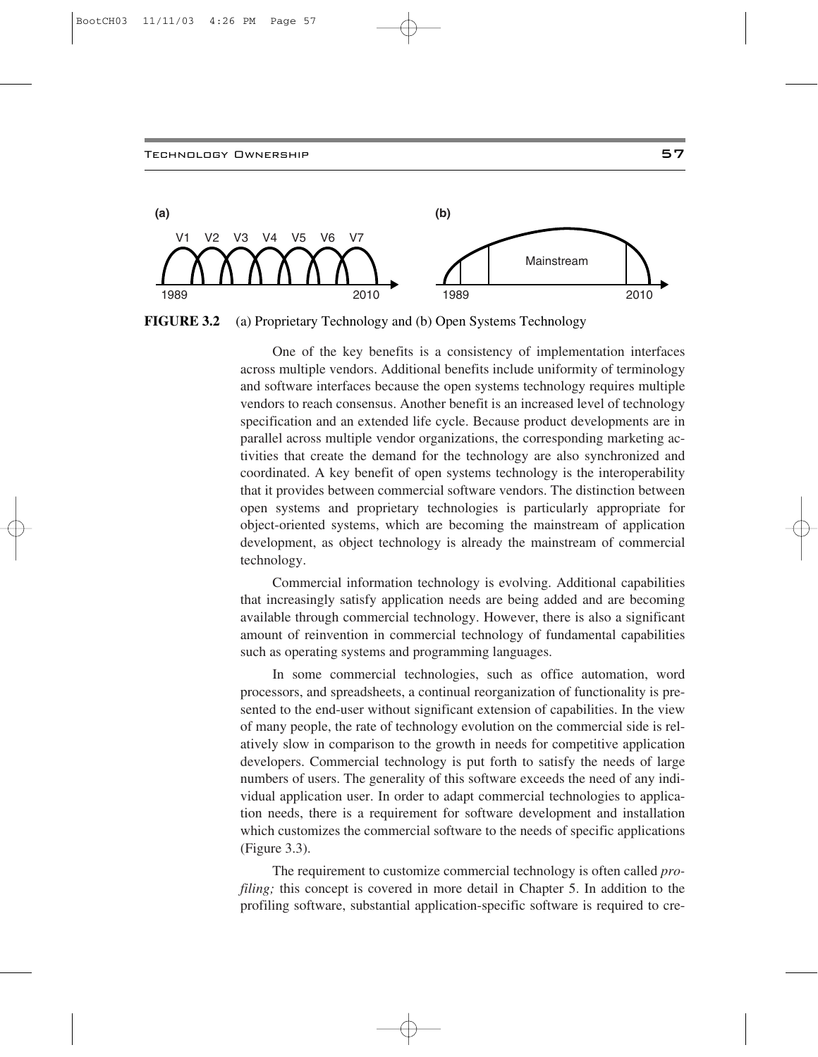(a)

V1 V2 V3 V4 V5 V6 V7

1989 2010

(b)

Mainstream

1989 2010

**FIGURE 3.2** (a) Proprietary Technology and (b) Open Systems Technology

One of the key benefits is a consistency of implementation interfaces across multiple vendors. Additional benefits include uniformity of terminology and software interfaces because the open systems technology requires multiple vendors to reach consensus. Another benefit is an increased level of technology specification and an extended life cycle. Because product developments are in parallel across multiple vendor organizations, the corresponding marketing activities that create the demand for the technology are also synchronized and coordinated. A key benefit of open systems technology is the interoperability that it provides between commercial software vendors. The distinction between open systems and proprietary technologies is particularly appropriate for object-oriented systems, which are becoming the mainstream of application development, as object technology is already the mainstream of commercial technology.

Commercial information technology is evolving. Additional capabilities that increasingly satisfy application needs are being added and are becoming available through commercial technology. However, there is also a significant amount of reinvention in commercial technology of fundamental capabilities such as operating systems and programming languages.

In some commercial technologies, such as office automation, word processors, and spreadsheets, a continual reorganization of functionality is presented to the end-user without significant extension of capabilities. In the view of many people, the rate of technology evolution on the commercial side is relatively slow in comparison to the growth in needs for competitive application developers. Commercial technology is put forth to satisfy the needs of large numbers of users. The generality of this software exceeds the need of any individual application user. In order to adapt commercial technologies to application needs, there is a requirement for software development and installation which customizes the commercial software to the needs of specific applications (Figure 3.3).

The requirement to customize commercial technology is often called *profiling;* this concept is covered in more detail in Chapter 5. In addition to the profiling software, substantial application-specific software is required to cre-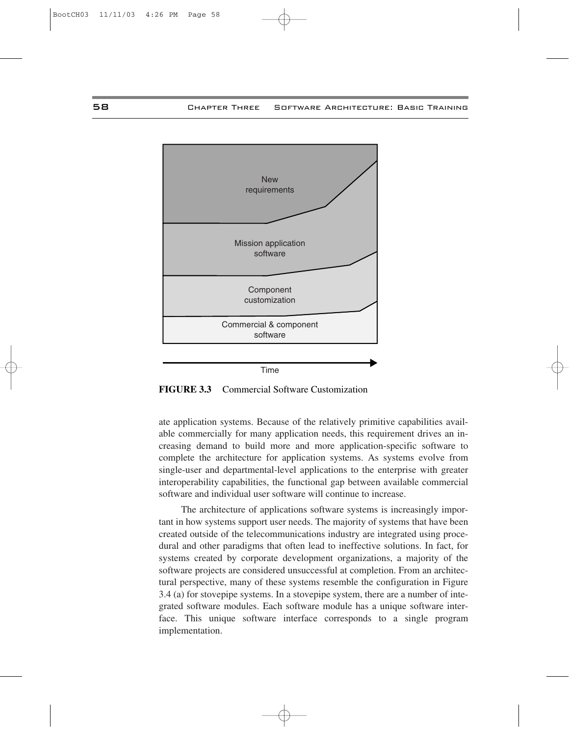**FIGURE 3.3** Commercial Software Customization

ate application systems. Because of the relatively primitive capabilities available commercially for many application needs, this requirement drives an increasing demand to build more and more application-specific software to complete the architecture for application systems. As systems evolve from single-user and departmental-level applications to the enterprise with greater interoperability capabilities, the functional gap between available commercial software and individual user software will continue to increase.

The architecture of applications software systems is increasingly important in how systems support user needs. The majority of systems that have been created outside of the telecommunications industry are integrated using procedural and other paradigms that often lead to ineffective solutions. In fact, for systems created by corporate development organizations, a majority of the software projects are considered unsuccessful at completion. From an architectural perspective, many of these systems resemble the configuration in Figure 3.4 (a) for stovepipe systems. In a stovepipe system, there are a number of integrated software modules. Each software module has a unique software interface. This unique software interface corresponds to a single program implementation.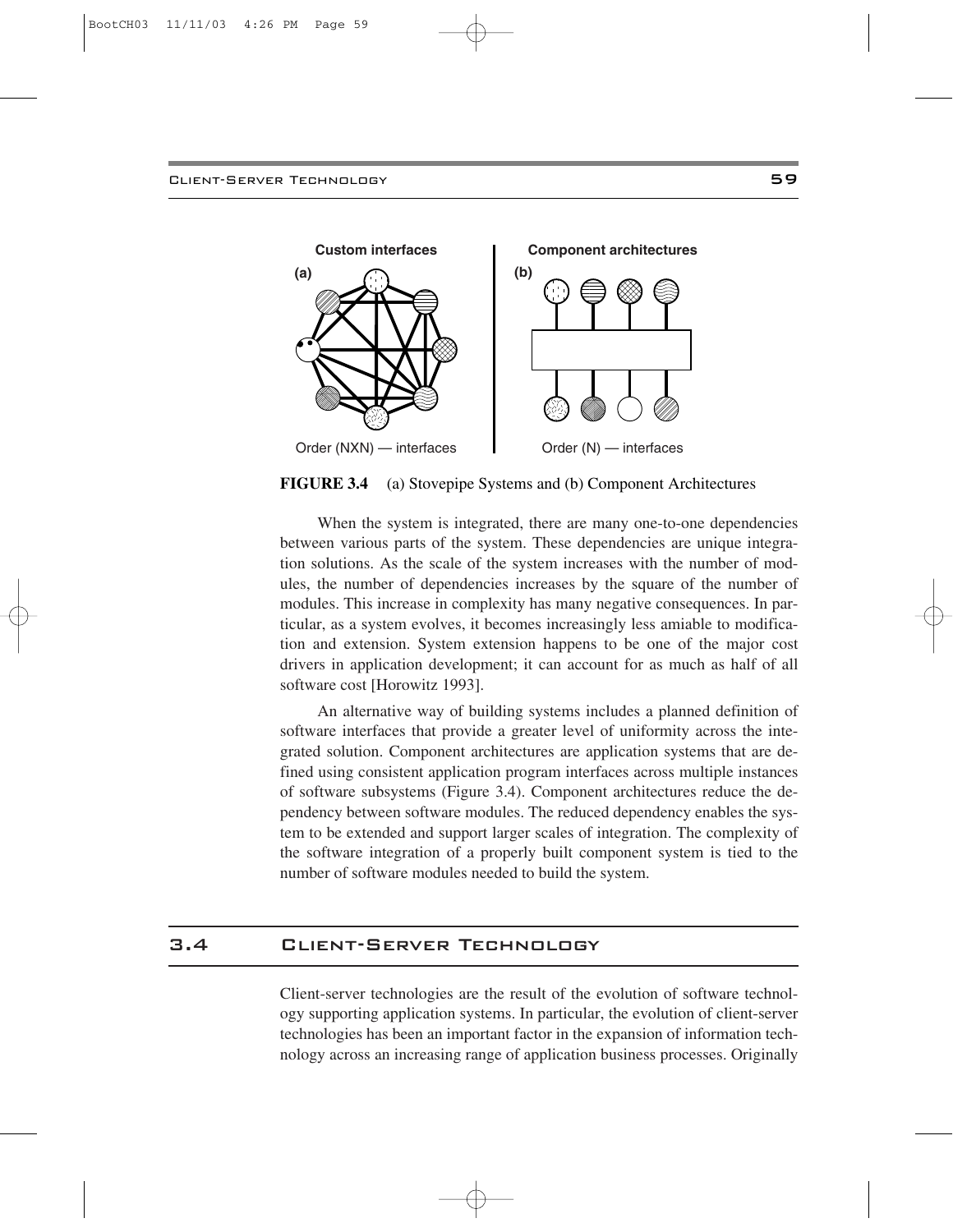Custom interfaces

(a)

Order (NXN) — interfaces

Component architectures

(b)

Order (N) — interfaces

**FIGURE 3.4** (a) Stovepipe Systems and (b) Component Architectures

When the system is integrated, there are many one-to-one dependencies between various parts of the system. These dependencies are unique integration solutions. As the scale of the system increases with the number of modules, the number of dependencies increases by the square of the number of modules. This increase in complexity has many negative consequences. In particular, as a system evolves, it becomes increasingly less amiable to modification and extension. System extension happens to be one of the major cost drivers in application development; it can account for as much as half of all software cost [Horowitz 1993].

An alternative way of building systems includes a planned definition of software interfaces that provide a greater level of uniformity across the integrated solution. Component architectures are application systems that are defined using consistent application program interfaces across multiple instances of software subsystems (Figure 3.4). Component architectures reduce the dependency between software modules. The reduced dependency enables the system to be extended and support larger scales of integration. The complexity of the software integration of a properly built component system is tied to the number of software modules needed to build the system.

## 3.4 Client-Server Technology

Client-server technologies are the result of the evolution of software technology supporting application systems. In particular, the evolution of client-server technologies has been an important factor in the expansion of information technology across an increasing range of application business processes. Originally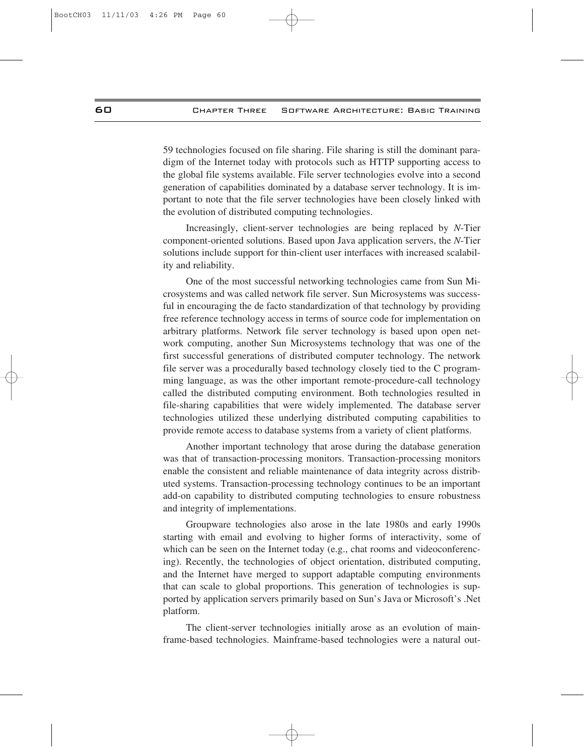59 technologies focused on file sharing. File sharing is still the dominant paradigm of the Internet today with protocols such as HTTP supporting access to the global file systems available. File server technologies evolve into a second generation of capabilities dominated by a database server technology. It is important to note that the file server technologies have been closely linked with the evolution of distributed computing technologies.

Increasingly, client-server technologies are being replaced by *N*-Tier component-oriented solutions. Based upon Java application servers, the *N*-Tier solutions include support for thin-client user interfaces with increased scalability and reliability.

One of the most successful networking technologies came from Sun Microsystems and was called network file server. Sun Microsystems was successful in encouraging the de facto standardization of that technology by providing free reference technology access in terms of source code for implementation on arbitrary platforms. Network file server technology is based upon open network computing, another Sun Microsystems technology that was one of the first successful generations of distributed computer technology. The network file server was a procedurally based technology closely tied to the C programming language, as was the other important remote-procedure-call technology called the distributed computing environment. Both technologies resulted in file-sharing capabilities that were widely implemented. The database server technologies utilized these underlying distributed computing capabilities to provide remote access to database systems from a variety of client platforms.

Another important technology that arose during the database generation was that of transaction-processing monitors. Transaction-processing monitors enable the consistent and reliable maintenance of data integrity across distributed systems. Transaction-processing technology continues to be an important add-on capability to distributed computing technologies to ensure robustness and integrity of implementations.

Groupware technologies also arose in the late 1980s and early 1990s starting with email and evolving to higher forms of interactivity, some of which can be seen on the Internet today (e.g., chat rooms and videoconferencing). Recently, the technologies of object orientation, distributed computing, and the Internet have merged to support adaptable computing environments that can scale to global proportions. This generation of technologies is supported by application servers primarily based on Sun's Java or Microsoft's .Net platform.

The client-server technologies initially arose as an evolution of mainframe-based technologies. Mainframe-based technologies were a natural out-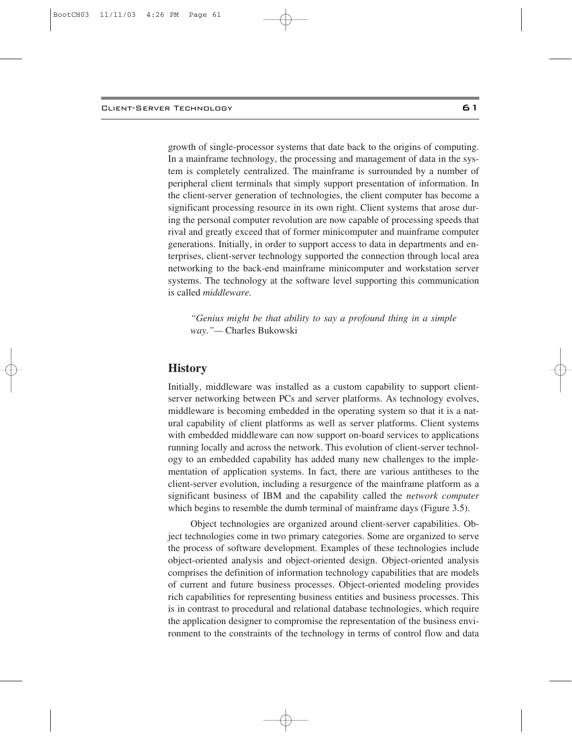growth of single-processor systems that date back to the origins of computing. In a mainframe technology, the processing and management of data in the system is completely centralized. The mainframe is surrounded by a number of peripheral client terminals that simply support presentation of information. In the client-server generation of technologies, the client computer has become a significant processing resource in its own right. Client systems that arose during the personal computer revolution are now capable of processing speeds that rival and greatly exceed that of former minicomputer and mainframe computer generations. Initially, in order to support access to data in departments and enterprises, client-server technology supported the connection through local area networking to the back-end mainframe minicomputer and workstation server systems. The technology at the software level supporting this communication is called *middleware.*

> *"Genius might be that ability to say a profound thing in a simple way."*— Charles Bukowski

## History

Initially, middleware was installed as a custom capability to support client-server networking between PCs and server platforms. As technology evolves, middleware is becoming embedded in the operating system so that it is a natural capability of client platforms as well as server platforms. Client systems with embedded middleware can now support on-board services to applications running locally and across the network. This evolution of client-server technology to an embedded capability has added many new challenges to the implementation of application systems. In fact, there are various antitheses to the client-server evolution, including a resurgence of the mainframe platform as a significant business of IBM and the capability called the *network computer* which begins to resemble the dumb terminal of mainframe days (Figure 3.5).

Object technologies are organized around client-server capabilities. Object technologies come in two primary categories. Some are organized to serve the process of software development. Examples of these technologies include object-oriented analysis and object-oriented design. Object-oriented analysis comprises the definition of information technology capabilities that are models of current and future business processes. Object-oriented modeling provides rich capabilities for representing business entities and business processes. This is in contrast to procedural and relational database technologies, which require the application designer to compromise the representation of the business environment to the constraints of the technology in terms of control flow and data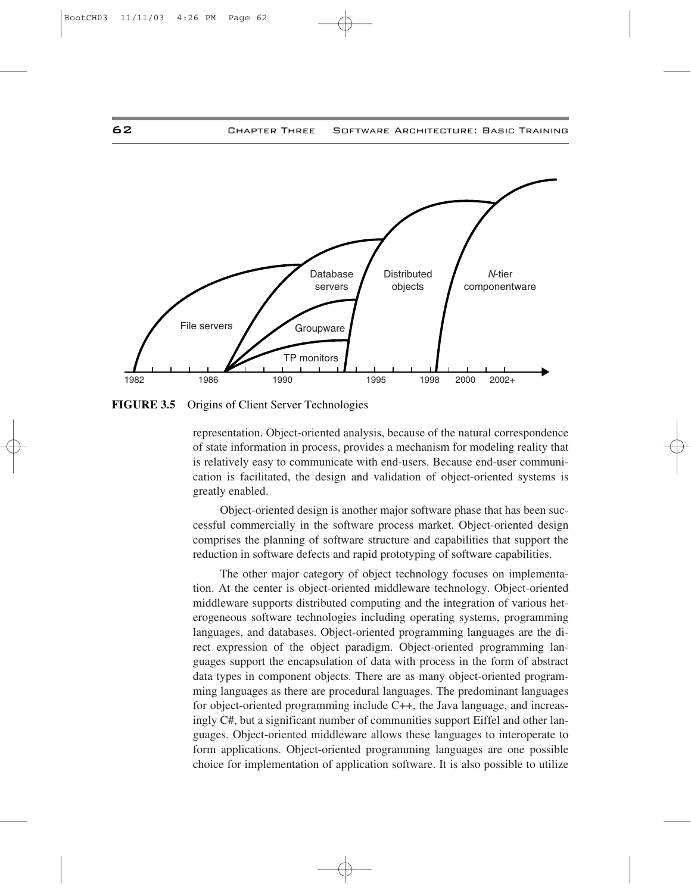FIGURE 3.5 Origins of Client Server Technologies

representation. Object-oriented analysis, because of the natural correspondence of state information in process, provides a mechanism for modeling reality that is relatively easy to communicate with end-users. Because end-user communication is facilitated, the design and validation of object-oriented systems is greatly enabled.

Object-oriented design is another major software phase that has been successful commercially in the software process market. Object-oriented design comprises the planning of software structure and capabilities that support the reduction in software defects and rapid prototyping of software capabilities.

The other major category of object technology focuses on implementation. At the center is object-oriented middleware technology. Object-oriented middleware supports distributed computing and the integration of various heterogeneous software technologies including operating systems, programming languages, and databases. Object-oriented programming languages are the direct expression of the object paradigm. Object-oriented programming languages support the encapsulation of data with process in the form of abstract data types in component objects. There are as many object-oriented programming languages as there are procedural languages. The predominant languages for object-oriented programming include C++, the Java language, and increasingly C#, but a significant number of communities support Eiffel and other languages. Object-oriented middleware allows these languages to interoperate to form applications. Object-oriented programming languages are one possible choice for implementation of application software. It is also possible to utilize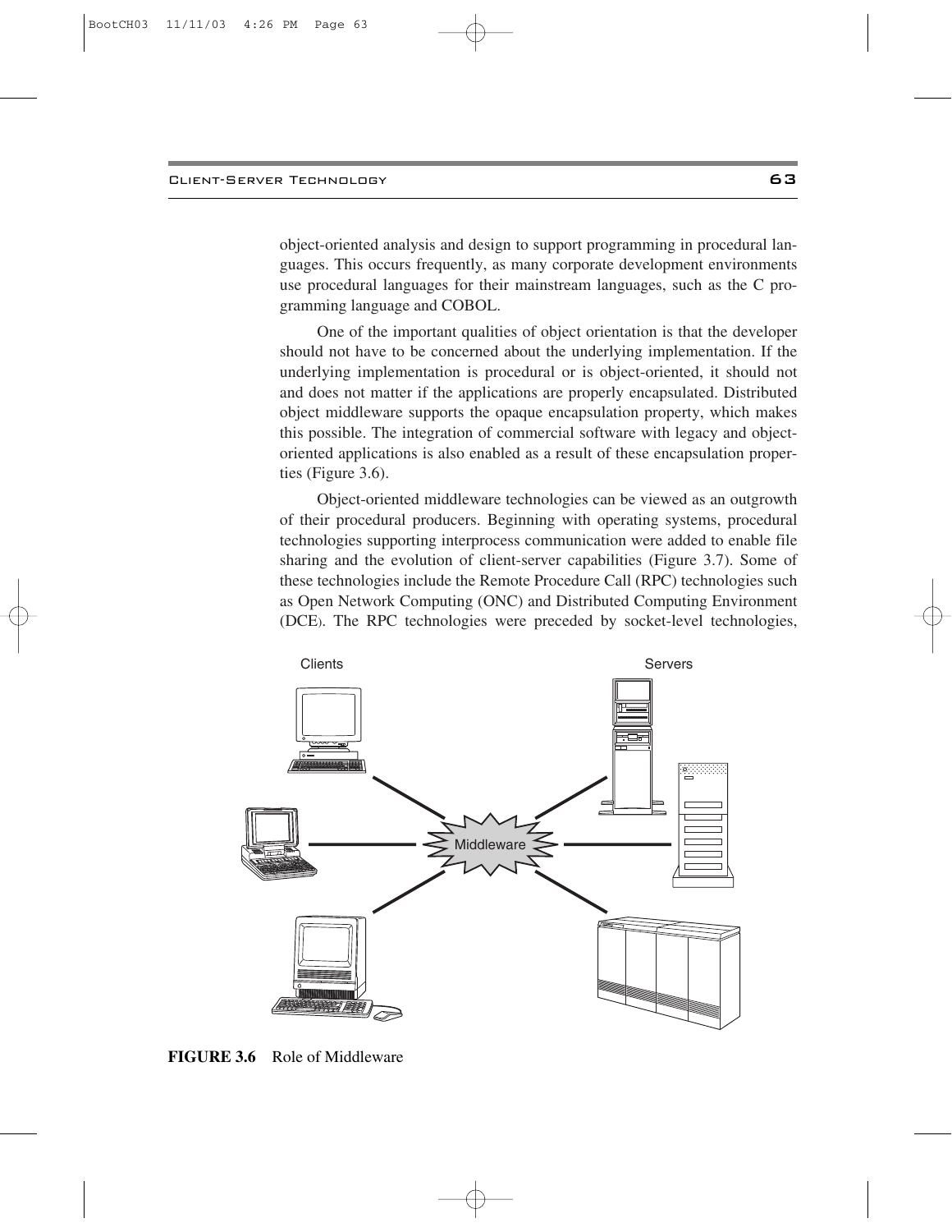object-oriented analysis and design to support programming in procedural languages. This occurs frequently, as many corporate development environments use procedural languages for their mainstream languages, such as the C programming language and COBOL.

One of the important qualities of object orientation is that the developer should not have to be concerned about the underlying implementation. If the underlying implementation is procedural or is object-oriented, it should not and does not matter if the applications are properly encapsulated. Distributed object middleware supports the opaque encapsulation property, which makes this possible. The integration of commercial software with legacy and object-oriented applications is also enabled as a result of these encapsulation properties (Figure 3.6).

Object-oriented middleware technologies can be viewed as an outgrowth of their procedural producers. Beginning with operating systems, procedural technologies supporting interprocess communication were added to enable file sharing and the evolution of client-server capabilities (Figure 3.7). Some of these technologies include the Remote Procedure Call (RPC) technologies such as Open Network Computing (ONC) and Distributed Computing Environment (DCE). The RPC technologies were preceded by socket-level technologies,

**FIGURE 3.6** Role of Middleware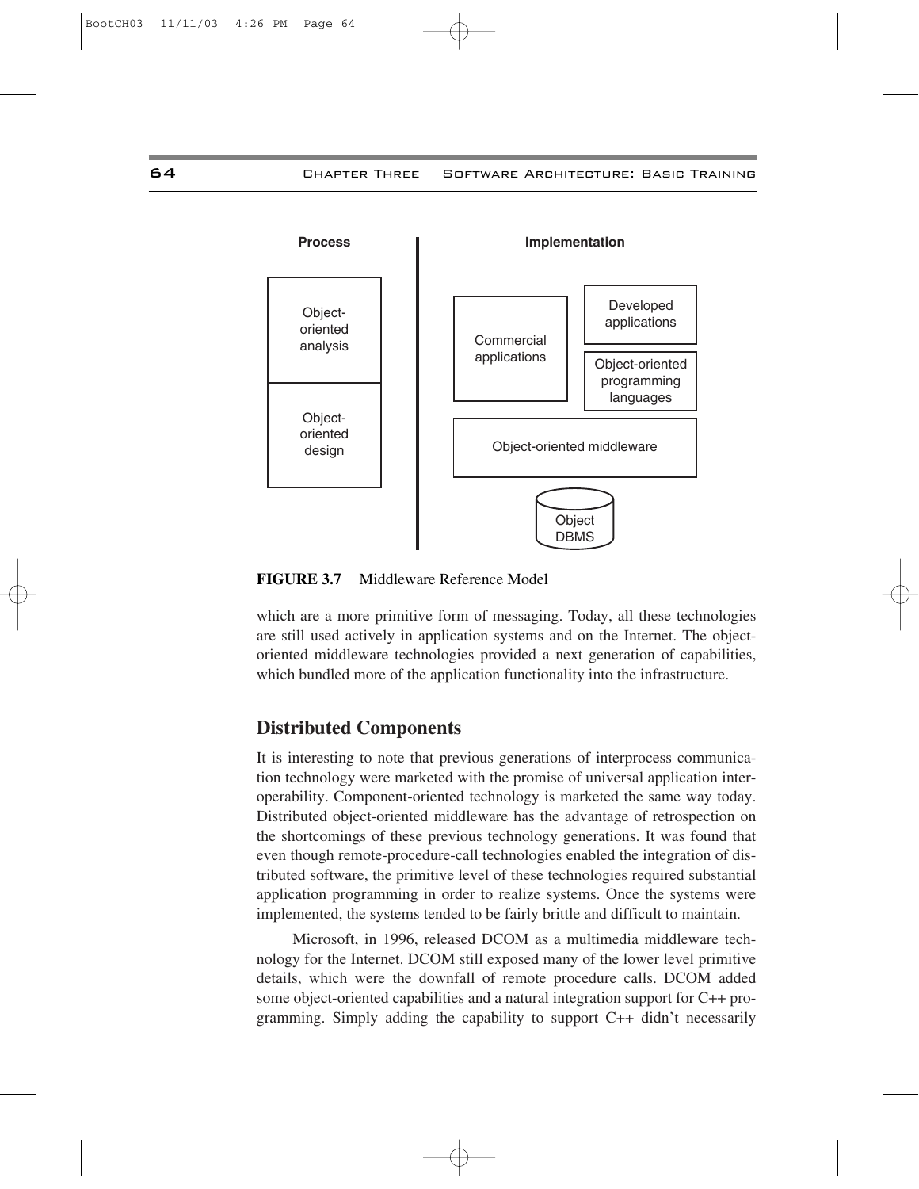**FIGURE 3.7** Middleware Reference Model

which are a more primitive form of messaging. Today, all these technologies are still used actively in application systems and on the Internet. The object-oriented middleware technologies provided a next generation of capabilities, which bundled more of the application functionality into the infrastructure.

## Distributed Components

It is interesting to note that previous generations of interprocess communication technology were marketed with the promise of universal application interoperability. Component-oriented technology is marketed the same way today. Distributed object-oriented middleware has the advantage of retrospection on the shortcomings of these previous technology generations. It was found that even though remote-procedure-call technologies enabled the integration of distributed software, the primitive level of these technologies required substantial application programming in order to realize systems. Once the systems were implemented, the systems tended to be fairly brittle and difficult to maintain.

Microsoft, in 1996, released DCOM as a multimedia middleware technology for the Internet. DCOM still exposed many of the lower level primitive details, which were the downfall of remote procedure calls. DCOM added some object-oriented capabilities and a natural integration support for C++ programming. Simply adding the capability to support C++ didn't necessarily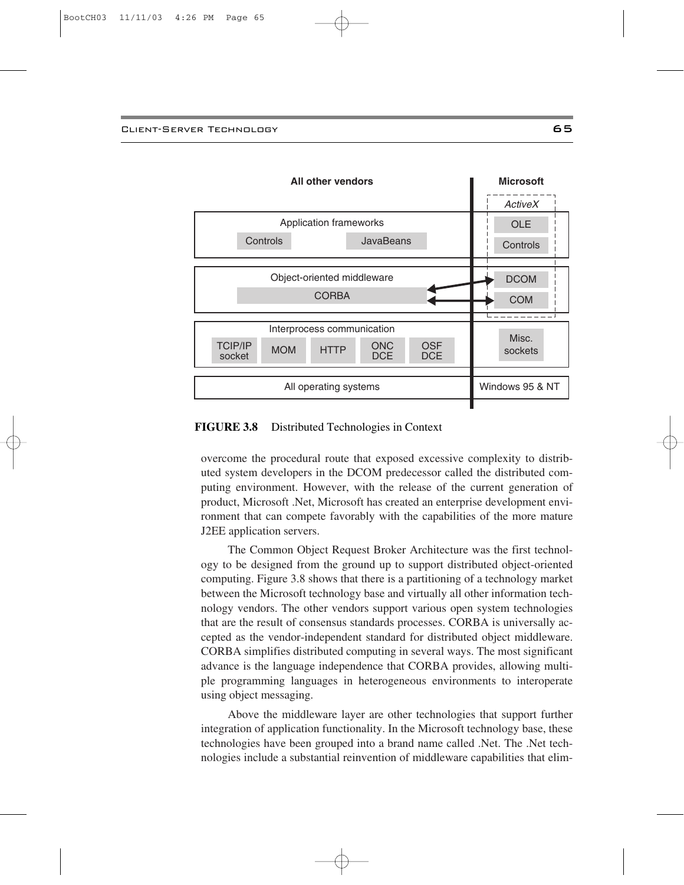**FIGURE 3.8** Distributed Technologies in Context

overcome the procedural route that exposed excessive complexity to distributed system developers in the DCOM predecessor called the distributed computing environment. However, with the release of the current generation of product, Microsoft .Net, Microsoft has created an enterprise development environment that can compete favorably with the capabilities of the more mature J2EE application servers.

The Common Object Request Broker Architecture was the first technology to be designed from the ground up to support distributed object-oriented computing. Figure 3.8 shows that there is a partitioning of a technology market between the Microsoft technology base and virtually all other information technology vendors. The other vendors support various open system technologies that are the result of consensus standards processes. CORBA is universally accepted as the vendor-independent standard for distributed object middleware. CORBA simplifies distributed computing in several ways. The most significant advance is the language independence that CORBA provides, allowing multiple programming languages in heterogeneous environments to interoperate using object messaging.

Above the middleware layer are other technologies that support further integration of application functionality. In the Microsoft technology base, these technologies have been grouped into a brand name called .Net. The .Net technologies include a substantial reinvention of middleware capabilities that elim-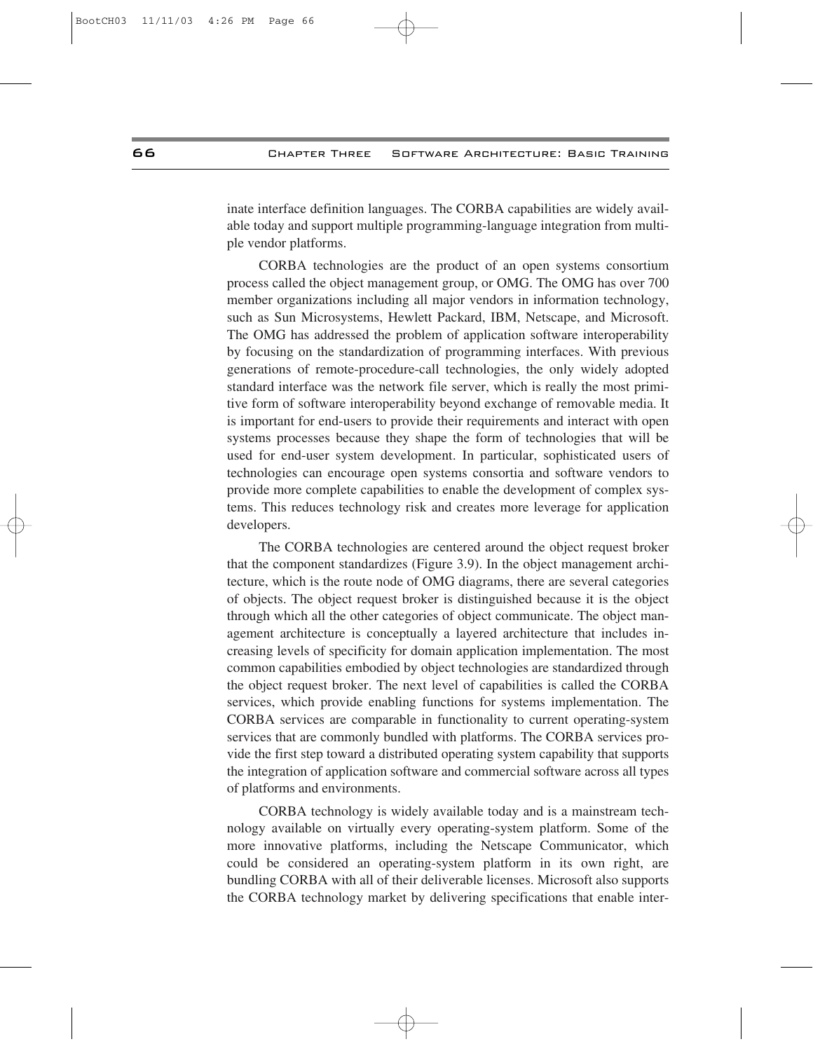inate interface definition languages. The CORBA capabilities are widely available today and support multiple programming-language integration from multiple vendor platforms.

CORBA technologies are the product of an open systems consortium process called the object management group, or OMG. The OMG has over 700 member organizations including all major vendors in information technology, such as Sun Microsystems, Hewlett Packard, IBM, Netscape, and Microsoft. The OMG has addressed the problem of application software interoperability by focusing on the standardization of programming interfaces. With previous generations of remote-procedure-call technologies, the only widely adopted standard interface was the network file server, which is really the most primitive form of software interoperability beyond exchange of removable media. It is important for end-users to provide their requirements and interact with open systems processes because they shape the form of technologies that will be used for end-user system development. In particular, sophisticated users of technologies can encourage open systems consortia and software vendors to provide more complete capabilities to enable the development of complex systems. This reduces technology risk and creates more leverage for application developers.

The CORBA technologies are centered around the object request broker that the component standardizes (Figure 3.9). In the object management architecture, which is the route node of OMG diagrams, there are several categories of objects. The object request broker is distinguished because it is the object through which all the other categories of object communicate. The object management architecture is conceptually a layered architecture that includes increasing levels of specificity for domain application implementation. The most common capabilities embodied by object technologies are standardized through the object request broker. The next level of capabilities is called the CORBA services, which provide enabling functions for systems implementation. The CORBA services are comparable in functionality to current operating-system services that are commonly bundled with platforms. The CORBA services provide the first step toward a distributed operating system capability that supports the integration of application software and commercial software across all types of platforms and environments.

CORBA technology is widely available today and is a mainstream technology available on virtually every operating-system platform. Some of the more innovative platforms, including the Netscape Communicator, which could be considered an operating-system platform in its own right, are bundling CORBA with all of their deliverable licenses. Microsoft also supports the CORBA technology market by delivering specifications that enable inter-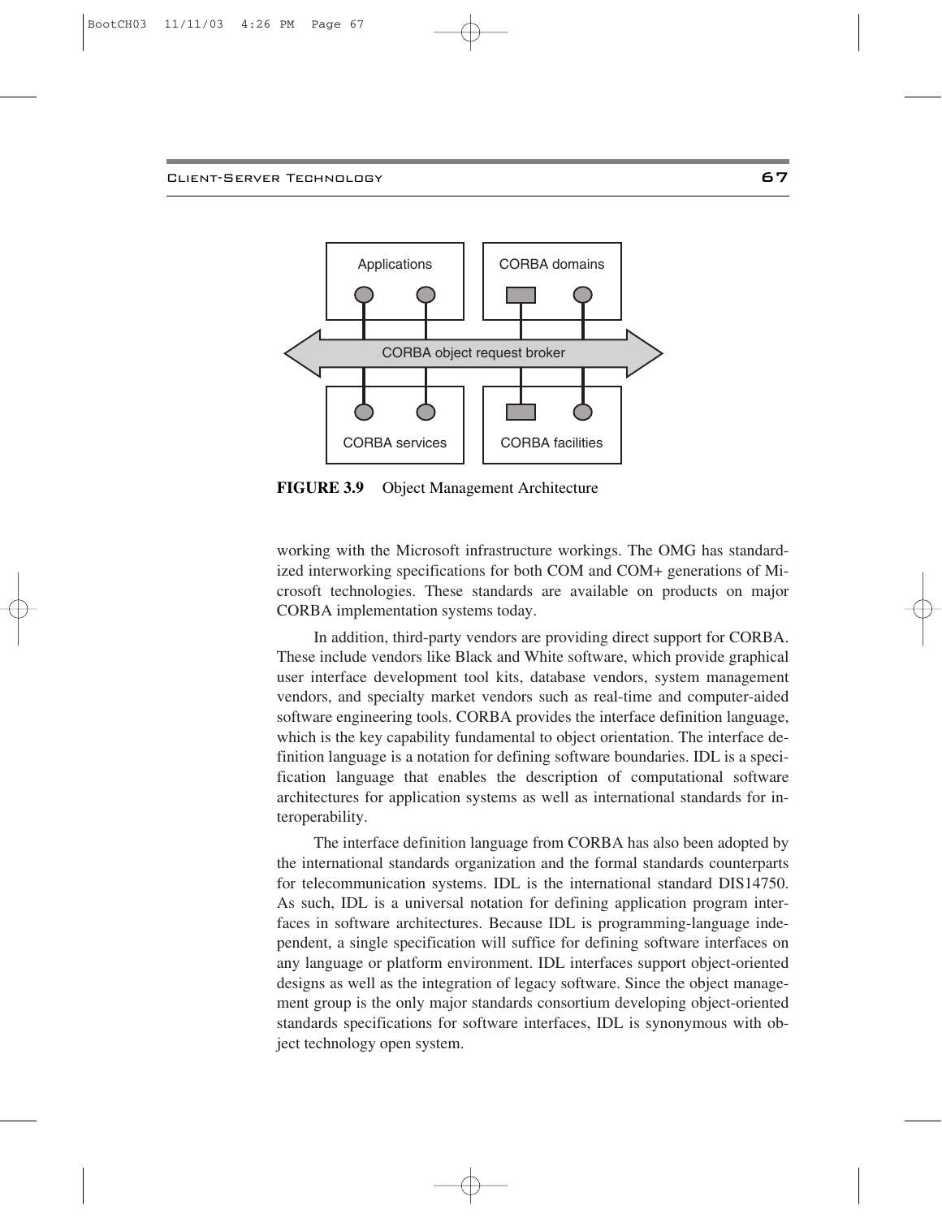FIGURE 3.9 Object Management Architecture

working with the Microsoft infrastructure workings. The OMG has standardized interworking specifications for both COM and COM+ generations of Microsoft technologies. These standards are available on products on major CORBA implementation systems today.

In addition, third-party vendors are providing direct support for CORBA. These include vendors like Black and White software, which provide graphical user interface development tool kits, database vendors, system management vendors, and specialty market vendors such as real-time and computer-aided software engineering tools. CORBA provides the interface definition language, which is the key capability fundamental to object orientation. The interface definition language is a notation for defining software boundaries. IDL is a specification language that enables the description of computational software architectures for application systems as well as international standards for interoperability.

The interface definition language from CORBA has also been adopted by the international standards organization and the formal standards counterparts for telecommunication systems. IDL is the international standard DIS14750. As such, IDL is a universal notation for defining application program interfaces in software architectures. Because IDL is programming-language independent, a single specification will suffice for defining software interfaces on any language or platform environment. IDL interfaces support object-oriented designs as well as the integration of legacy software. Since the object management group is the only major standards consortium developing object-oriented standards specifications for software interfaces, IDL is synonymous with object technology open system.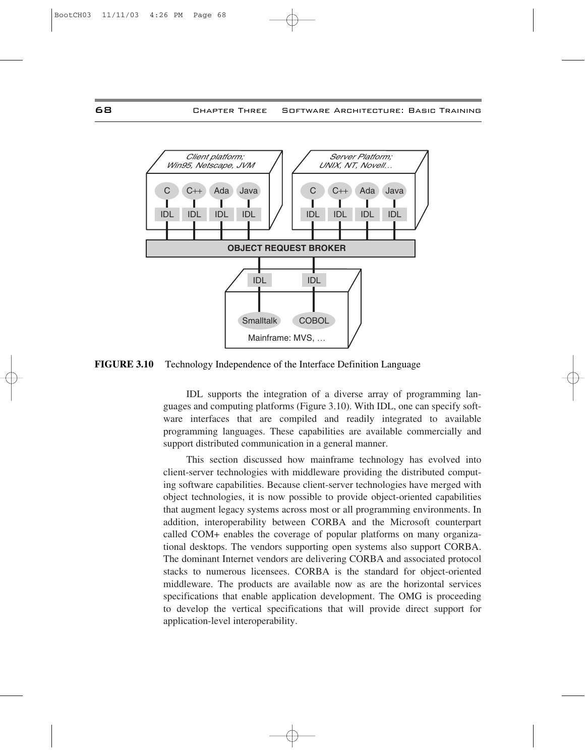**FIGURE 3.10** Technology Independence of the Interface Definition Language

IDL supports the integration of a diverse array of programming languages and computing platforms (Figure 3.10). With IDL, one can specify software interfaces that are compiled and readily integrated to available programming languages. These capabilities are available commercially and support distributed communication in a general manner.

This section discussed how mainframe technology has evolved into client-server technologies with middleware providing the distributed computing software capabilities. Because client-server technologies have merged with object technologies, it is now possible to provide object-oriented capabilities that augment legacy systems across most or all programming environments. In addition, interoperability between CORBA and the Microsoft counterpart called COM+ enables the coverage of popular platforms on many organizational desktops. The vendors supporting open systems also support CORBA. The dominant Internet vendors are delivering CORBA and associated protocol stacks to numerous licensees. CORBA is the standard for object-oriented middleware. The products are available now as are the horizontal services specifications that enable application development. The OMG is proceeding to develop the vertical specifications that will provide direct support for application-level interoperability.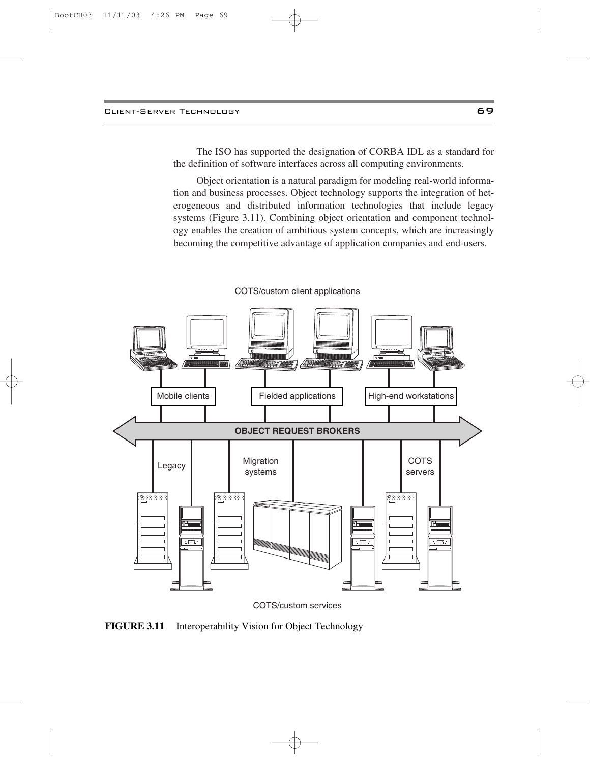The ISO has supported the designation of CORBA IDL as a standard for the definition of software interfaces across all computing environments.

Object orientation is a natural paradigm for modeling real-world information and business processes. Object technology supports the integration of heterogeneous and distributed information technologies that include legacy systems (Figure 3.11). Combining object orientation and component technology enables the creation of ambitious system concepts, which are increasingly becoming the competitive advantage of application companies and end-users.

**FIGURE 3.11** Interoperability Vision for Object Technology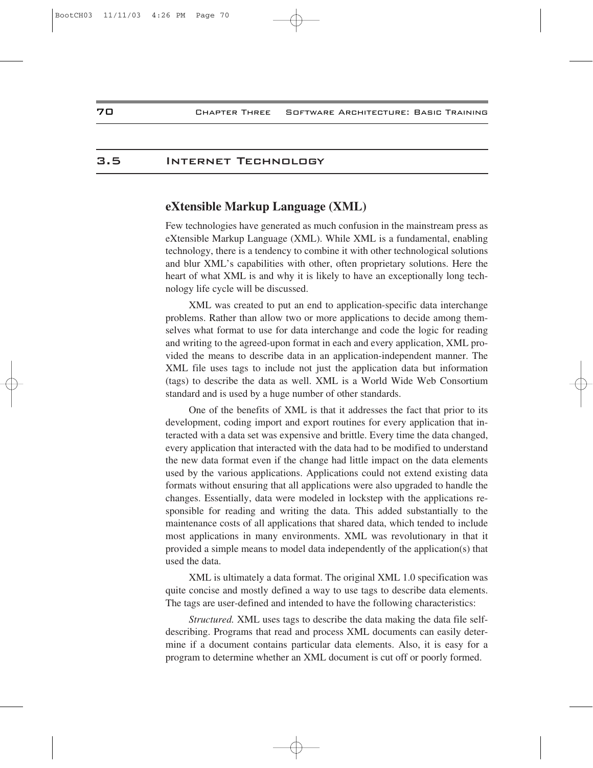## 3.5 Internet Technology

### eXtensible Markup Language (XML)

Few technologies have generated as much confusion in the mainstream press as eXtensible Markup Language (XML). While XML is a fundamental, enabling technology, there is a tendency to combine it with other technological solutions and blur XML's capabilities with other, often proprietary solutions. Here the heart of what XML is and why it is likely to have an exceptionally long technology life cycle will be discussed.

XML was created to put an end to application-specific data interchange problems. Rather than allow two or more applications to decide among themselves what format to use for data interchange and code the logic for reading and writing to the agreed-upon format in each and every application, XML provided the means to describe data in an application-independent manner. The XML file uses tags to include not just the application data but information (tags) to describe the data as well. XML is a World Wide Web Consortium standard and is used by a huge number of other standards.

One of the benefits of XML is that it addresses the fact that prior to its development, coding import and export routines for every application that interacted with a data set was expensive and brittle. Every time the data changed, every application that interacted with the data had to be modified to understand the new data format even if the change had little impact on the data elements used by the various applications. Applications could not extend existing data formats without ensuring that all applications were also upgraded to handle the changes. Essentially, data were modeled in lockstep with the applications responsible for reading and writing the data. This added substantially to the maintenance costs of all applications that shared data, which tended to include most applications in many environments. XML was revolutionary in that it provided a simple means to model data independently of the application(s) that used the data.

XML is ultimately a data format. The original XML 1.0 specification was quite concise and mostly defined a way to use tags to describe data elements. The tags are user-defined and intended to have the following characteristics:

*Structured.* XML uses tags to describe the data making the data file self-describing. Programs that read and process XML documents can easily determine if a document contains particular data elements. Also, it is easy for a program to determine whether an XML document is cut off or poorly formed.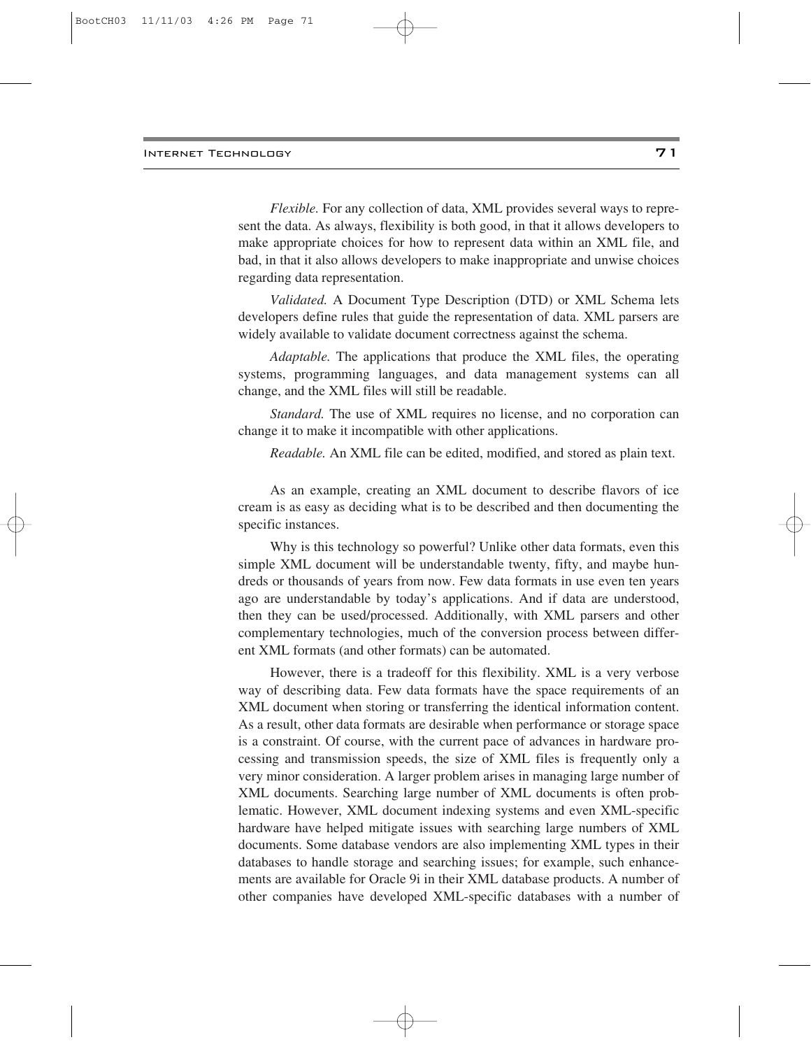*Flexible.* For any collection of data, XML provides several ways to represent the data. As always, flexibility is both good, in that it allows developers to make appropriate choices for how to represent data within an XML file, and bad, in that it also allows developers to make inappropriate and unwise choices regarding data representation.

*Validated.* A Document Type Description (DTD) or XML Schema lets developers define rules that guide the representation of data. XML parsers are widely available to validate document correctness against the schema.

*Adaptable.* The applications that produce the XML files, the operating systems, programming languages, and data management systems can all change, and the XML files will still be readable.

*Standard.* The use of XML requires no license, and no corporation can change it to make it incompatible with other applications.

*Readable.* An XML file can be edited, modified, and stored as plain text.

As an example, creating an XML document to describe flavors of ice cream is as easy as deciding what is to be described and then documenting the specific instances.

Why is this technology so powerful? Unlike other data formats, even this simple XML document will be understandable twenty, fifty, and maybe hundreds or thousands of years from now. Few data formats in use even ten years ago are understandable by today's applications. And if data are understood, then they can be used/processed. Additionally, with XML parsers and other complementary technologies, much of the conversion process between different XML formats (and other formats) can be automated.

However, there is a tradeoff for this flexibility. XML is a very verbose way of describing data. Few data formats have the space requirements of an XML document when storing or transferring the identical information content. As a result, other data formats are desirable when performance or storage space is a constraint. Of course, with the current pace of advances in hardware processing and transmission speeds, the size of XML files is frequently only a very minor consideration. A larger problem arises in managing large number of XML documents. Searching large number of XML documents is often problematic. However, XML document indexing systems and even XML-specific hardware have helped mitigate issues with searching large numbers of XML documents. Some database vendors are also implementing XML types in their databases to handle storage and searching issues; for example, such enhancements are available for Oracle 9i in their XML database products. A number of other companies have developed XML-specific databases with a number of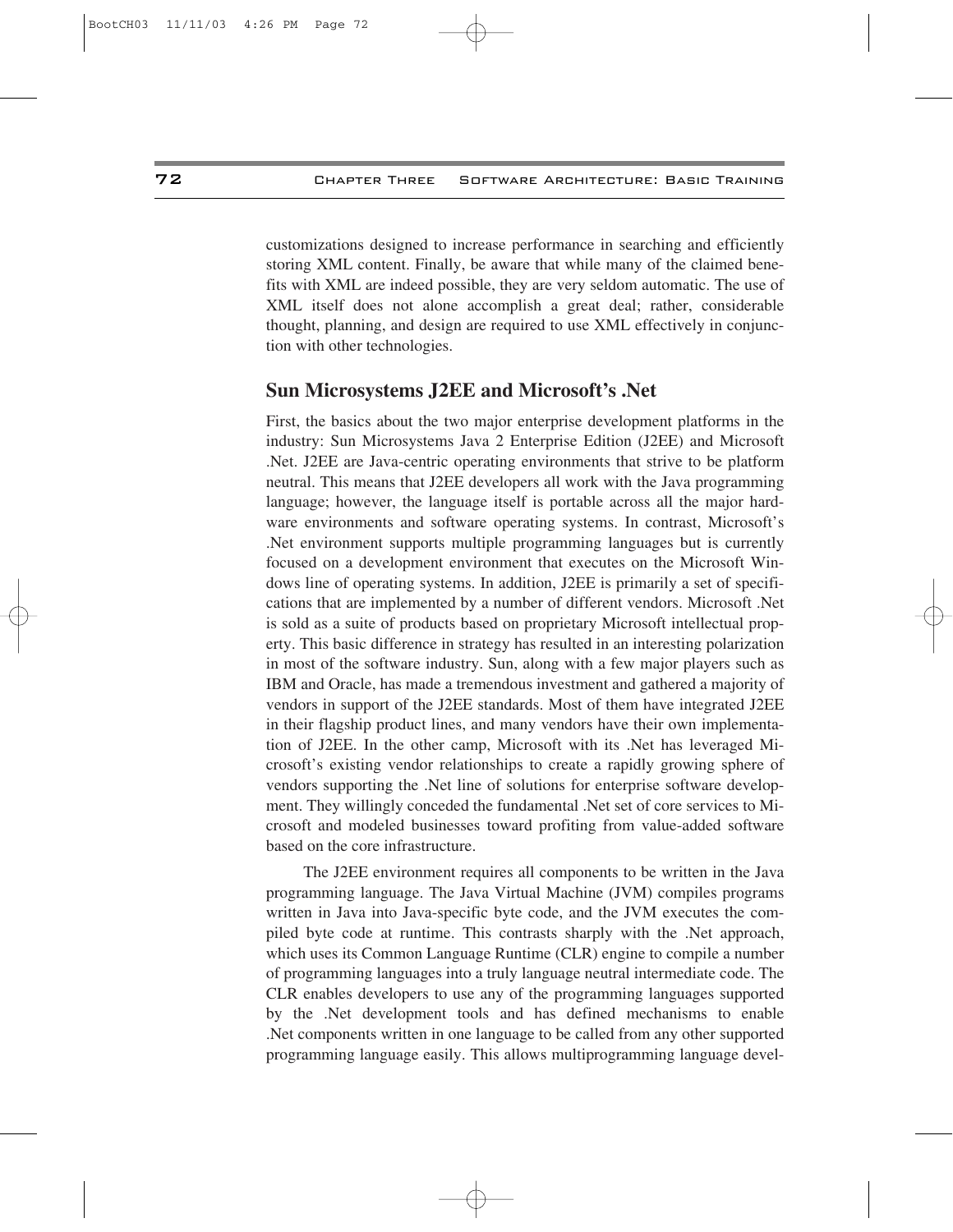customizations designed to increase performance in searching and efficiently storing XML content. Finally, be aware that while many of the claimed benefits with XML are indeed possible, they are very seldom automatic. The use of XML itself does not alone accomplish a great deal; rather, considerable thought, planning, and design are required to use XML effectively in conjunction with other technologies.

## Sun Microsystems J2EE and Microsoft's .Net

First, the basics about the two major enterprise development platforms in the industry: Sun Microsystems Java 2 Enterprise Edition (J2EE) and Microsoft .Net. J2EE are Java-centric operating environments that strive to be platform neutral. This means that J2EE developers all work with the Java programming language; however, the language itself is portable across all the major hardware environments and software operating systems. In contrast, Microsoft's .Net environment supports multiple programming languages but is currently focused on a development environment that executes on the Microsoft Windows line of operating systems. In addition, J2EE is primarily a set of specifications that are implemented by a number of different vendors. Microsoft .Net is sold as a suite of products based on proprietary Microsoft intellectual property. This basic difference in strategy has resulted in an interesting polarization in most of the software industry. Sun, along with a few major players such as IBM and Oracle, has made a tremendous investment and gathered a majority of vendors in support of the J2EE standards. Most of them have integrated J2EE in their flagship product lines, and many vendors have their own implementation of J2EE. In the other camp, Microsoft with its .Net has leveraged Microsoft's existing vendor relationships to create a rapidly growing sphere of vendors supporting the .Net line of solutions for enterprise software development. They willingly conceded the fundamental .Net set of core services to Microsoft and modeled businesses toward profiting from value-added software based on the core infrastructure.

The J2EE environment requires all components to be written in the Java programming language. The Java Virtual Machine (JVM) compiles programs written in Java into Java-specific byte code, and the JVM executes the compiled byte code at runtime. This contrasts sharply with the .Net approach, which uses its Common Language Runtime (CLR) engine to compile a number of programming languages into a truly language neutral intermediate code. The CLR enables developers to use any of the programming languages supported by the .Net development tools and has defined mechanisms to enable .Net components written in one language to be called from any other supported programming language easily. This allows multiprogramming language devel-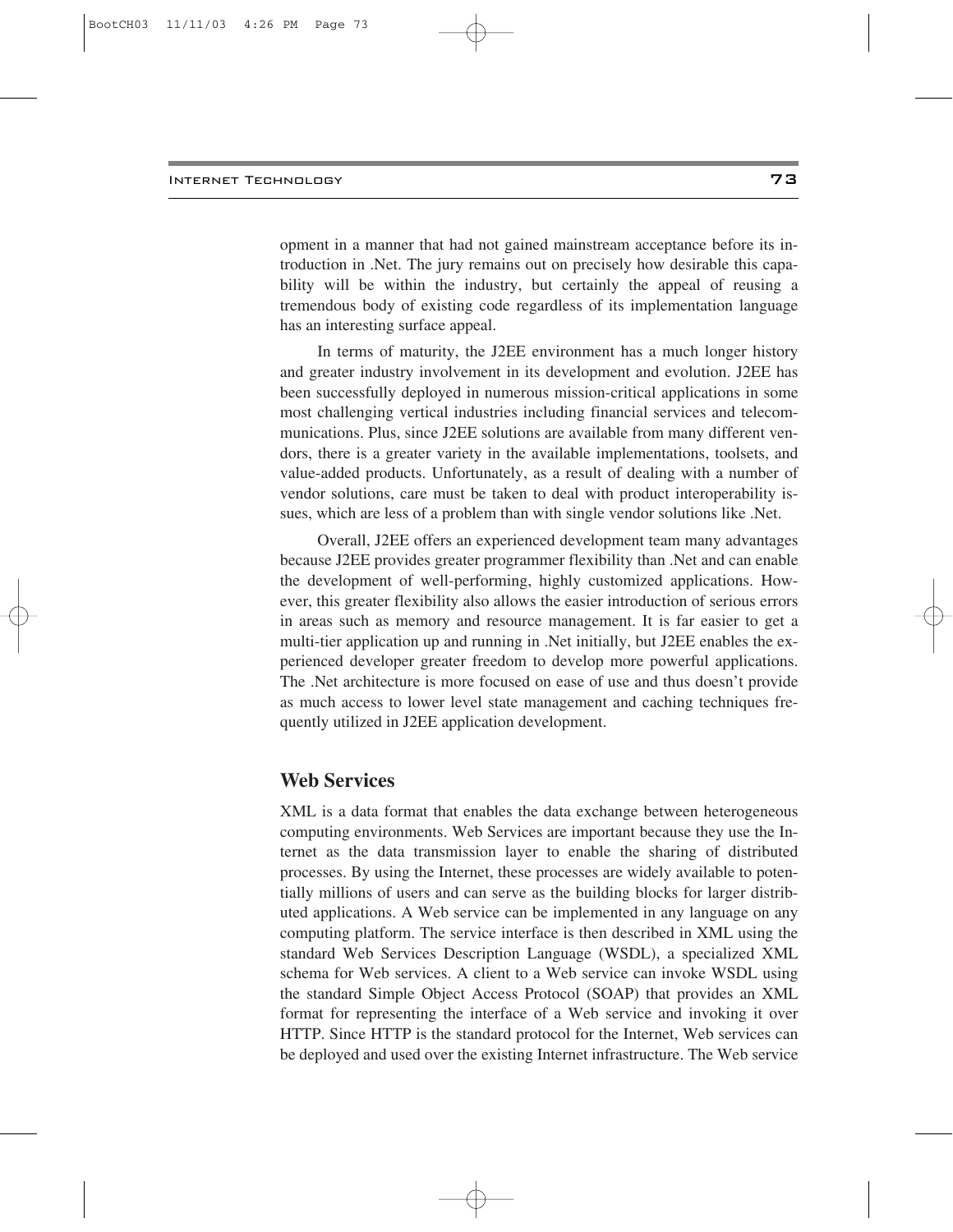opment in a manner that had not gained mainstream acceptance before its introduction in .Net. The jury remains out on precisely how desirable this capability will be within the industry, but certainly the appeal of reusing a tremendous body of existing code regardless of its implementation language has an interesting surface appeal.

In terms of maturity, the J2EE environment has a much longer history and greater industry involvement in its development and evolution. J2EE has been successfully deployed in numerous mission-critical applications in some most challenging vertical industries including financial services and telecommunications. Plus, since J2EE solutions are available from many different vendors, there is a greater variety in the available implementations, toolsets, and value-added products. Unfortunately, as a result of dealing with a number of vendor solutions, care must be taken to deal with product interoperability issues, which are less of a problem than with single vendor solutions like .Net.

Overall, J2EE offers an experienced development team many advantages because J2EE provides greater programmer flexibility than .Net and can enable the development of well-performing, highly customized applications. However, this greater flexibility also allows the easier introduction of serious errors in areas such as memory and resource management. It is far easier to get a multi-tier application up and running in .Net initially, but J2EE enables the experienced developer greater freedom to develop more powerful applications. The .Net architecture is more focused on ease of use and thus doesn't provide as much access to lower level state management and caching techniques frequently utilized in J2EE application development.

## Web Services

XML is a data format that enables the data exchange between heterogeneous computing environments. Web Services are important because they use the Internet as the data transmission layer to enable the sharing of distributed processes. By using the Internet, these processes are widely available to potentially millions of users and can serve as the building blocks for larger distributed applications. A Web service can be implemented in any language on any computing platform. The service interface is then described in XML using the standard Web Services Description Language (WSDL), a specialized XML schema for Web services. A client to a Web service can invoke WSDL using the standard Simple Object Access Protocol (SOAP) that provides an XML format for representing the interface of a Web service and invoking it over HTTP. Since HTTP is the standard protocol for the Internet, Web services can be deployed and used over the existing Internet infrastructure. The Web service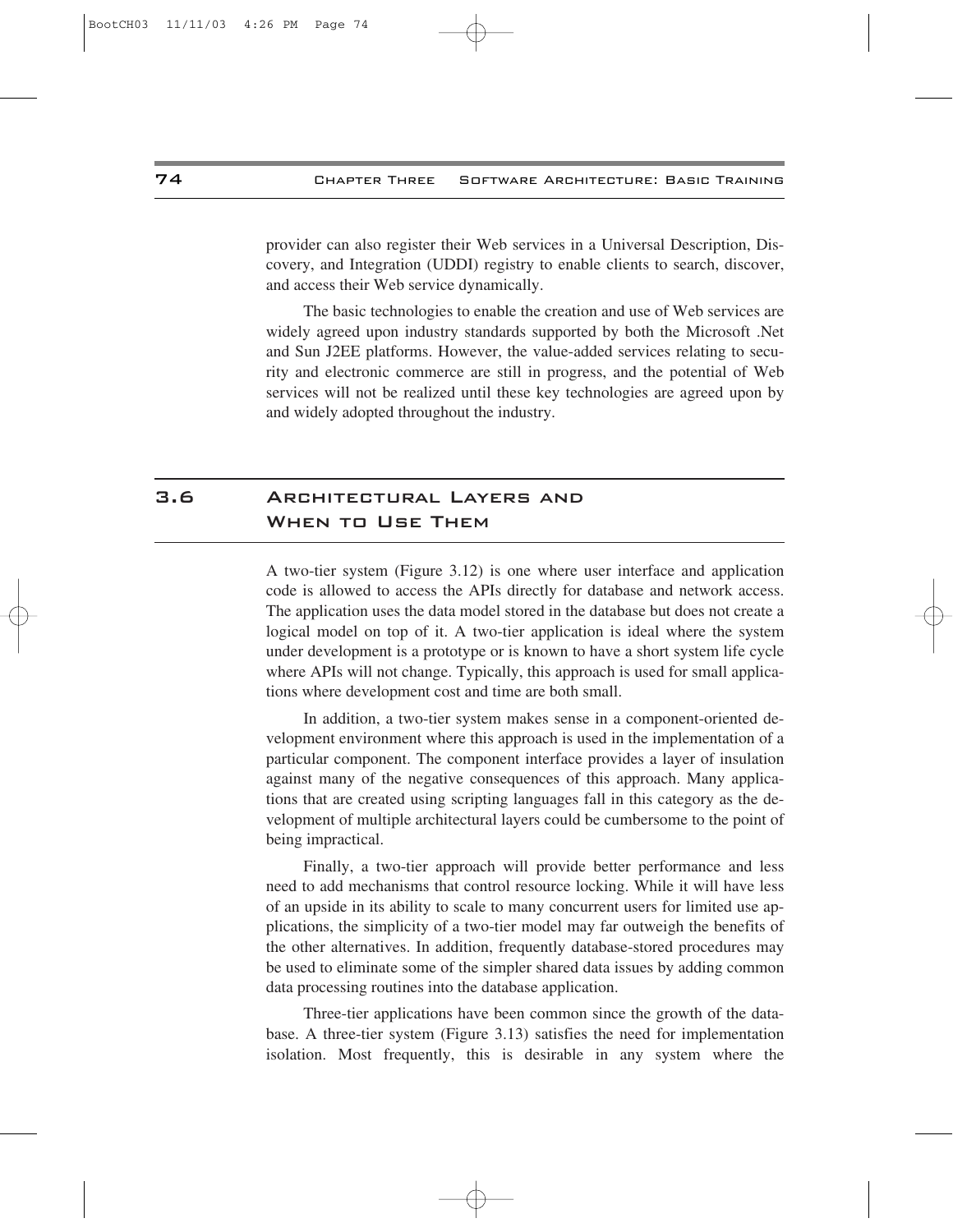provider can also register their Web services in a Universal Description, Discovery, and Integration (UDDI) registry to enable clients to search, discover, and access their Web service dynamically.

The basic technologies to enable the creation and use of Web services are widely agreed upon industry standards supported by both the Microsoft .Net and Sun J2EE platforms. However, the value-added services relating to security and electronic commerce are still in progress, and the potential of Web services will not be realized until these key technologies are agreed upon by and widely adopted throughout the industry.

## 3.6 Architectural Layers and When to Use Them

A two-tier system (Figure 3.12) is one where user interface and application code is allowed to access the APIs directly for database and network access. The application uses the data model stored in the database but does not create a logical model on top of it. A two-tier application is ideal where the system under development is a prototype or is known to have a short system life cycle where APIs will not change. Typically, this approach is used for small applications where development cost and time are both small.

In addition, a two-tier system makes sense in a component-oriented development environment where this approach is used in the implementation of a particular component. The component interface provides a layer of insulation against many of the negative consequences of this approach. Many applications that are created using scripting languages fall in this category as the development of multiple architectural layers could be cumbersome to the point of being impractical.

Finally, a two-tier approach will provide better performance and less need to add mechanisms that control resource locking. While it will have less of an upside in its ability to scale to many concurrent users for limited use applications, the simplicity of a two-tier model may far outweigh the benefits of the other alternatives. In addition, frequently database-stored procedures may be used to eliminate some of the simpler shared data issues by adding common data processing routines into the database application.

Three-tier applications have been common since the growth of the database. A three-tier system (Figure 3.13) satisfies the need for implementation isolation. Most frequently, this is desirable in any system where the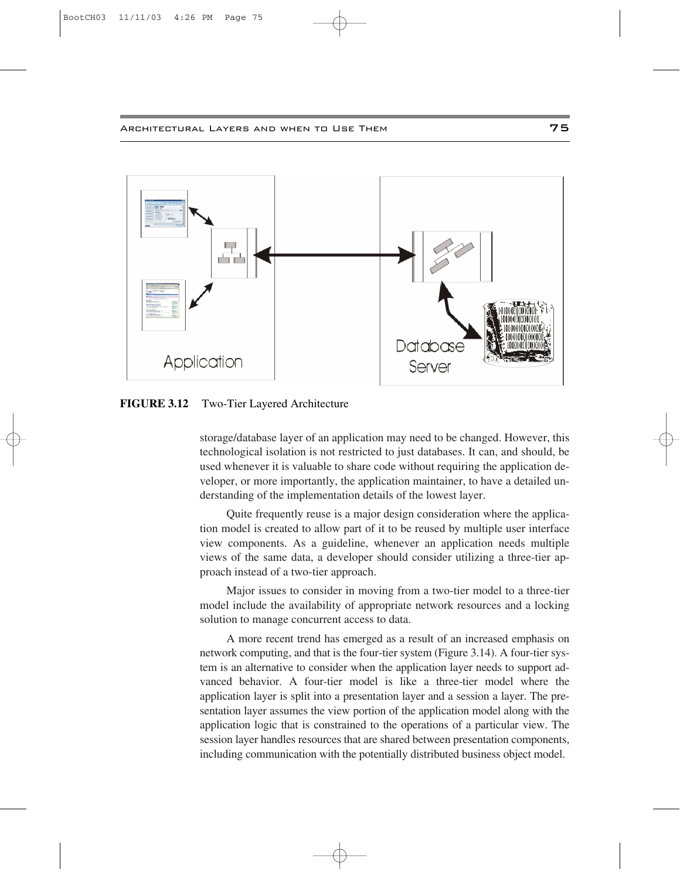**FIGURE 3.12** Two-Tier Layered Architecture

storage/database layer of an application may need to be changed. However, this technological isolation is not restricted to just databases. It can, and should, be used whenever it is valuable to share code without requiring the application developer, or more importantly, the application maintainer, to have a detailed understanding of the implementation details of the lowest layer.

Quite frequently reuse is a major design consideration where the application model is created to allow part of it to be reused by multiple user interface view components. As a guideline, whenever an application needs multiple views of the same data, a developer should consider utilizing a three-tier approach instead of a two-tier approach.

Major issues to consider in moving from a two-tier model to a three-tier model include the availability of appropriate network resources and a locking solution to manage concurrent access to data.

A more recent trend has emerged as a result of an increased emphasis on network computing, and that is the four-tier system (Figure 3.14). A four-tier system is an alternative to consider when the application layer needs to support advanced behavior. A four-tier model is like a three-tier model where the application layer is split into a presentation layer and a session a layer. The presentation layer assumes the view portion of the application model along with the application logic that is constrained to the operations of a particular view. The session layer handles resources that are shared between presentation components, including communication with the potentially distributed business object model.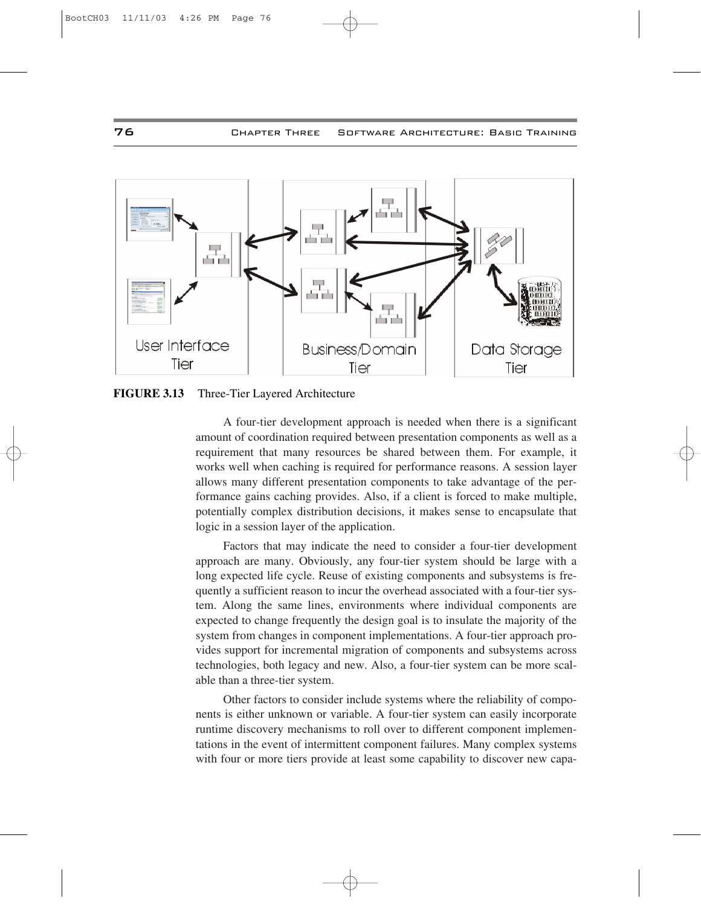User Interface Tier | Business/Domain Tier | Data Storage Tier

**FIGURE 3.13** Three-Tier Layered Architecture

A four-tier development approach is needed when there is a significant amount of coordination required between presentation components as well as a requirement that many resources be shared between them. For example, it works well when caching is required for performance reasons. A session layer allows many different presentation components to take advantage of the performance gains caching provides. Also, if a client is forced to make multiple, potentially complex distribution decisions, it makes sense to encapsulate that logic in a session layer of the application.

Factors that may indicate the need to consider a four-tier development approach are many. Obviously, any four-tier system should be large with a long expected life cycle. Reuse of existing components and subsystems is frequently a sufficient reason to incur the overhead associated with a four-tier system. Along the same lines, environments where individual components are expected to change frequently the design goal is to insulate the majority of the system from changes in component implementations. A four-tier approach provides support for incremental migration of components and subsystems across technologies, both legacy and new. Also, a four-tier system can be more scalable than a three-tier system.

Other factors to consider include systems where the reliability of components is either unknown or variable. A four-tier system can easily incorporate runtime discovery mechanisms to roll over to different component implementations in the event of intermittent component failures. Many complex systems with four or more tiers provide at least some capability to discover new capa-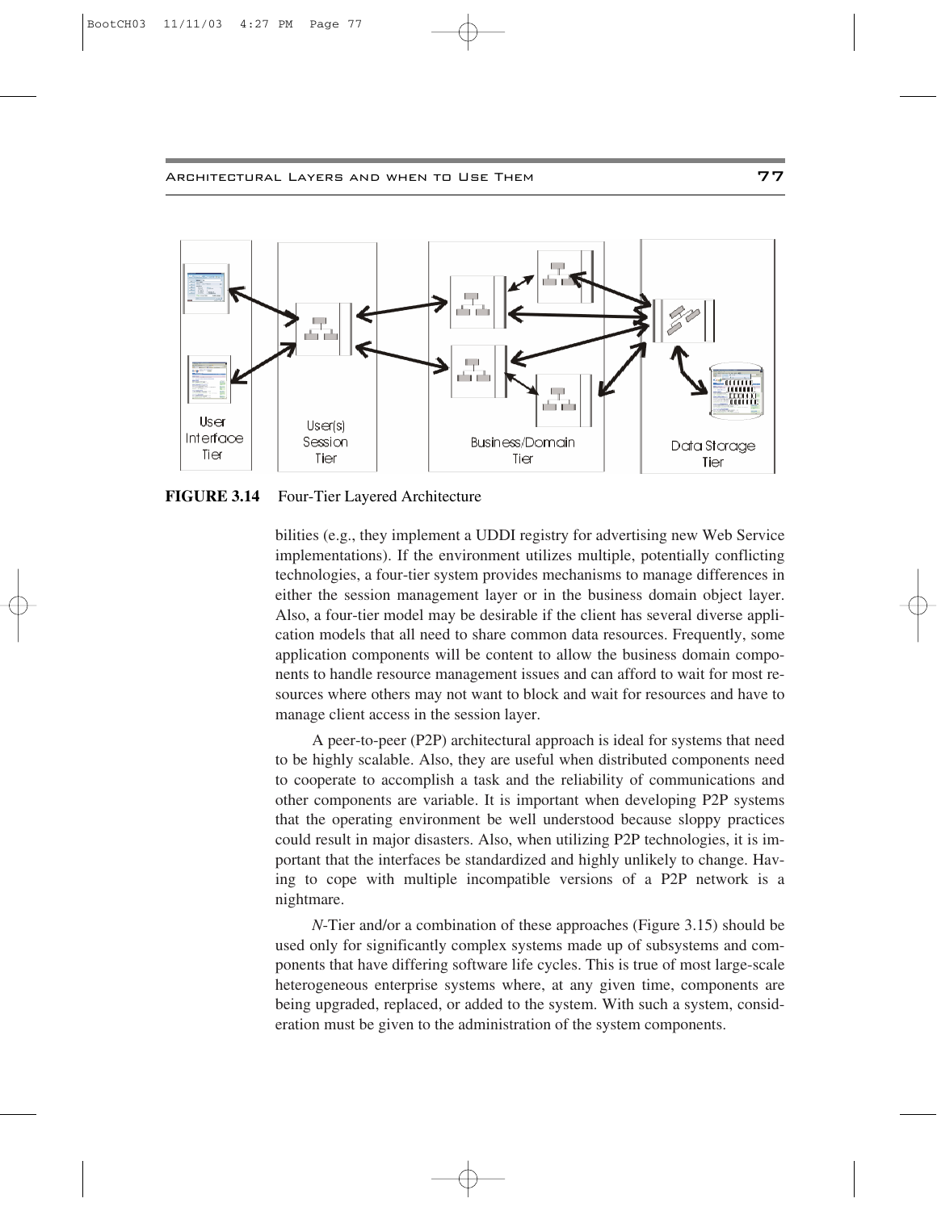**FIGURE 3.14** Four-Tier Layered Architecture

bilities (e.g., they implement a UDDI registry for advertising new Web Service implementations). If the environment utilizes multiple, potentially conflicting technologies, a four-tier system provides mechanisms to manage differences in either the session management layer or in the business domain object layer. Also, a four-tier model may be desirable if the client has several diverse application models that all need to share common data resources. Frequently, some application components will be content to allow the business domain components to handle resource management issues and can afford to wait for most resources where others may not want to block and wait for resources and have to manage client access in the session layer.

A peer-to-peer (P2P) architectural approach is ideal for systems that need to be highly scalable. Also, they are useful when distributed components need to cooperate to accomplish a task and the reliability of communications and other components are variable. It is important when developing P2P systems that the operating environment be well understood because sloppy practices could result in major disasters. Also, when utilizing P2P technologies, it is important that the interfaces be standardized and highly unlikely to change. Having to cope with multiple incompatible versions of a P2P network is a nightmare.

*N*-Tier and/or a combination of these approaches (Figure 3.15) should be used only for significantly complex systems made up of subsystems and components that have differing software life cycles. This is true of most large-scale heterogeneous enterprise systems where, at any given time, components are being upgraded, replaced, or added to the system. With such a system, consideration must be given to the administration of the system components.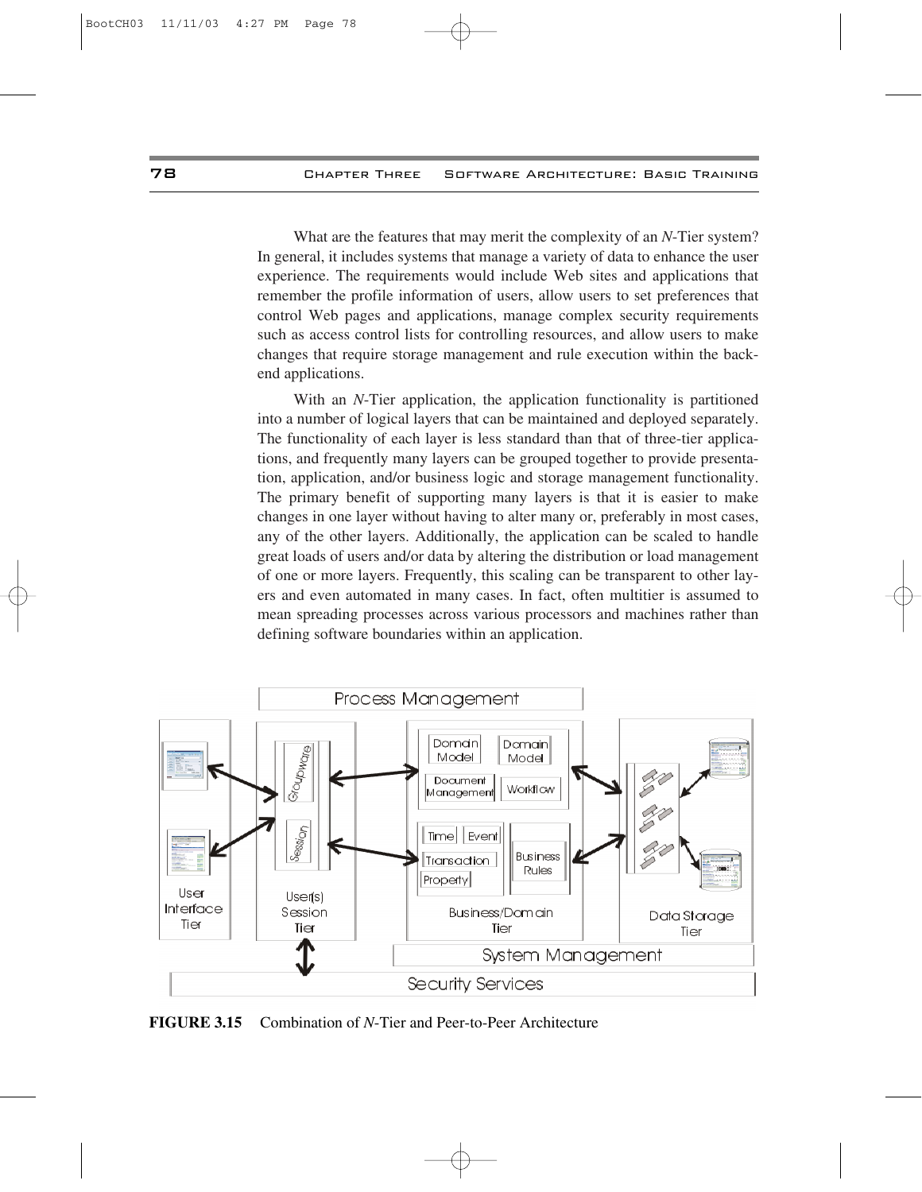What are the features that may merit the complexity of an *N*-Tier system? In general, it includes systems that manage a variety of data to enhance the user experience. The requirements would include Web sites and applications that remember the profile information of users, allow users to set preferences that control Web pages and applications, manage complex security requirements such as access control lists for controlling resources, and allow users to make changes that require storage management and rule execution within the back-end applications.

With an *N*-Tier application, the application functionality is partitioned into a number of logical layers that can be maintained and deployed separately. The functionality of each layer is less standard than that of three-tier applications, and frequently many layers can be grouped together to provide presentation, application, and/or business logic and storage management functionality. The primary benefit of supporting many layers is that it is easier to make changes in one layer without having to alter many or, preferably in most cases, any of the other layers. Additionally, the application can be scaled to handle great loads of users and/or data by altering the distribution or load management of one or more layers. Frequently, this scaling can be transparent to other layers and even automated in many cases. In fact, often multitier is assumed to mean spreading processes across various processors and machines rather than defining software boundaries within an application.

**FIGURE 3.15** Combination of *N*-Tier and Peer-to-Peer Architecture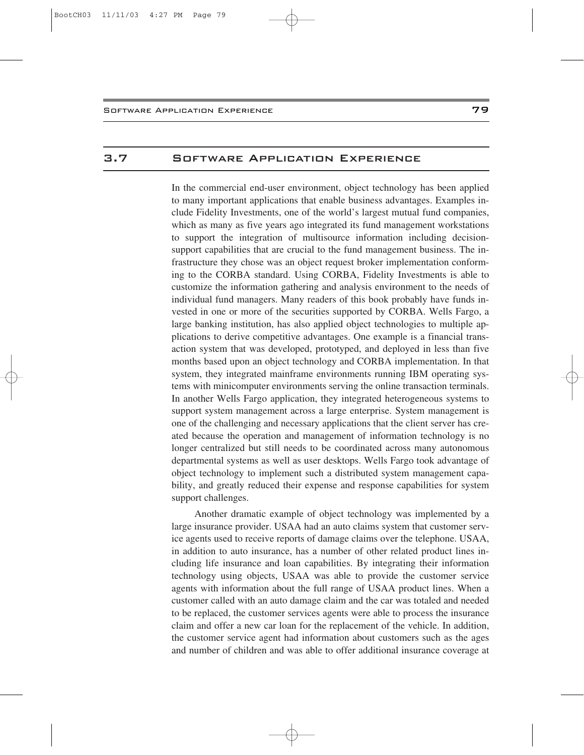## 3.7 Software Application Experience

In the commercial end-user environment, object technology has been applied to many important applications that enable business advantages. Examples include Fidelity Investments, one of the world's largest mutual fund companies, which as many as five years ago integrated its fund management workstations to support the integration of multisource information including decision-support capabilities that are crucial to the fund management business. The infrastructure they chose was an object request broker implementation conforming to the CORBA standard. Using CORBA, Fidelity Investments is able to customize the information gathering and analysis environment to the needs of individual fund managers. Many readers of this book probably have funds invested in one or more of the securities supported by CORBA. Wells Fargo, a large banking institution, has also applied object technologies to multiple applications to derive competitive advantages. One example is a financial transaction system that was developed, prototyped, and deployed in less than five months based upon an object technology and CORBA implementation. In that system, they integrated mainframe environments running IBM operating systems with minicomputer environments serving the online transaction terminals. In another Wells Fargo application, they integrated heterogeneous systems to support system management across a large enterprise. System management is one of the challenging and necessary applications that the client server has created because the operation and management of information technology is no longer centralized but still needs to be coordinated across many autonomous departmental systems as well as user desktops. Wells Fargo took advantage of object technology to implement such a distributed system management capability, and greatly reduced their expense and response capabilities for system support challenges.

Another dramatic example of object technology was implemented by a large insurance provider. USAA had an auto claims system that customer service agents used to receive reports of damage claims over the telephone. USAA, in addition to auto insurance, has a number of other related product lines including life insurance and loan capabilities. By integrating their information technology using objects, USAA was able to provide the customer service agents with information about the full range of USAA product lines. When a customer called with an auto damage claim and the car was totaled and needed to be replaced, the customer services agents were able to process the insurance claim and offer a new car loan for the replacement of the vehicle. In addition, the customer service agent had information about customers such as the ages and number of children and was able to offer additional insurance coverage at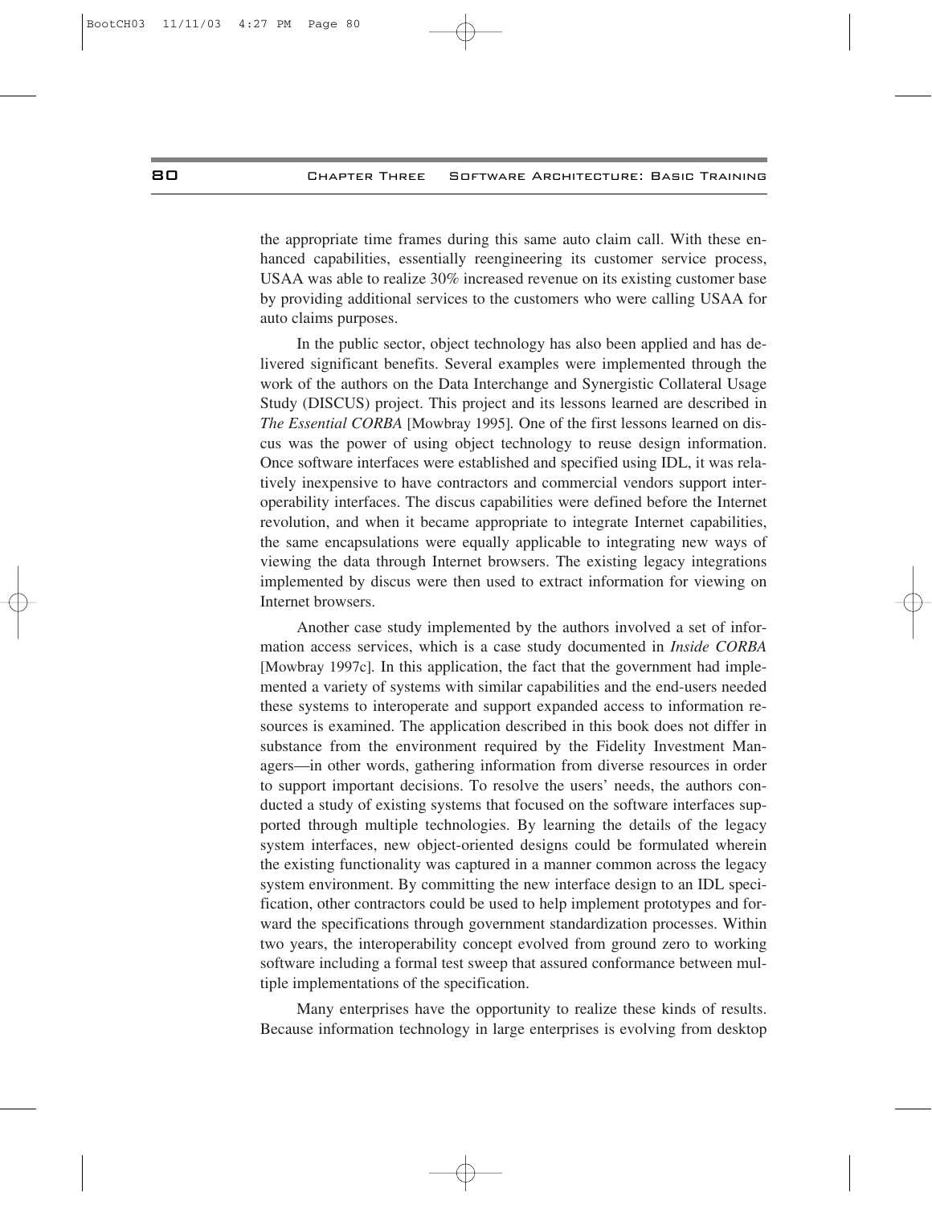the appropriate time frames during this same auto claim call. With these enhanced capabilities, essentially reengineering its customer service process, USAA was able to realize 30% increased revenue on its existing customer base by providing additional services to the customers who were calling USAA for auto claims purposes.

In the public sector, object technology has also been applied and has delivered significant benefits. Several examples were implemented through the work of the authors on the Data Interchange and Synergistic Collateral Usage Study (DISCUS) project. This project and its lessons learned are described in *The Essential CORBA* [Mowbray 1995]. One of the first lessons learned on discus was the power of using object technology to reuse design information. Once software interfaces were established and specified using IDL, it was relatively inexpensive to have contractors and commercial vendors support interoperability interfaces. The discus capabilities were defined before the Internet revolution, and when it became appropriate to integrate Internet capabilities, the same encapsulations were equally applicable to integrating new ways of viewing the data through Internet browsers. The existing legacy integrations implemented by discus were then used to extract information for viewing on Internet browsers.

Another case study implemented by the authors involved a set of information access services, which is a case study documented in *Inside CORBA* [Mowbray 1997c]. In this application, the fact that the government had implemented a variety of systems with similar capabilities and the end-users needed these systems to interoperate and support expanded access to information resources is examined. The application described in this book does not differ in substance from the environment required by the Fidelity Investment Managers—in other words, gathering information from diverse resources in order to support important decisions. To resolve the users' needs, the authors conducted a study of existing systems that focused on the software interfaces supported through multiple technologies. By learning the details of the legacy system interfaces, new object-oriented designs could be formulated wherein the existing functionality was captured in a manner common across the legacy system environment. By committing the new interface design to an IDL specification, other contractors could be used to help implement prototypes and forward the specifications through government standardization processes. Within two years, the interoperability concept evolved from ground zero to working software including a formal test sweep that assured conformance between multiple implementations of the specification.

Many enterprises have the opportunity to realize these kinds of results. Because information technology in large enterprises is evolving from desktop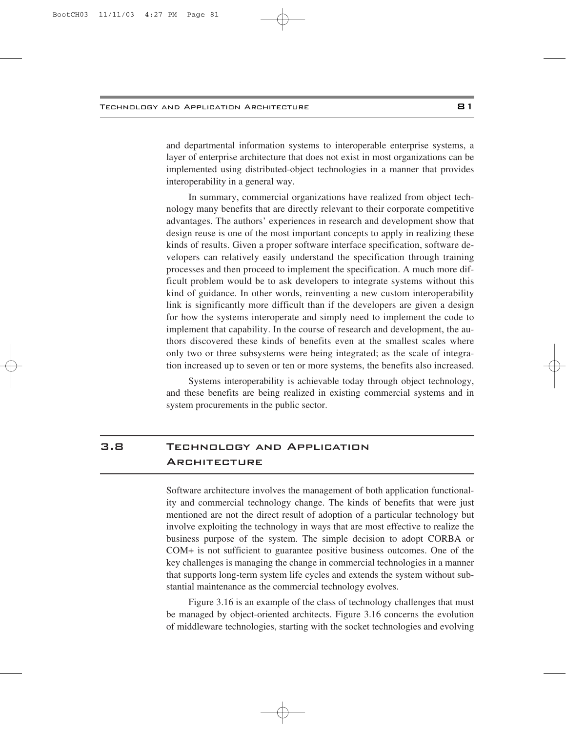and departmental information systems to interoperable enterprise systems, a layer of enterprise architecture that does not exist in most organizations can be implemented using distributed-object technologies in a manner that provides interoperability in a general way.

In summary, commercial organizations have realized from object technology many benefits that are directly relevant to their corporate competitive advantages. The authors' experiences in research and development show that design reuse is one of the most important concepts to apply in realizing these kinds of results. Given a proper software interface specification, software developers can relatively easily understand the specification through training processes and then proceed to implement the specification. A much more difficult problem would be to ask developers to integrate systems without this kind of guidance. In other words, reinventing a new custom interoperability link is significantly more difficult than if the developers are given a design for how the systems interoperate and simply need to implement the code to implement that capability. In the course of research and development, the authors discovered these kinds of benefits even at the smallest scales where only two or three subsystems were being integrated; as the scale of integration increased up to seven or ten or more systems, the benefits also increased.

Systems interoperability is achievable today through object technology, and these benefits are being realized in existing commercial systems and in system procurements in the public sector.

## 3.8 Technology and Application Architecture

Software architecture involves the management of both application functionality and commercial technology change. The kinds of benefits that were just mentioned are not the direct result of adoption of a particular technology but involve exploiting the technology in ways that are most effective to realize the business purpose of the system. The simple decision to adopt CORBA or COM+ is not sufficient to guarantee positive business outcomes. One of the key challenges is managing the change in commercial technologies in a manner that supports long-term system life cycles and extends the system without substantial maintenance as the commercial technology evolves.

Figure 3.16 is an example of the class of technology challenges that must be managed by object-oriented architects. Figure 3.16 concerns the evolution of middleware technologies, starting with the socket technologies and evolving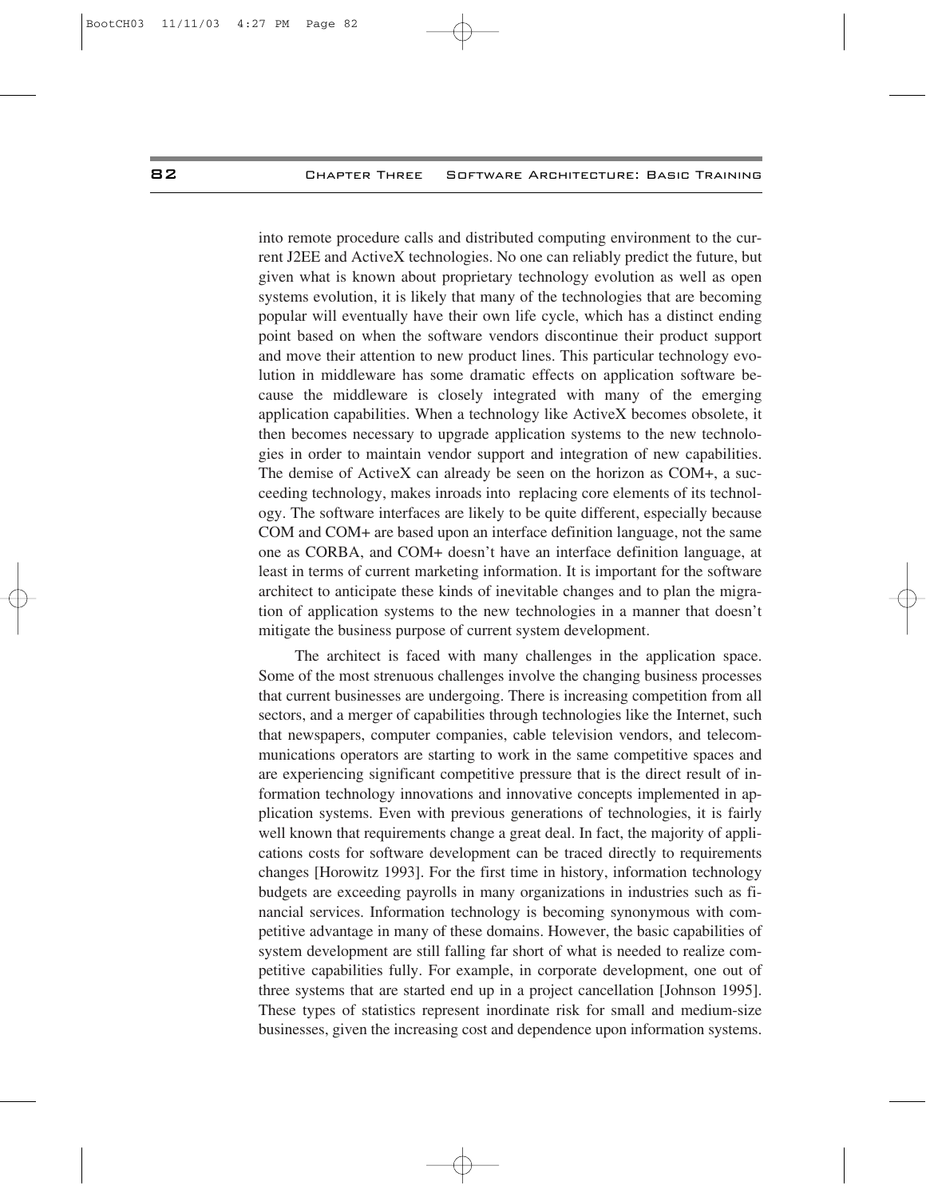into remote procedure calls and distributed computing environment to the current J2EE and ActiveX technologies. No one can reliably predict the future, but given what is known about proprietary technology evolution as well as open systems evolution, it is likely that many of the technologies that are becoming popular will eventually have their own life cycle, which has a distinct ending point based on when the software vendors discontinue their product support and move their attention to new product lines. This particular technology evolution in middleware has some dramatic effects on application software because the middleware is closely integrated with many of the emerging application capabilities. When a technology like ActiveX becomes obsolete, it then becomes necessary to upgrade application systems to the new technologies in order to maintain vendor support and integration of new capabilities. The demise of ActiveX can already be seen on the horizon as COM+, a succeeding technology, makes inroads into replacing core elements of its technology. The software interfaces are likely to be quite different, especially because COM and COM+ are based upon an interface definition language, not the same one as CORBA, and COM+ doesn't have an interface definition language, at least in terms of current marketing information. It is important for the software architect to anticipate these kinds of inevitable changes and to plan the migration of application systems to the new technologies in a manner that doesn't mitigate the business purpose of current system development.

The architect is faced with many challenges in the application space. Some of the most strenuous challenges involve the changing business processes that current businesses are undergoing. There is increasing competition from all sectors, and a merger of capabilities through technologies like the Internet, such that newspapers, computer companies, cable television vendors, and telecommunications operators are starting to work in the same competitive spaces and are experiencing significant competitive pressure that is the direct result of information technology innovations and innovative concepts implemented in application systems. Even with previous generations of technologies, it is fairly well known that requirements change a great deal. In fact, the majority of applications costs for software development can be traced directly to requirements changes [Horowitz 1993]. For the first time in history, information technology budgets are exceeding payrolls in many organizations in industries such as financial services. Information technology is becoming synonymous with competitive advantage in many of these domains. However, the basic capabilities of system development are still falling far short of what is needed to realize competitive capabilities fully. For example, in corporate development, one out of three systems that are started end up in a project cancellation [Johnson 1995]. These types of statistics represent inordinate risk for small and medium-size businesses, given the increasing cost and dependence upon information systems.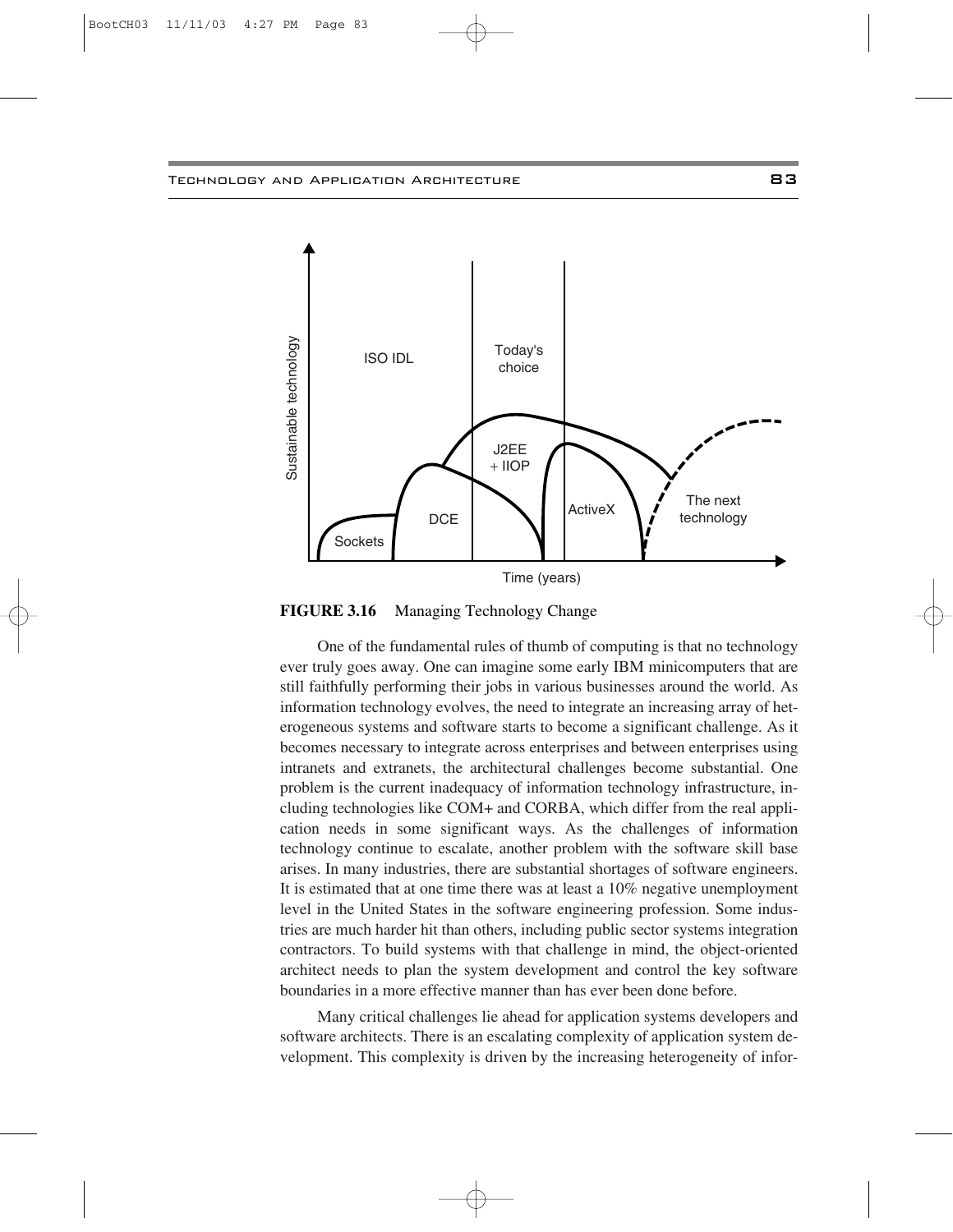**FIGURE 3.16** Managing Technology Change

One of the fundamental rules of thumb of computing is that no technology ever truly goes away. One can imagine some early IBM minicomputers that are still faithfully performing their jobs in various businesses around the world. As information technology evolves, the need to integrate an increasing array of heterogeneous systems and software starts to become a significant challenge. As it becomes necessary to integrate across enterprises and between enterprises using intranets and extranets, the architectural challenges become substantial. One problem is the current inadequacy of information technology infrastructure, including technologies like COM+ and CORBA, which differ from the real application needs in some significant ways. As the challenges of information technology continue to escalate, another problem with the software skill base arises. In many industries, there are substantial shortages of software engineers. It is estimated that at one time there was at least a 10% negative unemployment level in the United States in the software engineering profession. Some industries are much harder hit than others, including public sector systems integration contractors. To build systems with that challenge in mind, the object-oriented architect needs to plan the system development and control the key software boundaries in a more effective manner than has ever been done before.

Many critical challenges lie ahead for application systems developers and software architects. There is an escalating complexity of application system development. This complexity is driven by the increasing heterogeneity of infor-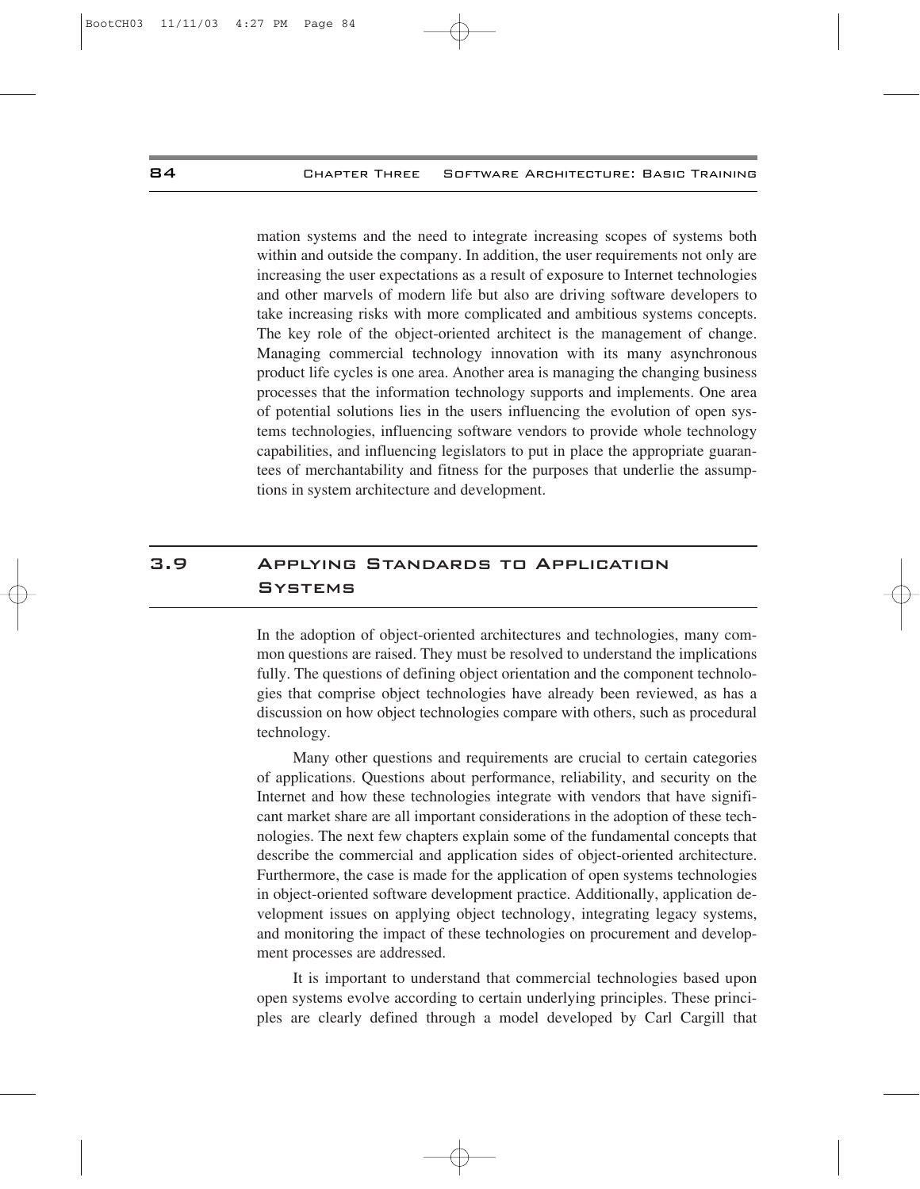mation systems and the need to integrate increasing scopes of systems both within and outside the company. In addition, the user requirements not only are increasing the user expectations as a result of exposure to Internet technologies and other marvels of modern life but also are driving software developers to take increasing risks with more complicated and ambitious systems concepts. The key role of the object-oriented architect is the management of change. Managing commercial technology innovation with its many asynchronous product life cycles is one area. Another area is managing the changing business processes that the information technology supports and implements. One area of potential solutions lies in the users influencing the evolution of open systems technologies, influencing software vendors to provide whole technology capabilities, and influencing legislators to put in place the appropriate guarantees of merchantability and fitness for the purposes that underlie the assumptions in system architecture and development.

## 3.9 Applying Standards to Application Systems

In the adoption of object-oriented architectures and technologies, many common questions are raised. They must be resolved to understand the implications fully. The questions of defining object orientation and the component technologies that comprise object technologies have already been reviewed, as has a discussion on how object technologies compare with others, such as procedural technology.

Many other questions and requirements are crucial to certain categories of applications. Questions about performance, reliability, and security on the Internet and how these technologies integrate with vendors that have significant market share are all important considerations in the adoption of these technologies. The next few chapters explain some of the fundamental concepts that describe the commercial and application sides of object-oriented architecture. Furthermore, the case is made for the application of open systems technologies in object-oriented software development practice. Additionally, application development issues on applying object technology, integrating legacy systems, and monitoring the impact of these technologies on procurement and development processes are addressed.

It is important to understand that commercial technologies based upon open systems evolve according to certain underlying principles. These principles are clearly defined through a model developed by Carl Cargill that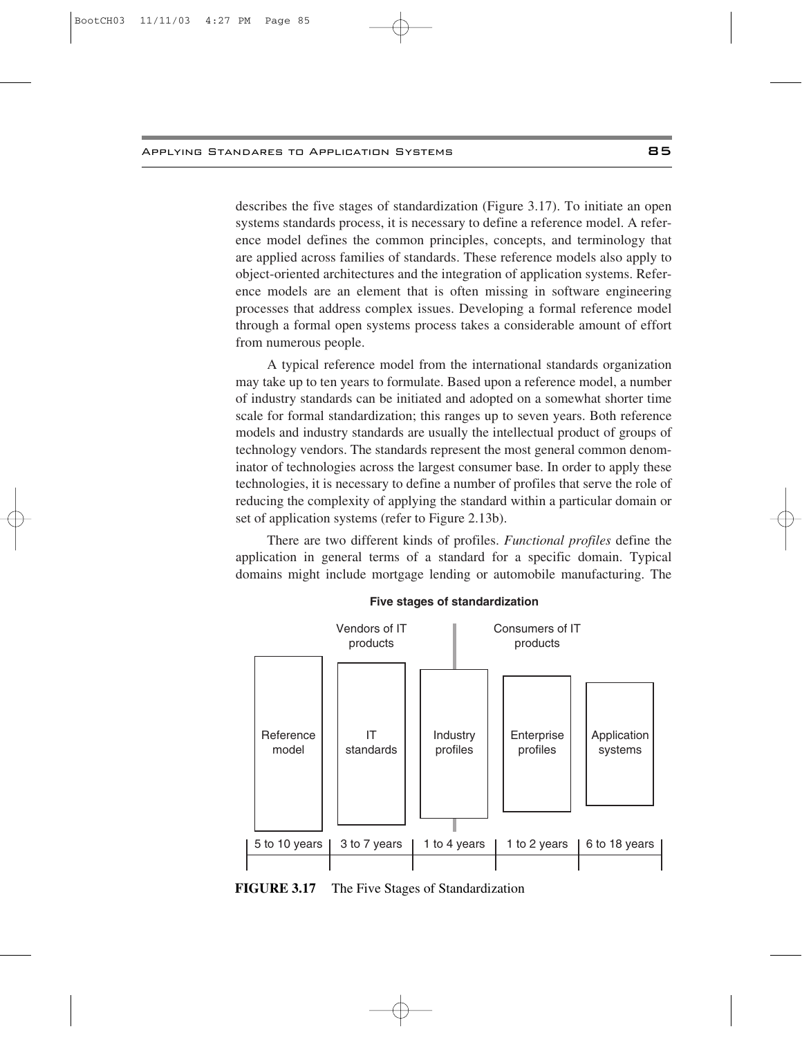describes the five stages of standardization (Figure 3.17). To initiate an open systems standards process, it is necessary to define a reference model. A reference model defines the common principles, concepts, and terminology that are applied across families of standards. These reference models also apply to object-oriented architectures and the integration of application systems. Reference models are an element that is often missing in software engineering processes that address complex issues. Developing a formal reference model through a formal open systems process takes a considerable amount of effort from numerous people.

A typical reference model from the international standards organization may take up to ten years to formulate. Based upon a reference model, a number of industry standards can be initiated and adopted on a somewhat shorter time scale for formal standardization; this ranges up to seven years. Both reference models and industry standards are usually the intellectual product of groups of technology vendors. The standards represent the most general common denominator of technologies across the largest consumer base. In order to apply these technologies, it is necessary to define a number of profiles that serve the role of reducing the complexity of applying the standard within a particular domain or set of application systems (refer to Figure 2.13b).

There are two different kinds of profiles. *Functional profiles* define the application in general terms of a standard for a specific domain. Typical domains might include mortgage lending or automobile manufacturing. The

**Five stages of standardization**

| Vendors of IT products | | | Consumers of IT products | |
|---|---|---|---|---|
| Reference model | IT standards | Industry profiles | Enterprise profiles | Application systems |
| 5 to 10 years | 3 to 7 years | 1 to 4 years | 1 to 2 years | 6 to 18 years |

**FIGURE 3.17** The Five Stages of Standardization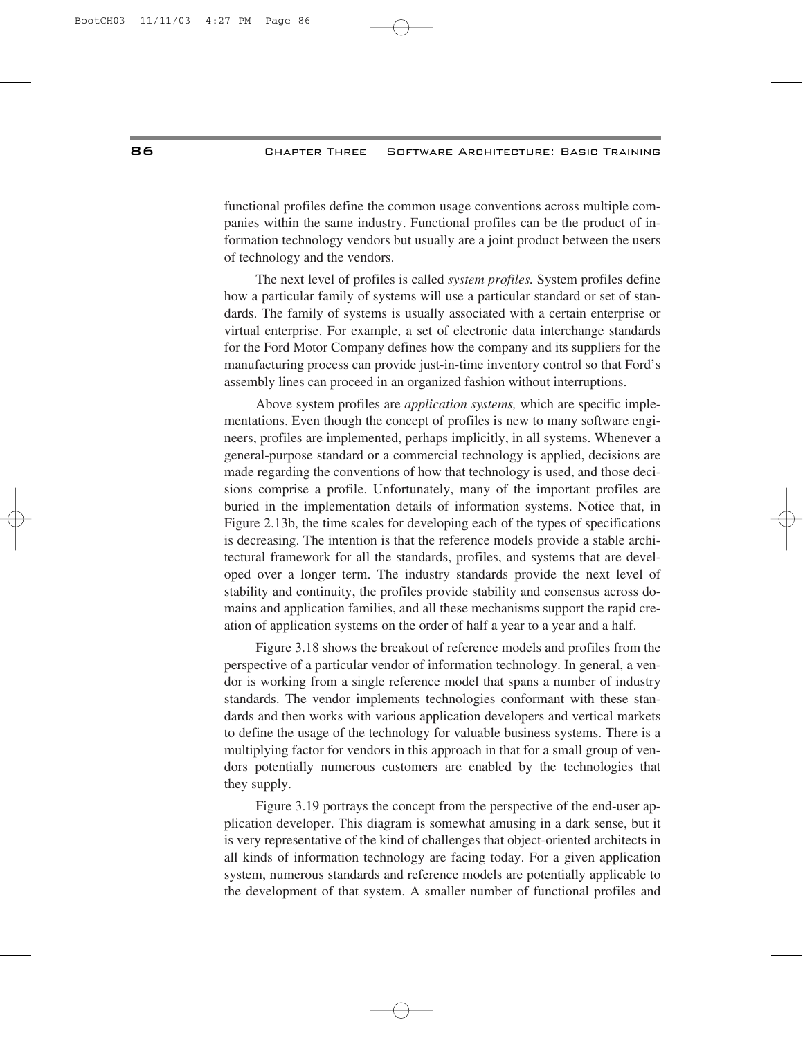functional profiles define the common usage conventions across multiple companies within the same industry. Functional profiles can be the product of information technology vendors but usually are a joint product between the users of technology and the vendors.

The next level of profiles is called *system profiles.* System profiles define how a particular family of systems will use a particular standard or set of standards. The family of systems is usually associated with a certain enterprise or virtual enterprise. For example, a set of electronic data interchange standards for the Ford Motor Company defines how the company and its suppliers for the manufacturing process can provide just-in-time inventory control so that Ford's assembly lines can proceed in an organized fashion without interruptions.

Above system profiles are *application systems,* which are specific implementations. Even though the concept of profiles is new to many software engineers, profiles are implemented, perhaps implicitly, in all systems. Whenever a general-purpose standard or a commercial technology is applied, decisions are made regarding the conventions of how that technology is used, and those decisions comprise a profile. Unfortunately, many of the important profiles are buried in the implementation details of information systems. Notice that, in Figure 2.13b, the time scales for developing each of the types of specifications is decreasing. The intention is that the reference models provide a stable architectural framework for all the standards, profiles, and systems that are developed over a longer term. The industry standards provide the next level of stability and continuity, the profiles provide stability and consensus across domains and application families, and all these mechanisms support the rapid creation of application systems on the order of half a year to a year and a half.

Figure 3.18 shows the breakout of reference models and profiles from the perspective of a particular vendor of information technology. In general, a vendor is working from a single reference model that spans a number of industry standards. The vendor implements technologies conformant with these standards and then works with various application developers and vertical markets to define the usage of the technology for valuable business systems. There is a multiplying factor for vendors in this approach in that for a small group of vendors potentially numerous customers are enabled by the technologies that they supply.

Figure 3.19 portrays the concept from the perspective of the end-user application developer. This diagram is somewhat amusing in a dark sense, but it is very representative of the kind of challenges that object-oriented architects in all kinds of information technology are facing today. For a given application system, numerous standards and reference models are potentially applicable to the development of that system. A smaller number of functional profiles and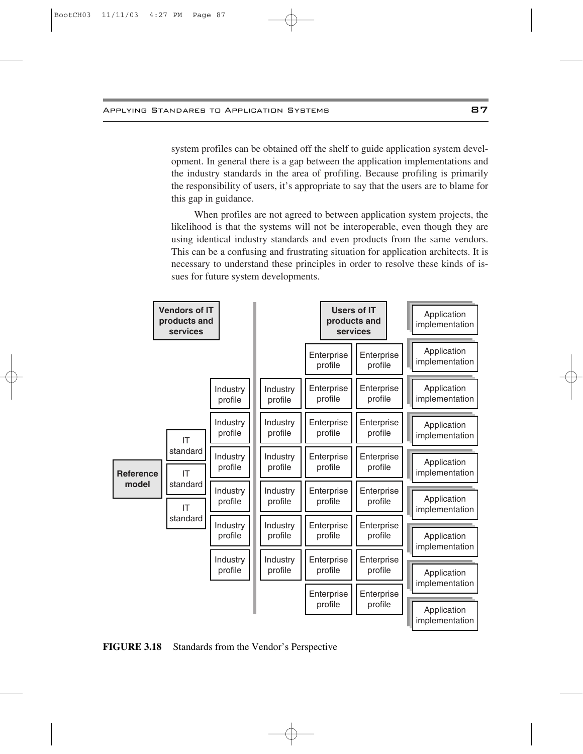system profiles can be obtained off the shelf to guide application system development. In general there is a gap between the application implementations and the industry standards in the area of profiling. Because profiling is primarily the responsibility of users, it's appropriate to say that the users are to blame for this gap in guidance.

When profiles are not agreed to between application system projects, the likelihood is that the systems will not be interoperable, even though they are using identical industry standards and even products from the same vendors. This can be a confusing and frustrating situation for application architects. It is necessary to understand these principles in order to resolve these kinds of issues for future system developments.

**FIGURE 3.18** Standards from the Vendor's Perspective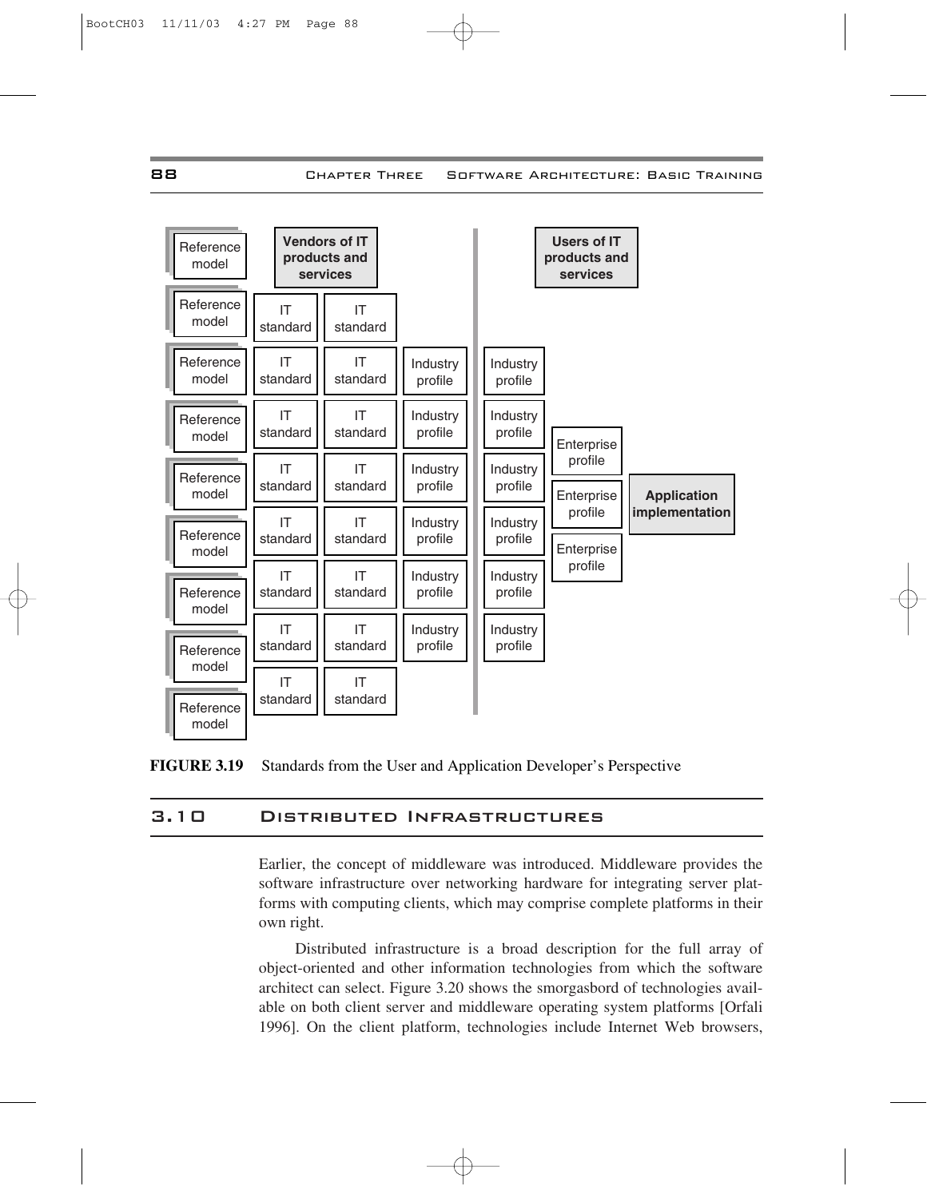FIGURE 3.19 Standards from the User and Application Developer's Perspective

## 3.10 Distributed Infrastructures

Earlier, the concept of middleware was introduced. Middleware provides the software infrastructure over networking hardware for integrating server platforms with computing clients, which may comprise complete platforms in their own right.

Distributed infrastructure is a broad description for the full array of object-oriented and other information technologies from which the software architect can select. Figure 3.20 shows the smorgasbord of technologies available on both client server and middleware operating system platforms [Orfali 1996]. On the client platform, technologies include Internet Web browsers,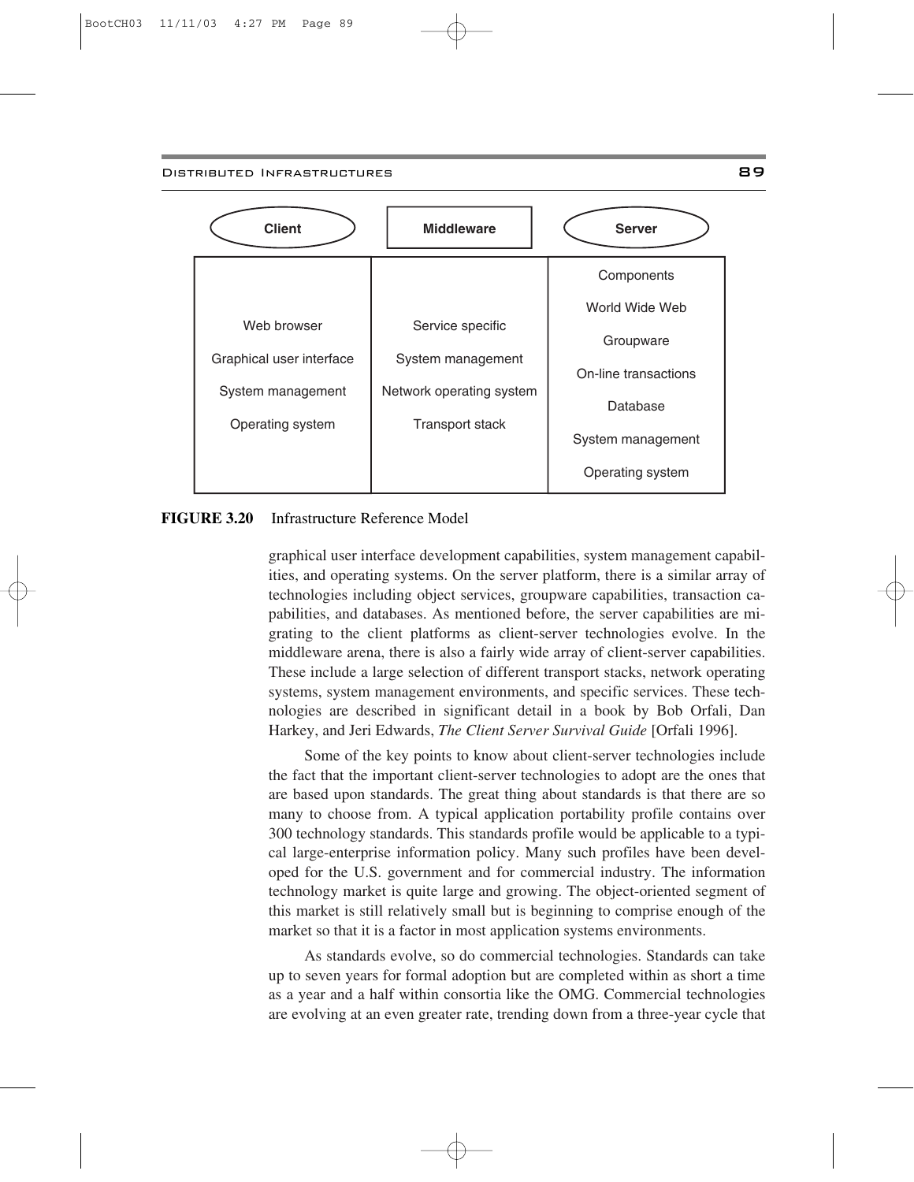| Client | Middleware | Server |
| --- | --- | --- |
| Web browser | Service specific | Components |
| Graphical user interface | System management | World Wide Web |
| System management | Network operating system | Groupware |
| Operating system | Transport stack | On-line transactions |
| | | Database |
| | | System management |
| | | Operating system |

**FIGURE 3.20** Infrastructure Reference Model

graphical user interface development capabilities, system management capabilities, and operating systems. On the server platform, there is a similar array of technologies including object services, groupware capabilities, transaction capabilities, and databases. As mentioned before, the server capabilities are migrating to the client platforms as client-server technologies evolve. In the middleware arena, there is also a fairly wide array of client-server capabilities. These include a large selection of different transport stacks, network operating systems, system management environments, and specific services. These technologies are described in significant detail in a book by Bob Orfali, Dan Harkey, and Jeri Edwards, *The Client Server Survival Guide* [Orfali 1996].

Some of the key points to know about client-server technologies include the fact that the important client-server technologies to adopt are the ones that are based upon standards. The great thing about standards is that there are so many to choose from. A typical application portability profile contains over 300 technology standards. This standards profile would be applicable to a typical large-enterprise information policy. Many such profiles have been developed for the U.S. government and for commercial industry. The information technology market is quite large and growing. The object-oriented segment of this market is still relatively small but is beginning to comprise enough of the market so that it is a factor in most application systems environments.

As standards evolve, so do commercial technologies. Standards can take up to seven years for formal adoption but are completed within as short a time as a year and a half within consortia like the OMG. Commercial technologies are evolving at an even greater rate, trending down from a three-year cycle that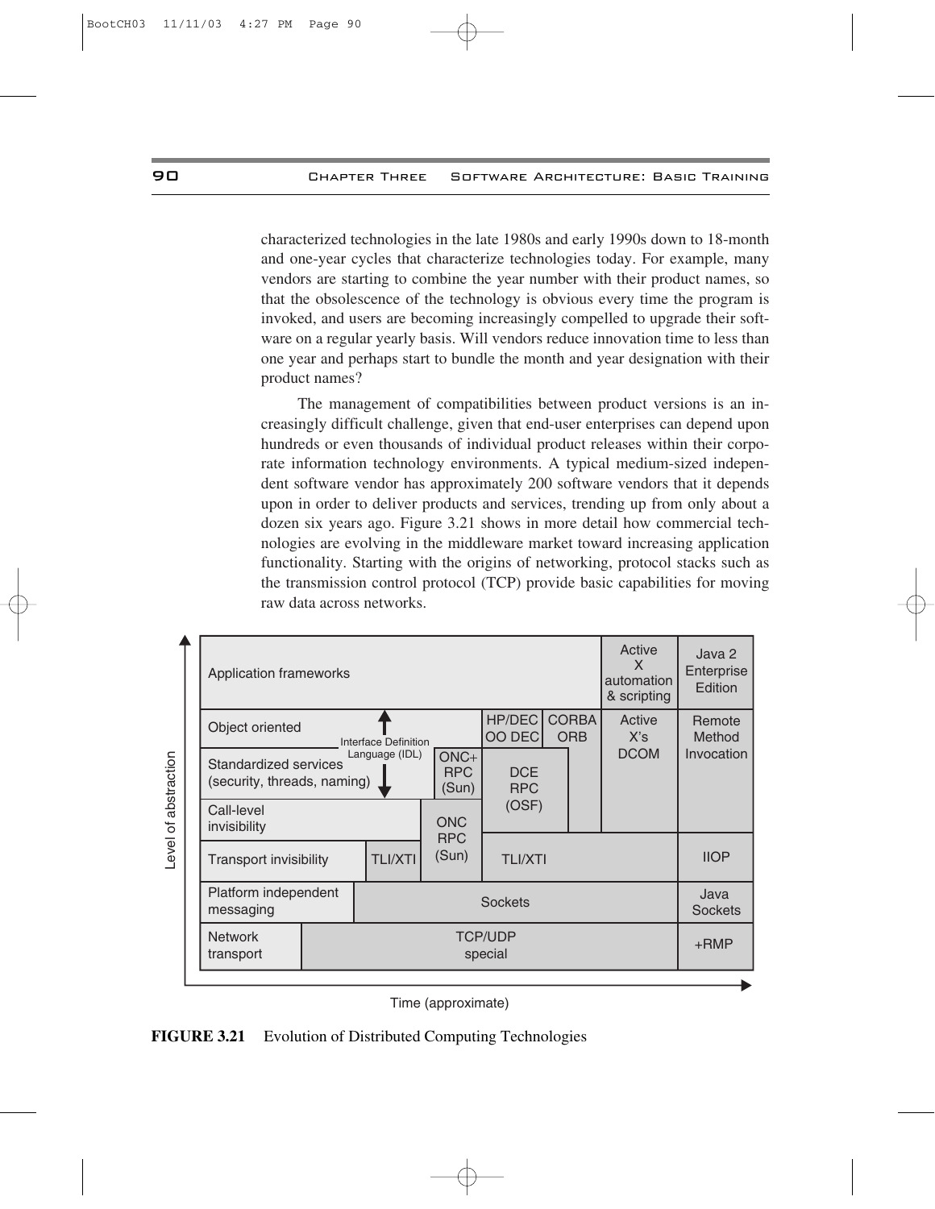characterized technologies in the late 1980s and early 1990s down to 18-month and one-year cycles that characterize technologies today. For example, many vendors are starting to combine the year number with their product names, so that the obsolescence of the technology is obvious every time the program is invoked, and users are becoming increasingly compelled to upgrade their software on a regular yearly basis. Will vendors reduce innovation time to less than one year and perhaps start to bundle the month and year designation with their product names?

The management of compatibilities between product versions is an increasingly difficult challenge, given that end-user enterprises can depend upon hundreds or even thousands of individual product releases within their corporate information technology environments. A typical medium-sized independent software vendor has approximately 200 software vendors that it depends upon in order to deliver products and services, trending up from only about a dozen six years ago. Figure 3.21 shows in more detail how commercial technologies are evolving in the middleware market toward increasing application functionality. Starting with the origins of networking, protocol stacks such as the transmission control protocol (TCP) provide basic capabilities for moving raw data across networks.

| Level of abstraction | | | | | |
|---|---|---|---|---|---|
| Application frameworks | | | | Active X automation & scripting | Java 2 Enterprise Edition |
| Object oriented ↑ Interface Definition Language (IDL) | | HP/DEC OO DEC | CORBA ORB | Active X's DCOM | Remote Method Invocation |
| Standardized services (security, threads, naming) ↓ | ONC+ RPC (Sun) | DCE RPC (OSF) | | | |
| Call-level invisibility | ONC RPC (Sun) | | | | |
| Transport invisibility | TLI/XTI | TLI/XTI | | | IIOP |
| Platform independent messaging | Sockets | | | | Java Sockets |
| Network transport | TCP/UDP special | | | | +RMP |

Time (approximate)

**FIGURE 3.21** Evolution of Distributed Computing Technologies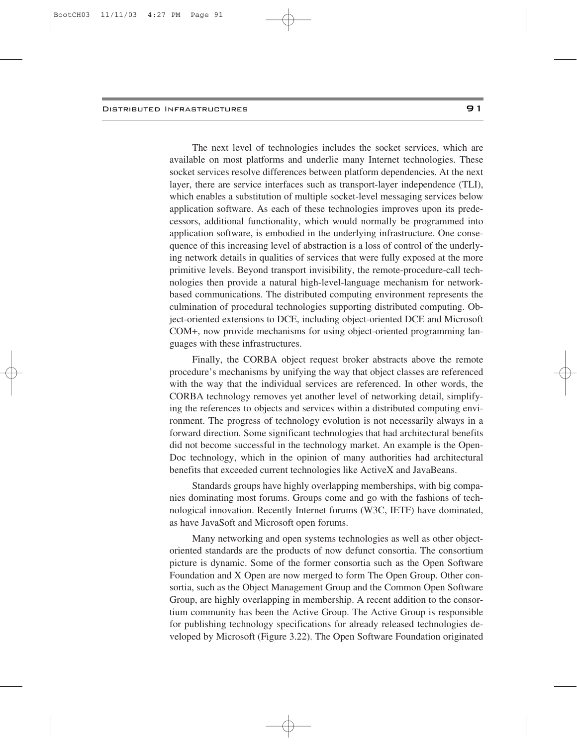The next level of technologies includes the socket services, which are available on most platforms and underlie many Internet technologies. These socket services resolve differences between platform dependencies. At the next layer, there are service interfaces such as transport-layer independence (TLI), which enables a substitution of multiple socket-level messaging services below application software. As each of these technologies improves upon its predecessors, additional functionality, which would normally be programmed into application software, is embodied in the underlying infrastructure. One consequence of this increasing level of abstraction is a loss of control of the underlying network details in qualities of services that were fully exposed at the more primitive levels. Beyond transport invisibility, the remote-procedure-call technologies then provide a natural high-level-language mechanism for network-based communications. The distributed computing environment represents the culmination of procedural technologies supporting distributed computing. Object-oriented extensions to DCE, including object-oriented DCE and Microsoft COM+, now provide mechanisms for using object-oriented programming languages with these infrastructures.

Finally, the CORBA object request broker abstracts above the remote procedure's mechanisms by unifying the way that object classes are referenced with the way that the individual services are referenced. In other words, the CORBA technology removes yet another level of networking detail, simplifying the references to objects and services within a distributed computing environment. The progress of technology evolution is not necessarily always in a forward direction. Some significant technologies that had architectural benefits did not become successful in the technology market. An example is the OpenDoc technology, which in the opinion of many authorities had architectural benefits that exceeded current technologies like ActiveX and JavaBeans.

Standards groups have highly overlapping memberships, with big companies dominating most forums. Groups come and go with the fashions of technological innovation. Recently Internet forums (W3C, IETF) have dominated, as have JavaSoft and Microsoft open forums.

Many networking and open systems technologies as well as other object-oriented standards are the products of now defunct consortia. The consortium picture is dynamic. Some of the former consortia such as the Open Software Foundation and X Open are now merged to form The Open Group. Other consortia, such as the Object Management Group and the Common Open Software Group, are highly overlapping in membership. A recent addition to the consortium community has been the Active Group. The Active Group is responsible for publishing technology specifications for already released technologies developed by Microsoft (Figure 3.22). The Open Software Foundation originated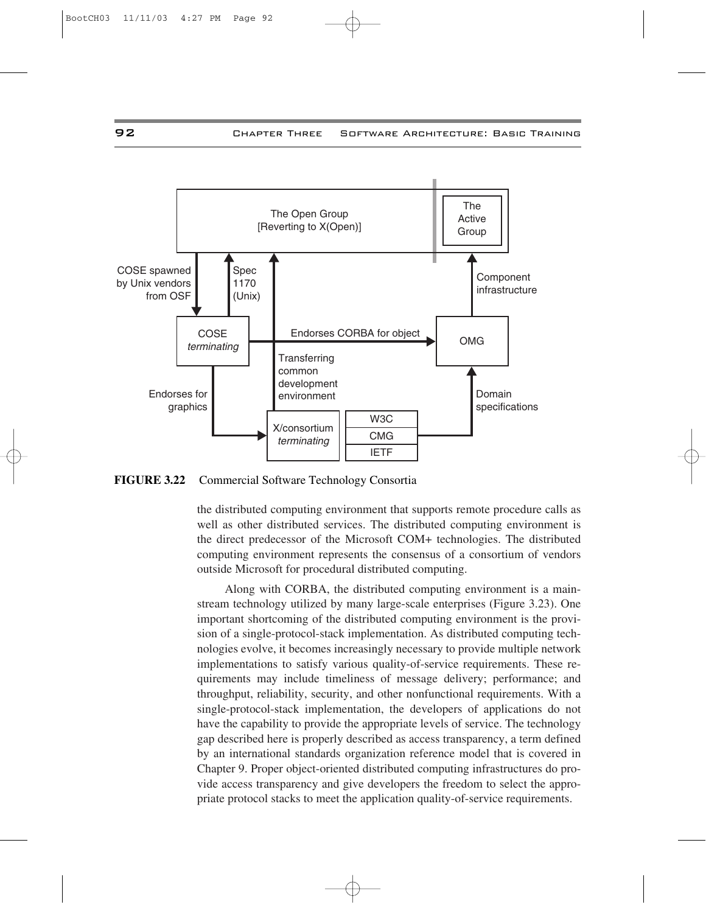**FIGURE 3.22** Commercial Software Technology Consortia

the distributed computing environment that supports remote procedure calls as well as other distributed services. The distributed computing environment is the direct predecessor of the Microsoft COM+ technologies. The distributed computing environment represents the consensus of a consortium of vendors outside Microsoft for procedural distributed computing.

Along with CORBA, the distributed computing environment is a mainstream technology utilized by many large-scale enterprises (Figure 3.23). One important shortcoming of the distributed computing environment is the provision of a single-protocol-stack implementation. As distributed computing technologies evolve, it becomes increasingly necessary to provide multiple network implementations to satisfy various quality-of-service requirements. These requirements may include timeliness of message delivery; performance; and throughput, reliability, security, and other nonfunctional requirements. With a single-protocol-stack implementation, the developers of applications do not have the capability to provide the appropriate levels of service. The technology gap described here is properly described as access transparency, a term defined by an international standards organization reference model that is covered in Chapter 9. Proper object-oriented distributed computing infrastructures do provide access transparency and give developers the freedom to select the appropriate protocol stacks to meet the application quality-of-service requirements.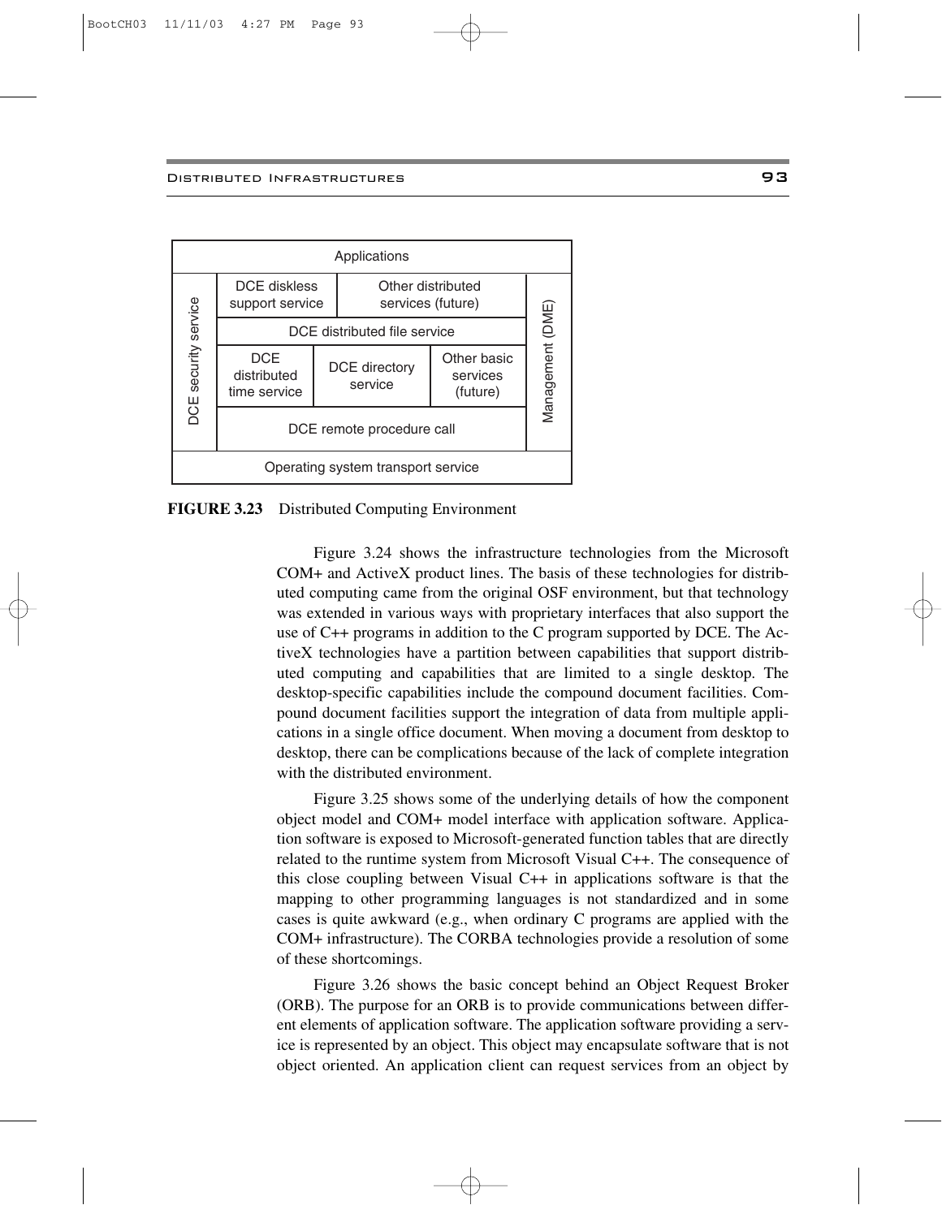| Applications | | | | |
|---|---|---|---|---|
| DCE security service | DCE diskless support service | Other distributed services (future) | | Management (DME) |
| | DCE distributed file service | | | |
| | DCE distributed time service | DCE directory service | Other basic services (future) | |
| | DCE remote procedure call | | | |
| Operating system transport service | | | | |

**FIGURE 3.23** Distributed Computing Environment

Figure 3.24 shows the infrastructure technologies from the Microsoft COM+ and ActiveX product lines. The basis of these technologies for distributed computing came from the original OSF environment, but that technology was extended in various ways with proprietary interfaces that also support the use of C++ programs in addition to the C program supported by DCE. The ActiveX technologies have a partition between capabilities that support distributed computing and capabilities that are limited to a single desktop. The desktop-specific capabilities include the compound document facilities. Compound document facilities support the integration of data from multiple applications in a single office document. When moving a document from desktop to desktop, there can be complications because of the lack of complete integration with the distributed environment.

Figure 3.25 shows some of the underlying details of how the component object model and COM+ model interface with application software. Application software is exposed to Microsoft-generated function tables that are directly related to the runtime system from Microsoft Visual C++. The consequence of this close coupling between Visual C++ in applications software is that the mapping to other programming languages is not standardized and in some cases is quite awkward (e.g., when ordinary C programs are applied with the COM+ infrastructure). The CORBA technologies provide a resolution of some of these shortcomings.

Figure 3.26 shows the basic concept behind an Object Request Broker (ORB). The purpose for an ORB is to provide communications between different elements of application software. The application software providing a service is represented by an object. This object may encapsulate software that is not object oriented. An application client can request services from an object by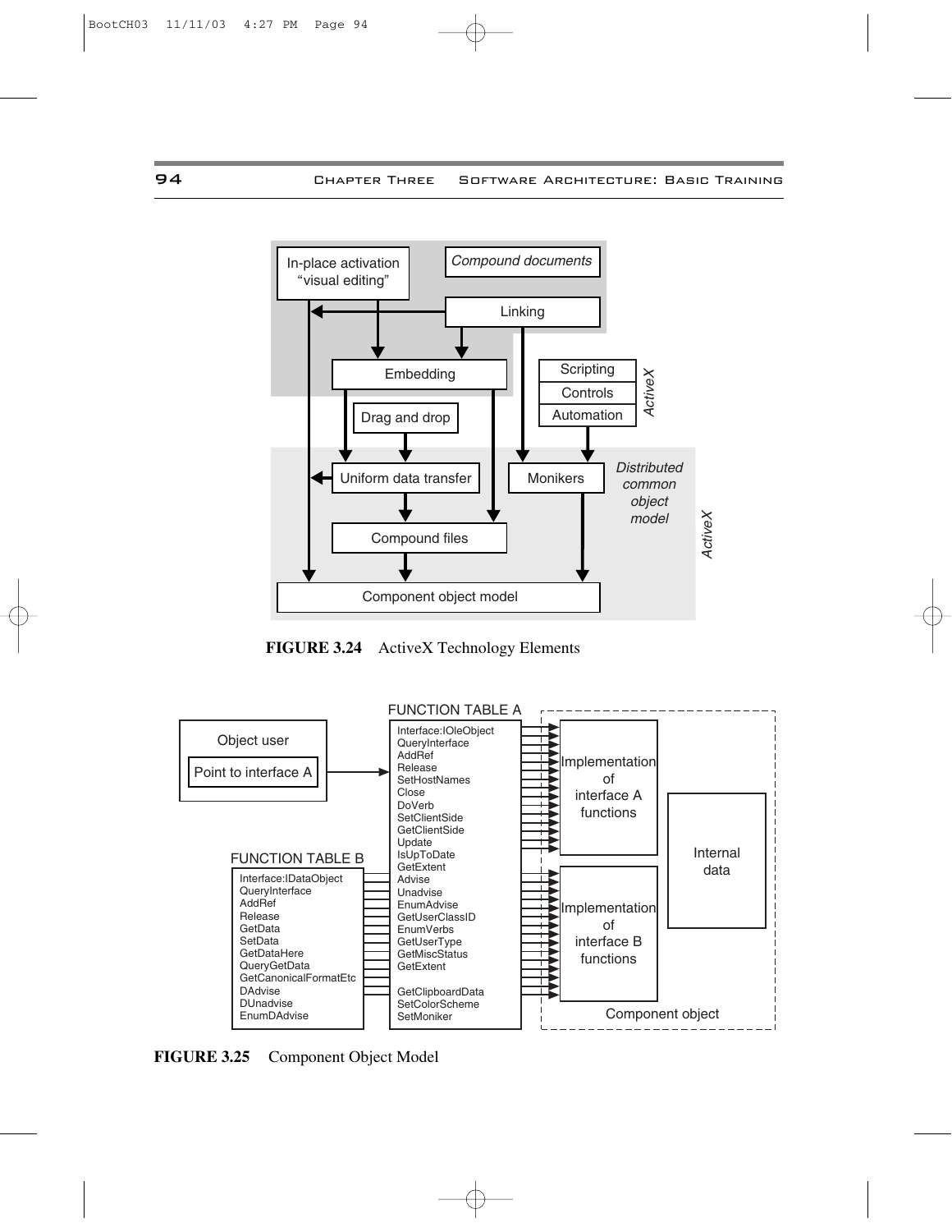In-place activation "visual editing"

*Compound documents*

Linking

Embedding

Scripting

Controls

Automation

*ActiveX*

Drag and drop

Uniform data transfer

Monikers

*Distributed common object model*

*ActiveX*

Compound files

Component object model

**FIGURE 3.24** ActiveX Technology Elements

Object user

Point to interface A

FUNCTION TABLE A

Interface:IOleObject
QueryInterface
AddRef
Release
SetHostNames
Close
DoVerb
SetClientSide
GetClientSide
Update
IsUpToDate
GetExtent
Advise
Unadvise
EnumAdvise
GetUserClassID
EnumVerbs
GetUserType
GetMiscStatus
GetExtent

GetClipboardData
SetColorScheme
SetMoniker

FUNCTION TABLE B

Interface:IDataObject
QueryInterface
AddRef
Release
GetData
SetData
GetDataHere
QueryGetData
GetCanonicalFormatEtc
DAdvise
DUnadvise
EnumDAdvise

Implementation of interface A functions

Implementation of interface B functions

Internal data

Component object

**FIGURE 3.25** Component Object Model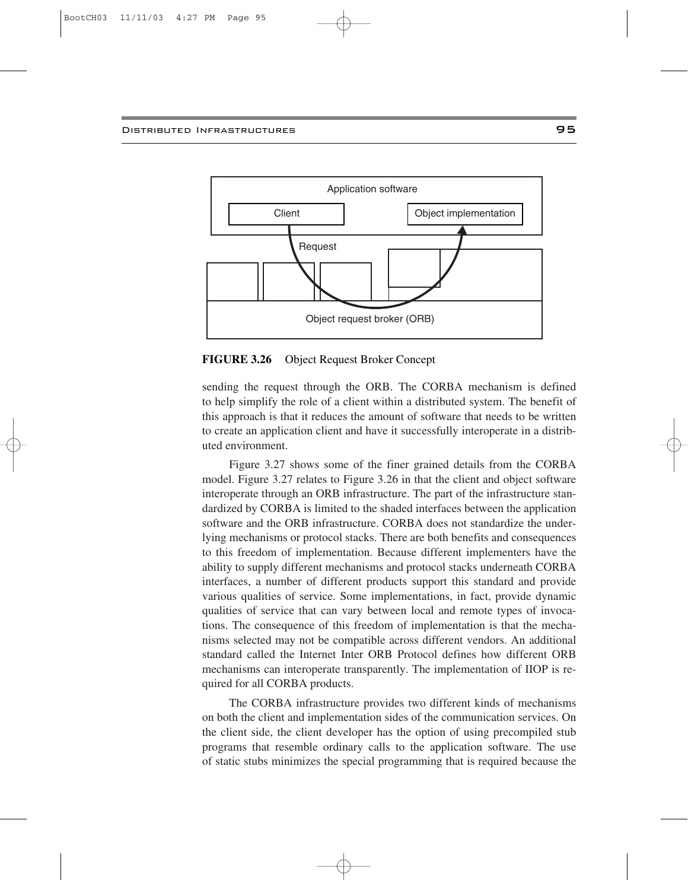Application software

Client

Object implementation

Request

Object request broker (ORB)

**FIGURE 3.26** Object Request Broker Concept

sending the request through the ORB. The CORBA mechanism is defined to help simplify the role of a client within a distributed system. The benefit of this approach is that it reduces the amount of software that needs to be written to create an application client and have it successfully interoperate in a distributed environment.

Figure 3.27 shows some of the finer grained details from the CORBA model. Figure 3.27 relates to Figure 3.26 in that the client and object software interoperate through an ORB infrastructure. The part of the infrastructure standardized by CORBA is limited to the shaded interfaces between the application software and the ORB infrastructure. CORBA does not standardize the underlying mechanisms or protocol stacks. There are both benefits and consequences to this freedom of implementation. Because different implementers have the ability to supply different mechanisms and protocol stacks underneath CORBA interfaces, a number of different products support this standard and provide various qualities of service. Some implementations, in fact, provide dynamic qualities of service that can vary between local and remote types of invocations. The consequence of this freedom of implementation is that the mechanisms selected may not be compatible across different vendors. An additional standard called the Internet Inter ORB Protocol defines how different ORB mechanisms can interoperate transparently. The implementation of IIOP is required for all CORBA products.

The CORBA infrastructure provides two different kinds of mechanisms on both the client and implementation sides of the communication services. On the client side, the client developer has the option of using precompiled stub programs that resemble ordinary calls to the application software. The use of static stubs minimizes the special programming that is required because the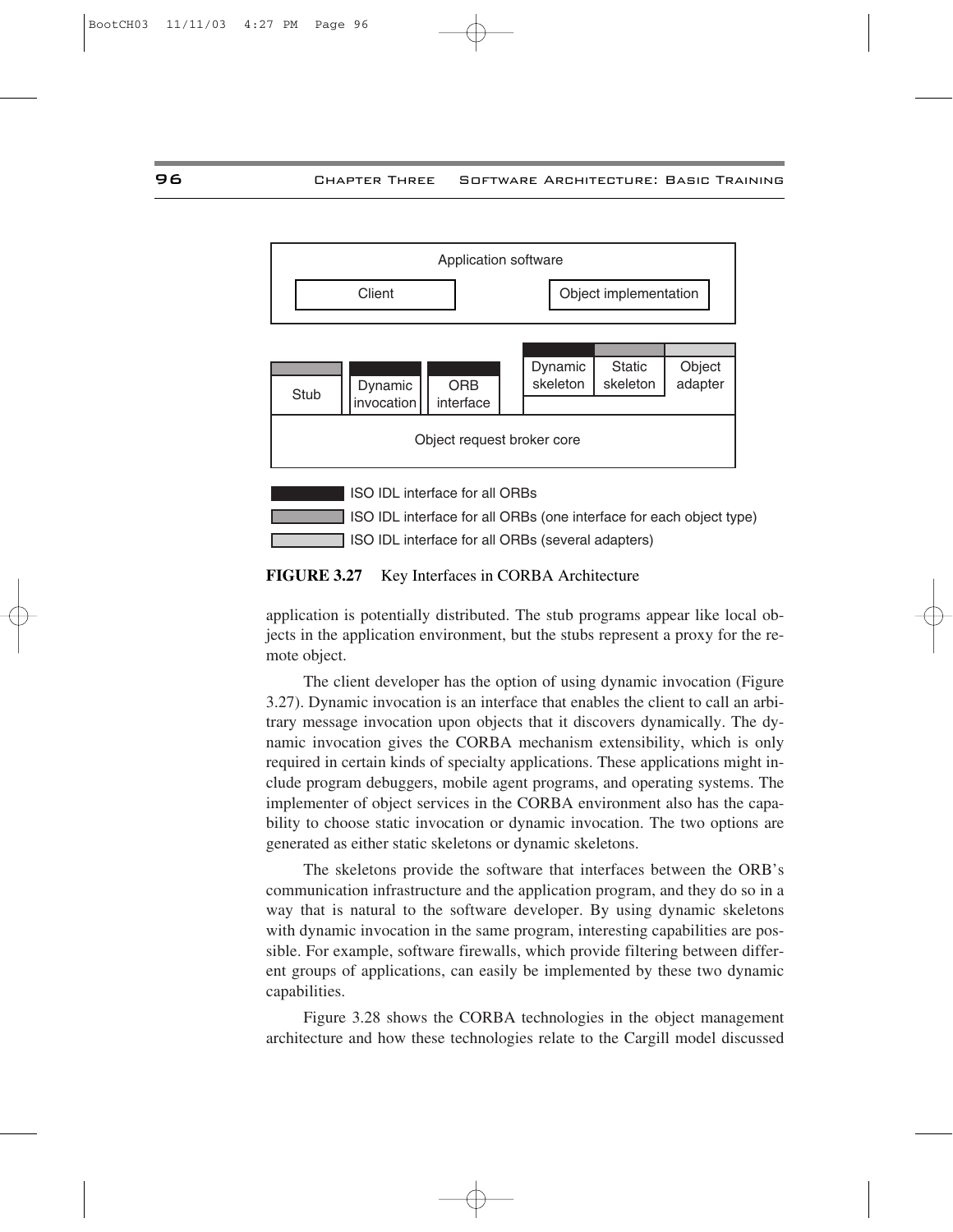Application software

Client | Object implementation

Stub | Dynamic invocation | ORB interface | Dynamic skeleton | Static skeleton | Object adapter

Object request broker core

ISO IDL interface for all ORBs

ISO IDL interface for all ORBs (one interface for each object type)

ISO IDL interface for all ORBs (several adapters)

**FIGURE 3.27** Key Interfaces in CORBA Architecture

application is potentially distributed. The stub programs appear like local objects in the application environment, but the stubs represent a proxy for the remote object.

The client developer has the option of using dynamic invocation (Figure 3.27). Dynamic invocation is an interface that enables the client to call an arbitrary message invocation upon objects that it discovers dynamically. The dynamic invocation gives the CORBA mechanism extensibility, which is only required in certain kinds of specialty applications. These applications might include program debuggers, mobile agent programs, and operating systems. The implementer of object services in the CORBA environment also has the capability to choose static invocation or dynamic invocation. The two options are generated as either static skeletons or dynamic skeletons.

The skeletons provide the software that interfaces between the ORB's communication infrastructure and the application program, and they do so in a way that is natural to the software developer. By using dynamic skeletons with dynamic invocation in the same program, interesting capabilities are possible. For example, software firewalls, which provide filtering between different groups of applications, can easily be implemented by these two dynamic capabilities.

Figure 3.28 shows the CORBA technologies in the object management architecture and how these technologies relate to the Cargill model discussed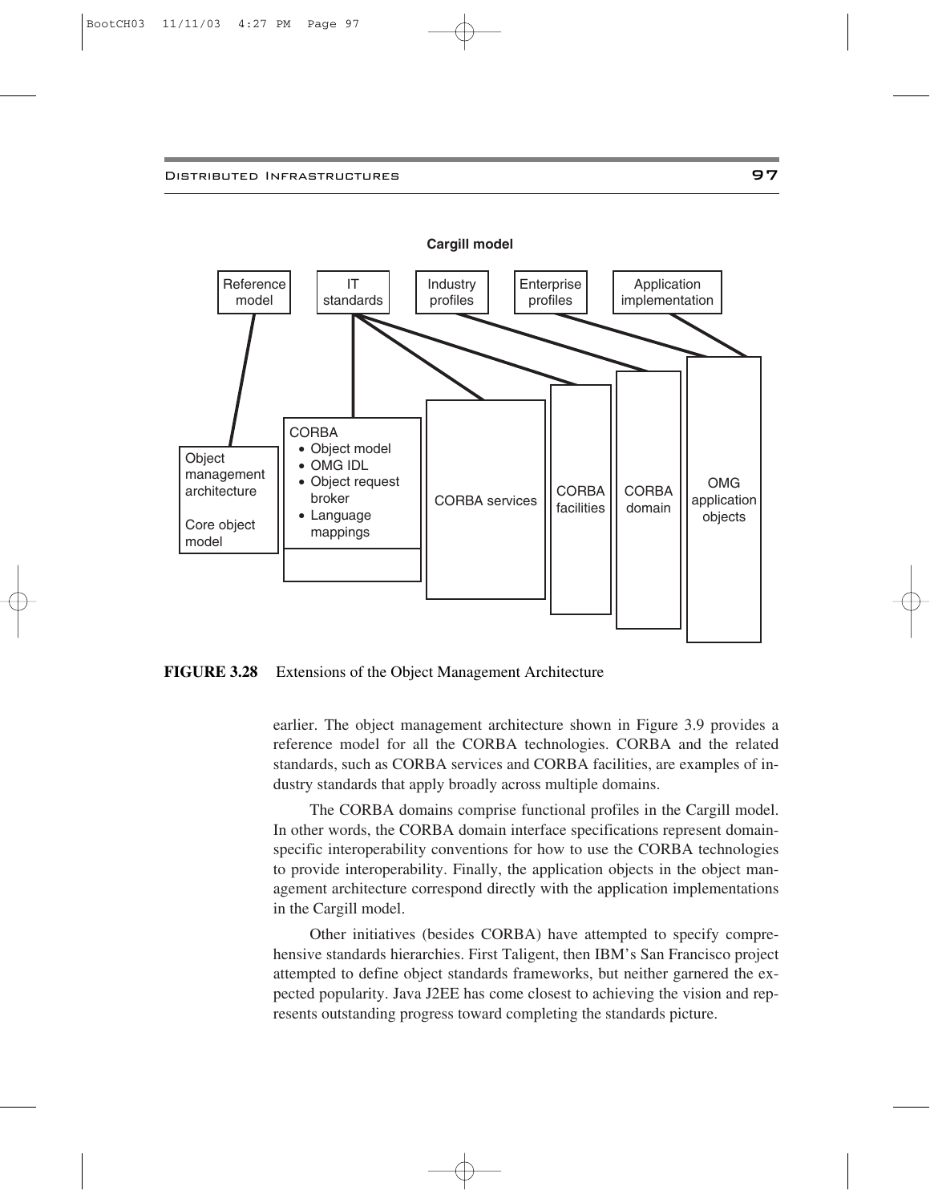**Cargill model**

| Reference model | IT standards | Industry profiles | Enterprise profiles | Application implementation |
|---|---|---|---|---|
| Object management architecture; Core object model | CORBA: Object model, OMG IDL, Object request broker, Language mappings; CORBA services; CORBA facilities; CORBA domain | CORBA domain | OMG application objects | OMG application objects |

**FIGURE 3.28** Extensions of the Object Management Architecture

earlier. The object management architecture shown in Figure 3.9 provides a reference model for all the CORBA technologies. CORBA and the related standards, such as CORBA services and CORBA facilities, are examples of industry standards that apply broadly across multiple domains.

The CORBA domains comprise functional profiles in the Cargill model. In other words, the CORBA domain interface specifications represent domain-specific interoperability conventions for how to use the CORBA technologies to provide interoperability. Finally, the application objects in the object management architecture correspond directly with the application implementations in the Cargill model.

Other initiatives (besides CORBA) have attempted to specify comprehensive standards hierarchies. First Taligent, then IBM's San Francisco project attempted to define object standards frameworks, but neither garnered the expected popularity. Java J2EE has come closest to achieving the vision and represents outstanding progress toward completing the standards picture.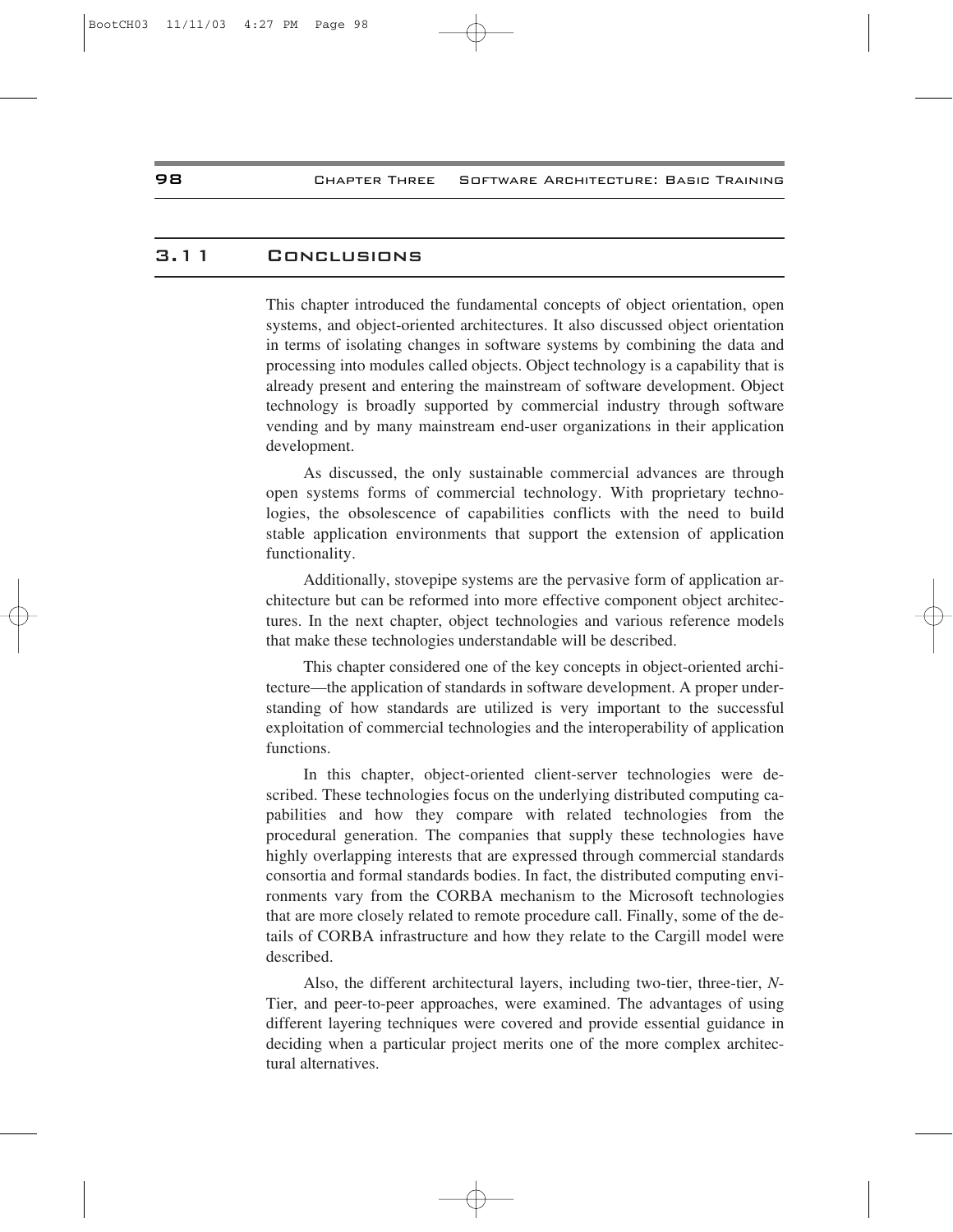## 3.11 Conclusions

This chapter introduced the fundamental concepts of object orientation, open systems, and object-oriented architectures. It also discussed object orientation in terms of isolating changes in software systems by combining the data and processing into modules called objects. Object technology is a capability that is already present and entering the mainstream of software development. Object technology is broadly supported by commercial industry through software vending and by many mainstream end-user organizations in their application development.

As discussed, the only sustainable commercial advances are through open systems forms of commercial technology. With proprietary technologies, the obsolescence of capabilities conflicts with the need to build stable application environments that support the extension of application functionality.

Additionally, stovepipe systems are the pervasive form of application architecture but can be reformed into more effective component object architectures. In the next chapter, object technologies and various reference models that make these technologies understandable will be described.

This chapter considered one of the key concepts in object-oriented architecture—the application of standards in software development. A proper understanding of how standards are utilized is very important to the successful exploitation of commercial technologies and the interoperability of application functions.

In this chapter, object-oriented client-server technologies were described. These technologies focus on the underlying distributed computing capabilities and how they compare with related technologies from the procedural generation. The companies that supply these technologies have highly overlapping interests that are expressed through commercial standards consortia and formal standards bodies. In fact, the distributed computing environments vary from the CORBA mechanism to the Microsoft technologies that are more closely related to remote procedure call. Finally, some of the details of CORBA infrastructure and how they relate to the Cargill model were described.

Also, the different architectural layers, including two-tier, three-tier, *N*-Tier, and peer-to-peer approaches, were examined. The advantages of using different layering techniques were covered and provide essential guidance in deciding when a particular project merits one of the more complex architectural alternatives.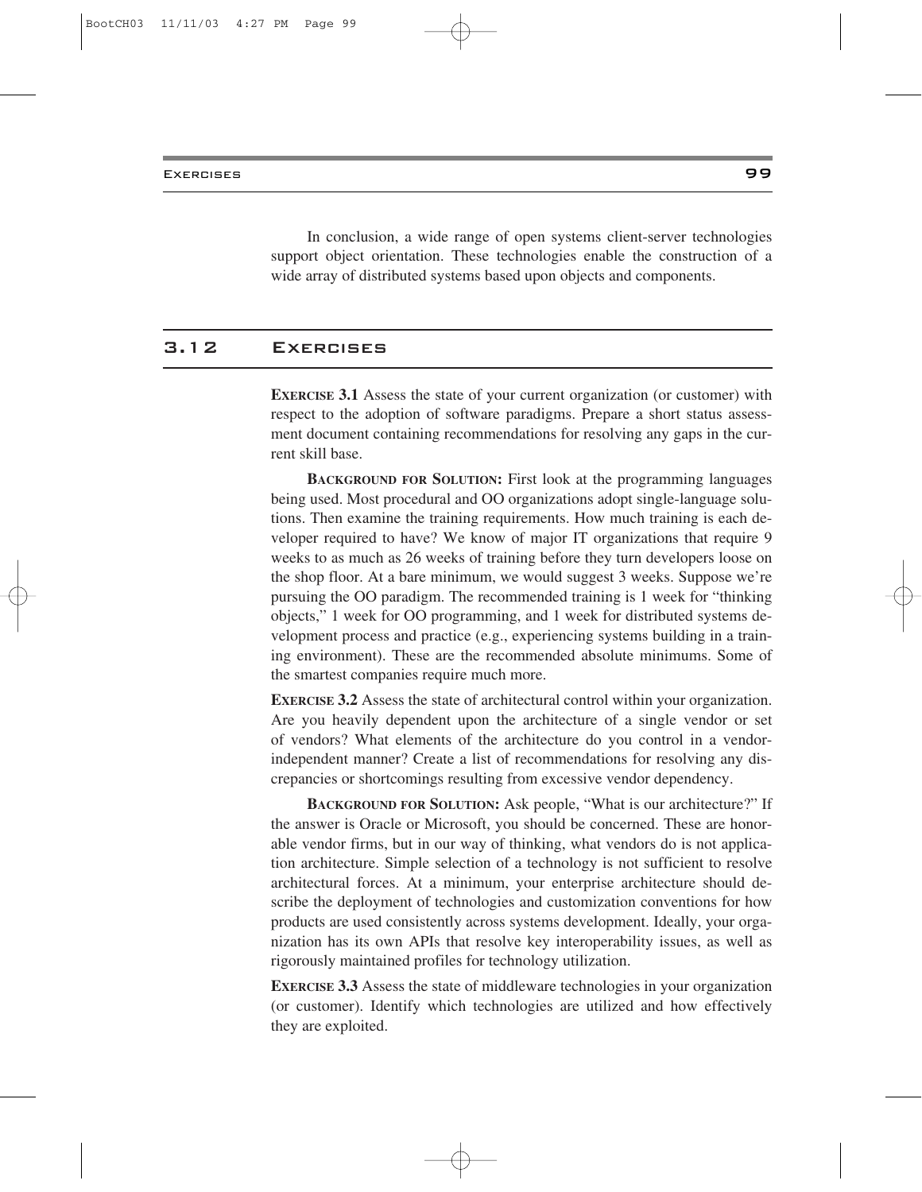In conclusion, a wide range of open systems client-server technologies support object orientation. These technologies enable the construction of a wide array of distributed systems based upon objects and components.

## 3.12 Exercises

**Exercise 3.1** Assess the state of your current organization (or customer) with respect to the adoption of software paradigms. Prepare a short status assessment document containing recommendations for resolving any gaps in the current skill base.

**Background for Solution:** First look at the programming languages being used. Most procedural and OO organizations adopt single-language solutions. Then examine the training requirements. How much training is each developer required to have? We know of major IT organizations that require 9 weeks to as much as 26 weeks of training before they turn developers loose on the shop floor. At a bare minimum, we would suggest 3 weeks. Suppose we're pursuing the OO paradigm. The recommended training is 1 week for "thinking objects," 1 week for OO programming, and 1 week for distributed systems development process and practice (e.g., experiencing systems building in a training environment). These are the recommended absolute minimums. Some of the smartest companies require much more.

**Exercise 3.2** Assess the state of architectural control within your organization. Are you heavily dependent upon the architecture of a single vendor or set of vendors? What elements of the architecture do you control in a vendor-independent manner? Create a list of recommendations for resolving any discrepancies or shortcomings resulting from excessive vendor dependency.

**Background for Solution:** Ask people, "What is our architecture?" If the answer is Oracle or Microsoft, you should be concerned. These are honorable vendor firms, but in our way of thinking, what vendors do is not application architecture. Simple selection of a technology is not sufficient to resolve architectural forces. At a minimum, your enterprise architecture should describe the deployment of technologies and customization conventions for how products are used consistently across systems development. Ideally, your organization has its own APIs that resolve key interoperability issues, as well as rigorously maintained profiles for technology utilization.

**Exercise 3.3** Assess the state of middleware technologies in your organization (or customer). Identify which technologies are utilized and how effectively they are exploited.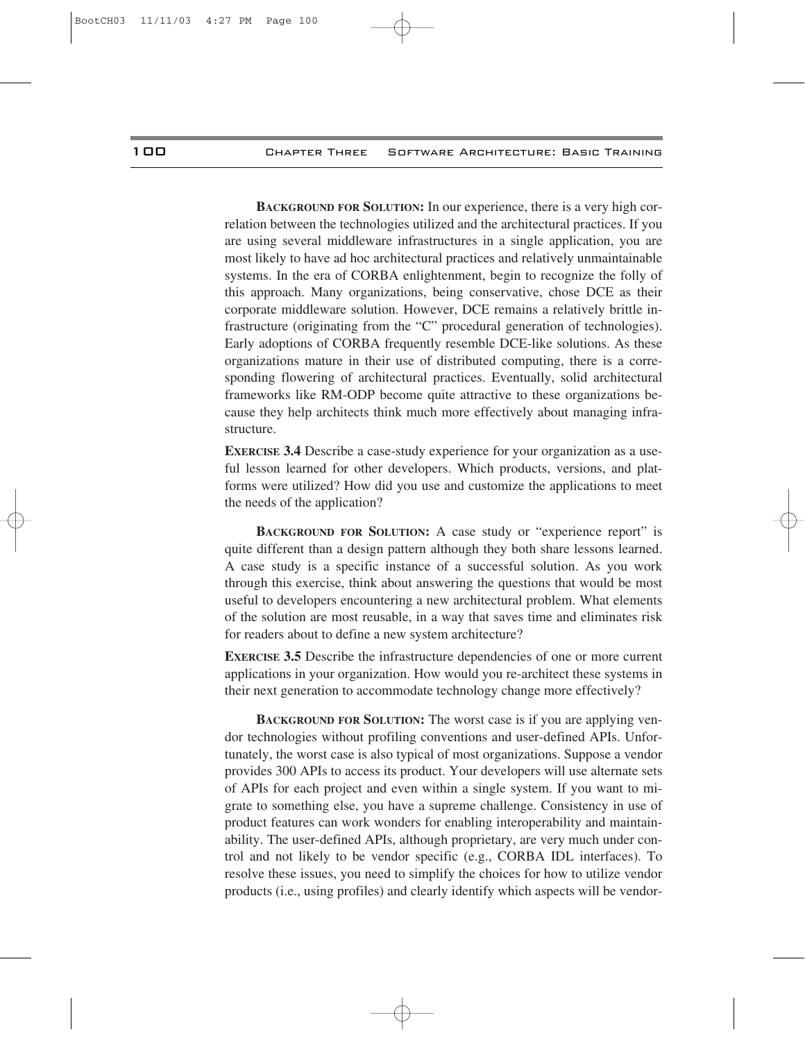**Background for Solution:** In our experience, there is a very high correlation between the technologies utilized and the architectural practices. If you are using several middleware infrastructures in a single application, you are most likely to have ad hoc architectural practices and relatively unmaintainable systems. In the era of CORBA enlightenment, begin to recognize the folly of this approach. Many organizations, being conservative, chose DCE as their corporate middleware solution. However, DCE remains a relatively brittle infrastructure (originating from the "C" procedural generation of technologies). Early adoptions of CORBA frequently resemble DCE-like solutions. As these organizations mature in their use of distributed computing, there is a corresponding flowering of architectural practices. Eventually, solid architectural frameworks like RM-ODP become quite attractive to these organizations because they help architects think much more effectively about managing infrastructure.

**Exercise 3.4** Describe a case-study experience for your organization as a useful lesson learned for other developers. Which products, versions, and platforms were utilized? How did you use and customize the applications to meet the needs of the application?

**Background for Solution:** A case study or "experience report" is quite different than a design pattern although they both share lessons learned. A case study is a specific instance of a successful solution. As you work through this exercise, think about answering the questions that would be most useful to developers encountering a new architectural problem. What elements of the solution are most reusable, in a way that saves time and eliminates risk for readers about to define a new system architecture?

**Exercise 3.5** Describe the infrastructure dependencies of one or more current applications in your organization. How would you re-architect these systems in their next generation to accommodate technology change more effectively?

**Background for Solution:** The worst case is if you are applying vendor technologies without profiling conventions and user-defined APIs. Unfortunately, the worst case is also typical of most organizations. Suppose a vendor provides 300 APIs to access its product. Your developers will use alternate sets of APIs for each project and even within a single system. If you want to migrate to something else, you have a supreme challenge. Consistency in use of product features can work wonders for enabling interoperability and maintainability. The user-defined APIs, although proprietary, are very much under control and not likely to be vendor specific (e.g., CORBA IDL interfaces). To resolve these issues, you need to simplify the choices for how to utilize vendor products (i.e., using profiles) and clearly identify which aspects will be vendor-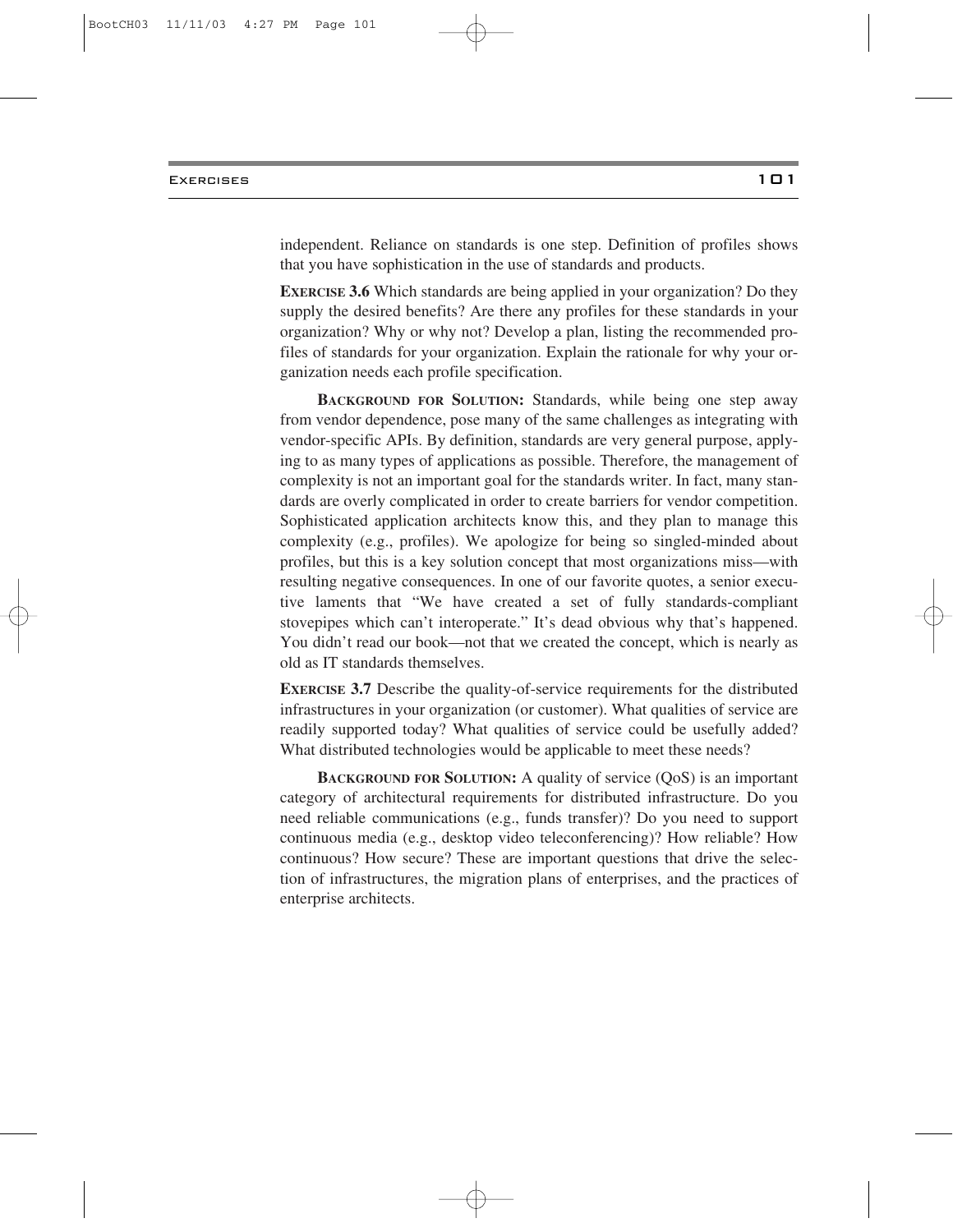independent. Reliance on standards is one step. Definition of profiles shows that you have sophistication in the use of standards and products.

**EXERCISE 3.6** Which standards are being applied in your organization? Do they supply the desired benefits? Are there any profiles for these standards in your organization? Why or why not? Develop a plan, listing the recommended profiles of standards for your organization. Explain the rationale for why your organization needs each profile specification.

**BACKGROUND FOR SOLUTION:** Standards, while being one step away from vendor dependence, pose many of the same challenges as integrating with vendor-specific APIs. By definition, standards are very general purpose, applying to as many types of applications as possible. Therefore, the management of complexity is not an important goal for the standards writer. In fact, many standards are overly complicated in order to create barriers for vendor competition. Sophisticated application architects know this, and they plan to manage this complexity (e.g., profiles). We apologize for being so singled-minded about profiles, but this is a key solution concept that most organizations miss—with resulting negative consequences. In one of our favorite quotes, a senior executive laments that "We have created a set of fully standards-compliant stovepipes which can't interoperate." It's dead obvious why that's happened. You didn't read our book—not that we created the concept, which is nearly as old as IT standards themselves.

**EXERCISE 3.7** Describe the quality-of-service requirements for the distributed infrastructures in your organization (or customer). What qualities of service are readily supported today? What qualities of service could be usefully added? What distributed technologies would be applicable to meet these needs?

**BACKGROUND FOR SOLUTION:** A quality of service (QoS) is an important category of architectural requirements for distributed infrastructure. Do you need reliable communications (e.g., funds transfer)? Do you need to support continuous media (e.g., desktop video teleconferencing)? How reliable? How continuous? How secure? These are important questions that drive the selection of infrastructures, the migration plans of enterprises, and the practices of enterprise architects.